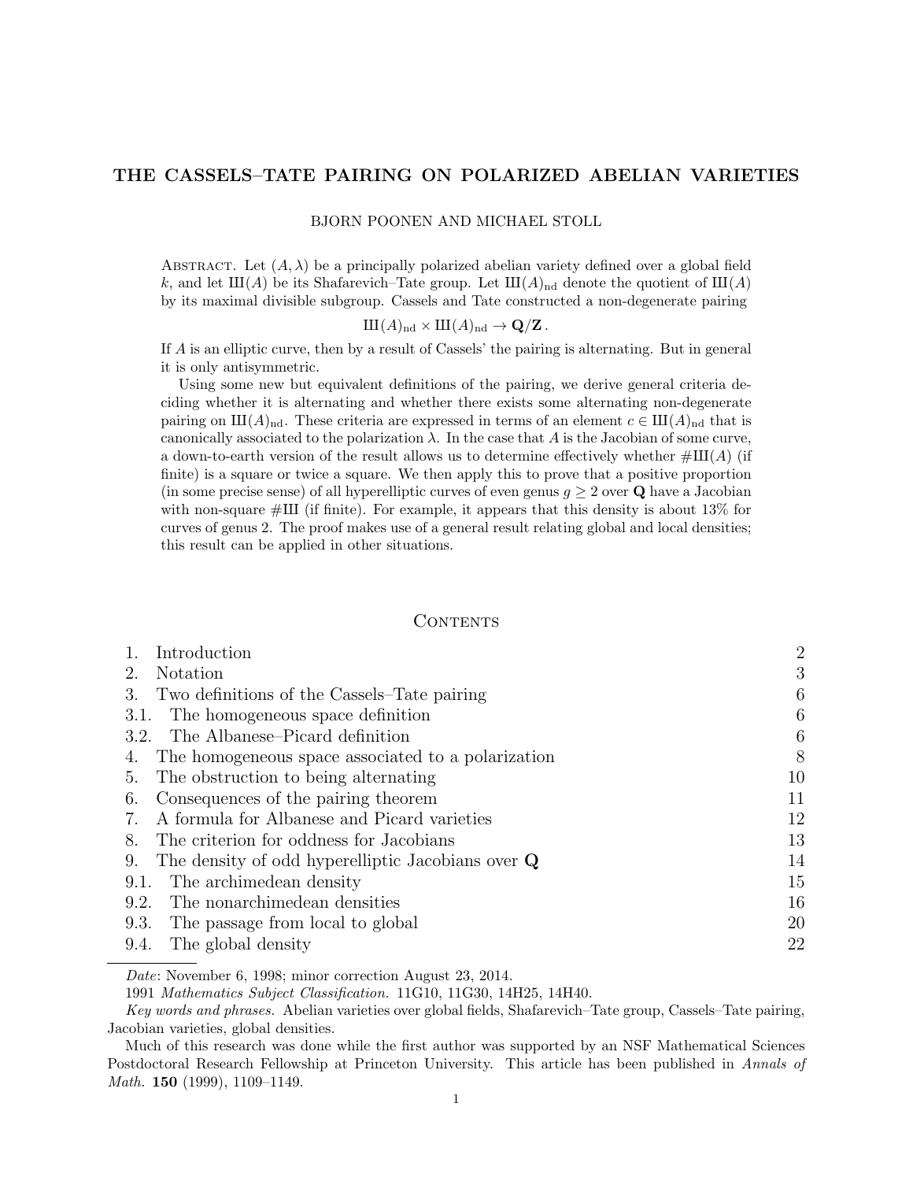# THE CASSELS–TATE PAIRING ON POLARIZED ABELIAN VARIETIES

BJORN POONEN AND MICHAEL STOLL

Abstract. Let $(A, \lambda)$ be a principally polarized abelian variety defined over a global field $k$, and let $\text{Ш}(A)$ be its Shafarevich–Tate group. Let $\text{Ш}(A)_{\mathrm{nd}}$ denote the quotient of $\text{Ш}(A)$ by its maximal divisible subgroup. Cassels and Tate constructed a non-degenerate pairing

$$\text{Ш}(A)_{\mathrm{nd}} \times \text{Ш}(A)_{\mathrm{nd}} \to \mathbf{Q}/\mathbf{Z}\,.$$

If $A$ is an elliptic curve, then by a result of Cassels' the pairing is alternating. But in general it is only antisymmetric.

Using some new but equivalent definitions of the pairing, we derive general criteria deciding whether it is alternating and whether there exists some alternating non-degenerate pairing on $\text{Ш}(A)_{\mathrm{nd}}$. These criteria are expressed in terms of an element $c \in \text{Ш}(A)_{\mathrm{nd}}$ that is canonically associated to the polarization $\lambda$. In the case that $A$ is the Jacobian of some curve, a down-to-earth version of the result allows us to determine effectively whether $\#\text{Ш}(A)$ (if finite) is a square or twice a square. We then apply this to prove that a positive proportion (in some precise sense) of all hyperelliptic curves of even genus $g \geq 2$ over $\mathbf{Q}$ have a Jacobian with non-square $\#\text{Ш}$ (if finite). For example, it appears that this density is about 13% for curves of genus 2. The proof makes use of a general result relating global and local densities; this result can be applied in other situations.

## Contents

| | | |
|---|---|---|
| 1. | Introduction | 2 |
| 2. | Notation | 3 |
| 3. | Two definitions of the Cassels–Tate pairing | 6 |
| 3.1. | The homogeneous space definition | 6 |
| 3.2. | The Albanese–Picard definition | 6 |
| 4. | The homogeneous space associated to a polarization | 8 |
| 5. | The obstruction to being alternating | 10 |
| 6. | Consequences of the pairing theorem | 11 |
| 7. | A formula for Albanese and Picard varieties | 12 |
| 8. | The criterion for oddness for Jacobians | 13 |
| 9. | The density of odd hyperelliptic Jacobians over $\mathbf{Q}$ | 14 |
| 9.1. | The archimedean density | 15 |
| 9.2. | The nonarchimedean densities | 16 |
| 9.3. | The passage from local to global | 20 |
| 9.4. | The global density | 22 |

*Date*: November 6, 1998; minor correction August 23, 2014.

1991 *Mathematics Subject Classification.* 11G10, 11G30, 14H25, 14H40.

*Key words and phrases.* Abelian varieties over global fields, Shafarevich–Tate group, Cassels–Tate pairing, Jacobian varieties, global densities.

Much of this research was done while the first author was supported by an NSF Mathematical Sciences Postdoctoral Research Fellowship at Princeton University. This article has been published in *Annals of Math.* **150** (1999), 1109–1149.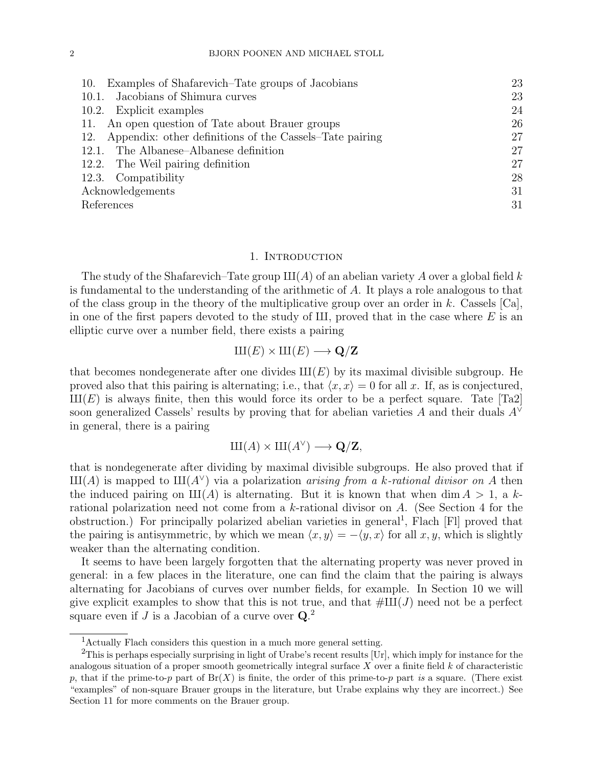10. Examples of Shafarevich–Tate groups of Jacobians 23
10.1. Jacobians of Shimura curves 23
10.2. Explicit examples 24
11. An open question of Tate about Brauer groups 26
12. Appendix: other definitions of the Cassels–Tate pairing 27
12.1. The Albanese–Albanese definition 27
12.2. The Weil pairing definition 27
12.3. Compatibility 28
Acknowledgements 31
References 31

## 1. Introduction

The study of the Shafarevich–Tate group $Ш(A)$ of an abelian variety $A$ over a global field $k$ is fundamental to the understanding of the arithmetic of $A$. It plays a role analogous to that of the class group in the theory of the multiplicative group over an order in $k$. Cassels [Ca], in one of the first papers devoted to the study of $Ш$, proved that in the case where $E$ is an elliptic curve over a number field, there exists a pairing

$$Ш(E) \times Ш(E) \longrightarrow \mathbf{Q}/\mathbf{Z}$$

that becomes nondegenerate after one divides $Ш(E)$ by its maximal divisible subgroup. He proved also that this pairing is alternating; i.e., that $\langle x, x\rangle = 0$ for all $x$. If, as is conjectured, $Ш(E)$ is always finite, then this would force its order to be a perfect square. Tate [Ta2] soon generalized Cassels' results by proving that for abelian varieties $A$ and their duals $A^\vee$ in general, there is a pairing

$$Ш(A) \times Ш(A^\vee) \longrightarrow \mathbf{Q}/\mathbf{Z},$$

that is nondegenerate after dividing by maximal divisible subgroups. He also proved that if $Ш(A)$ is mapped to $Ш(A^\vee)$ via a polarization *arising from a $k$-rational divisor on $A$* then the induced pairing on $Ш(A)$ is alternating. But it is known that when $\dim A > 1$, a $k$-rational polarization need not come from a $k$-rational divisor on $A$. (See Section 4 for the obstruction.) For principally polarized abelian varieties in general[1], Flach [Fl] proved that the pairing is antisymmetric, by which we mean $\langle x, y\rangle = -\langle y, x\rangle$ for all $x, y$, which is slightly weaker than the alternating condition.

It seems to have been largely forgotten that the alternating property was never proved in general: in a few places in the literature, one can find the claim that the pairing is always alternating for Jacobians of curves over number fields, for example. In Section 10 we will give explicit examples to show that this is not true, and that $\#Ш(J)$ need not be a perfect square even if $J$ is a Jacobian of a curve over $\mathbf{Q}$.[2]

---

[1] Actually Flach considers this question in a much more general setting.

[2] This is perhaps especially surprising in light of Urabe's recent results [Ur], which imply for instance for the analogous situation of a proper smooth geometrically integral surface $X$ over a finite field $k$ of characteristic $p$, that if the prime-to-$p$ part of $\mathrm{Br}(X)$ is finite, the order of this prime-to-$p$ part *is* a square. (There exist "examples" of non-square Brauer groups in the literature, but Urabe explains why they are incorrect.) See Section 11 for more comments on the Brauer group.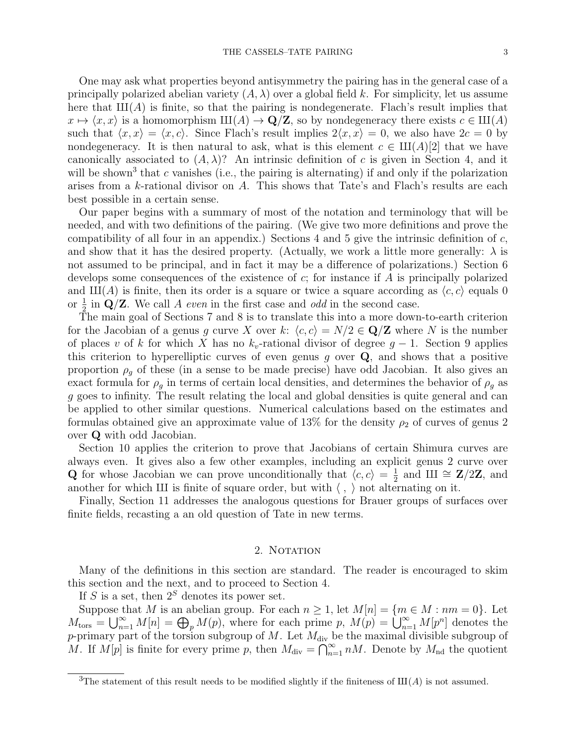One may ask what properties beyond antisymmetry the pairing has in the general case of a principally polarized abelian variety $(A, \lambda)$ over a global field $k$. For simplicity, let us assume here that $\text{Ш}(A)$ is finite, so that the pairing is nondegenerate. Flach's result implies that $x \mapsto \langle x, x \rangle$ is a homomorphism $\text{Ш}(A) \to \mathbf{Q}/\mathbf{Z}$, so by nondegeneracy there exists $c \in \text{Ш}(A)$ such that $\langle x, x \rangle = \langle x, c \rangle$. Since Flach's result implies $2\langle x, x \rangle = 0$, we also have $2c = 0$ by nondegeneracy. It is then natural to ask, what is this element $c \in \text{Ш}(A)[2]$ that we have canonically associated to $(A, \lambda)$? An intrinsic definition of $c$ is given in Section 4, and it will be shown[3] that $c$ vanishes (i.e., the pairing is alternating) if and only if the polarization arises from a $k$-rational divisor on $A$. This shows that Tate's and Flach's results are each best possible in a certain sense.

Our paper begins with a summary of most of the notation and terminology that will be needed, and with two definitions of the pairing. (We give two more definitions and prove the compatibility of all four in an appendix.) Sections 4 and 5 give the intrinsic definition of $c$, and show that it has the desired property. (Actually, we work a little more generally: $\lambda$ is not assumed to be principal, and in fact it may be a difference of polarizations.) Section 6 develops some consequences of the existence of $c$; for instance if $A$ is principally polarized and $\text{Ш}(A)$ is finite, then its order is a square or twice a square according as $\langle c, c \rangle$ equals 0 or $\frac{1}{2}$ in $\mathbf{Q}/\mathbf{Z}$. We call $A$ *even* in the first case and *odd* in the second case.

The main goal of Sections 7 and 8 is to translate this into a more down-to-earth criterion for the Jacobian of a genus $g$ curve $X$ over $k$: $\langle c, c \rangle = N/2 \in \mathbf{Q}/\mathbf{Z}$ where $N$ is the number of places $v$ of $k$ for which $X$ has no $k_v$-rational divisor of degree $g-1$. Section 9 applies this criterion to hyperelliptic curves of even genus $g$ over $\mathbf{Q}$, and shows that a positive proportion $\rho_g$ of these (in a sense to be made precise) have odd Jacobian. It also gives an exact formula for $\rho_g$ in terms of certain local densities, and determines the behavior of $\rho_g$ as $g$ goes to infinity. The result relating the local and global densities is quite general and can be applied to other similar questions. Numerical calculations based on the estimates and formulas obtained give an approximate value of 13% for the density $\rho_2$ of curves of genus 2 over $\mathbf{Q}$ with odd Jacobian.

Section 10 applies the criterion to prove that Jacobians of certain Shimura curves are always even. It gives also a few other examples, including an explicit genus 2 curve over $\mathbf{Q}$ for whose Jacobian we can prove unconditionally that $\langle c, c \rangle = \frac{1}{2}$ and $\text{Ш} \cong \mathbf{Z}/2\mathbf{Z}$, and another for which Ш is finite of square order, but with $\langle \, , \, \rangle$ not alternating on it.

Finally, Section 11 addresses the analogous questions for Brauer groups of surfaces over finite fields, recasting a an old question of Tate in new terms.

## 2. Notation

Many of the definitions in this section are standard. The reader is encouraged to skim this section and the next, and to proceed to Section 4.

If $S$ is a set, then $2^S$ denotes its power set.

Suppose that $M$ is an abelian group. For each $n \geq 1$, let $M[n] = \{m \in M : nm = 0\}$. Let $M_{\text{tors}} = \bigcup_{n=1}^{\infty} M[n] = \bigoplus_p M(p)$, where for each prime $p$, $M(p) = \bigcup_{n=1}^{\infty} M[p^n]$ denotes the $p$-primary part of the torsion subgroup of $M$. Let $M_{\text{div}}$ be the maximal divisible subgroup of $M$. If $M[p]$ is finite for every prime $p$, then $M_{\text{div}} = \bigcap_{n=1}^{\infty} nM$. Denote by $M_{\text{nd}}$ the quotient

[3] The statement of this result needs to be modified slightly if the finiteness of $\text{Ш}(A)$ is not assumed.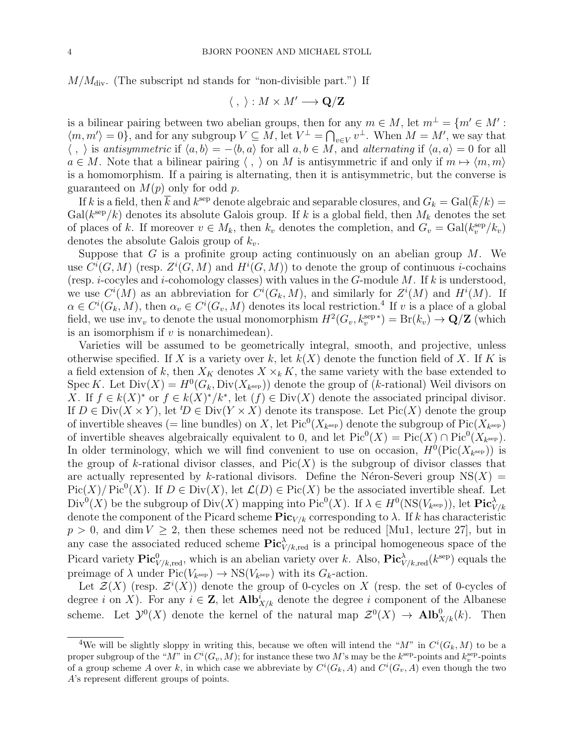$M/M_{\mathrm{div}}$. (The subscript nd stands for "non-divisible part.") If

$$\langle\ ,\ \rangle : M \times M' \longrightarrow \mathbf{Q}/\mathbf{Z}$$

is a bilinear pairing between two abelian groups, then for any $m \in M$, let $m^\perp = \{m' \in M' : \langle m, m' \rangle = 0\}$, and for any subgroup $V \subseteq M$, let $V^\perp = \bigcap_{v \in V} v^\perp$. When $M = M'$, we say that $\langle\ ,\ \rangle$ is *antisymmetric* if $\langle a, b \rangle = -\langle b, a \rangle$ for all $a, b \in M$, and *alternating* if $\langle a, a \rangle = 0$ for all $a \in M$. Note that a bilinear pairing $\langle\ ,\ \rangle$ on $M$ is antisymmetric if and only if $m \mapsto \langle m, m \rangle$ is a homomorphism. If a pairing is alternating, then it is antisymmetric, but the converse is guaranteed on $M(p)$ only for odd $p$.

If $k$ is a field, then $\overline{k}$ and $k^{\mathrm{sep}}$ denote algebraic and separable closures, and $G_k = \mathrm{Gal}(\overline{k}/k) = \mathrm{Gal}(k^{\mathrm{sep}}/k)$ denotes its absolute Galois group. If $k$ is a global field, then $M_k$ denotes the set of places of $k$. If moreover $v \in M_k$, then $k_v$ denotes the completion, and $G_v = \mathrm{Gal}(k_v^{\mathrm{sep}}/k_v)$ denotes the absolute Galois group of $k_v$.

Suppose that $G$ is a profinite group acting continuously on an abelian group $M$. We use $C^i(G, M)$ (resp. $Z^i(G, M)$ and $H^i(G, M)$) to denote the group of continuous $i$-cochains (resp. $i$-cocyles and $i$-cohomology classes) with values in the $G$-module $M$. If $k$ is understood, we use $C^i(M)$ as an abbreviation for $C^i(G_k, M)$, and similarly for $Z^i(M)$ and $H^i(M)$. If $\alpha \in C^i(G_k, M)$, then $\alpha_v \in C^i(G_v, M)$ denotes its local restriction.[4] If $v$ is a place of a global field, we use $\mathrm{inv}_v$ to denote the usual monomorphism $H^2(G_v, k_v^{\mathrm{sep}\,*}) = \mathrm{Br}(k_v) \to \mathbf{Q}/\mathbf{Z}$ (which is an isomorphism if $v$ is nonarchimedean).

Varieties will be assumed to be geometrically integral, smooth, and projective, unless otherwise specified. If $X$ is a variety over $k$, let $k(X)$ denote the function field of $X$. If $K$ is a field extension of $k$, then $X_K$ denotes $X \times_k K$, the same variety with the base extended to $\mathrm{Spec}\, K$. Let $\mathrm{Div}(X) = H^0(G_k, \mathrm{Div}(X_{k^{\mathrm{sep}}}))$ denote the group of ($k$-rational) Weil divisors on $X$. If $f \in k(X)^*$ or $f \in k(X)^*/k^*$, let $(f) \in \mathrm{Div}(X)$ denote the associated principal divisor. If $D \in \mathrm{Div}(X \times Y)$, let ${}^tD \in \mathrm{Div}(Y \times X)$ denote its transpose. Let $\mathrm{Pic}(X)$ denote the group of invertible sheaves (= line bundles) on $X$, let $\mathrm{Pic}^0(X_{k^{\mathrm{sep}}})$ denote the subgroup of $\mathrm{Pic}(X_{k^{\mathrm{sep}}})$ of invertible sheaves algebraically equivalent to 0, and let $\mathrm{Pic}^0(X) = \mathrm{Pic}(X) \cap \mathrm{Pic}^0(X_{k^{\mathrm{sep}}})$. In older terminology, which we will find convenient to use on occasion, $H^0(\mathrm{Pic}(X_{k^{\mathrm{sep}}}))$ is the group of $k$-rational divisor classes, and $\mathrm{Pic}(X)$ is the subgroup of divisor classes that are actually represented by $k$-rational divisors. Define the Néron-Severi group $\mathrm{NS}(X) = \mathrm{Pic}(X)/\mathrm{Pic}^0(X)$. If $D \in \mathrm{Div}(X)$, let $\mathcal{L}(D) \in \mathrm{Pic}(X)$ be the associated invertible sheaf. Let $\mathrm{Div}^0(X)$ be the subgroup of $\mathrm{Div}(X)$ mapping into $\mathrm{Pic}^0(X)$. If $\lambda \in H^0(\mathrm{NS}(V_{k^{\mathrm{sep}}}))$, let $\mathbf{Pic}^\lambda_{V/k}$ denote the component of the Picard scheme $\mathbf{Pic}_{V/k}$ corresponding to $\lambda$. If $k$ has characteristic $p > 0$, and $\dim V \geq 2$, then these schemes need not be reduced [Mu1, lecture 27], but in any case the associated reduced scheme $\mathbf{Pic}^\lambda_{V/k,\mathrm{red}}$ is a principal homogeneous space of the Picard variety $\mathbf{Pic}^0_{V/k,\mathrm{red}}$, which is an abelian variety over $k$. Also, $\mathbf{Pic}^\lambda_{V/k,\mathrm{red}}(k^{\mathrm{sep}})$ equals the preimage of $\lambda$ under $\mathrm{Pic}(V_{k^{\mathrm{sep}}}) \to \mathrm{NS}(V_{k^{\mathrm{sep}}})$ with its $G_k$-action.

Let $\mathcal{Z}(X)$ (resp. $\mathcal{Z}^i(X)$) denote the group of 0-cycles on $X$ (resp. the set of 0-cycles of degree $i$ on $X$). For any $i \in \mathbf{Z}$, let $\mathbf{Alb}^i_{X/k}$ denote the degree $i$ component of the Albanese scheme. Let $\mathcal{Y}^0(X)$ denote the kernel of the natural map $\mathcal{Z}^0(X) \to \mathbf{Alb}^0_{X/k}(k)$. Then

---

[4] We will be slightly sloppy in writing this, because we often will intend the "$M$" in $C^i(G_k, M)$ to be a proper subgroup of the "$M$" in $C^i(G_v, M)$; for instance these two $M$'s may be the $k^{\mathrm{sep}}$-points and $k_v^{\mathrm{sep}}$-points of a group scheme $A$ over $k$, in which case we abbreviate by $C^i(G_k, A)$ and $C^i(G_v, A)$ even though the two $A$'s represent different groups of points.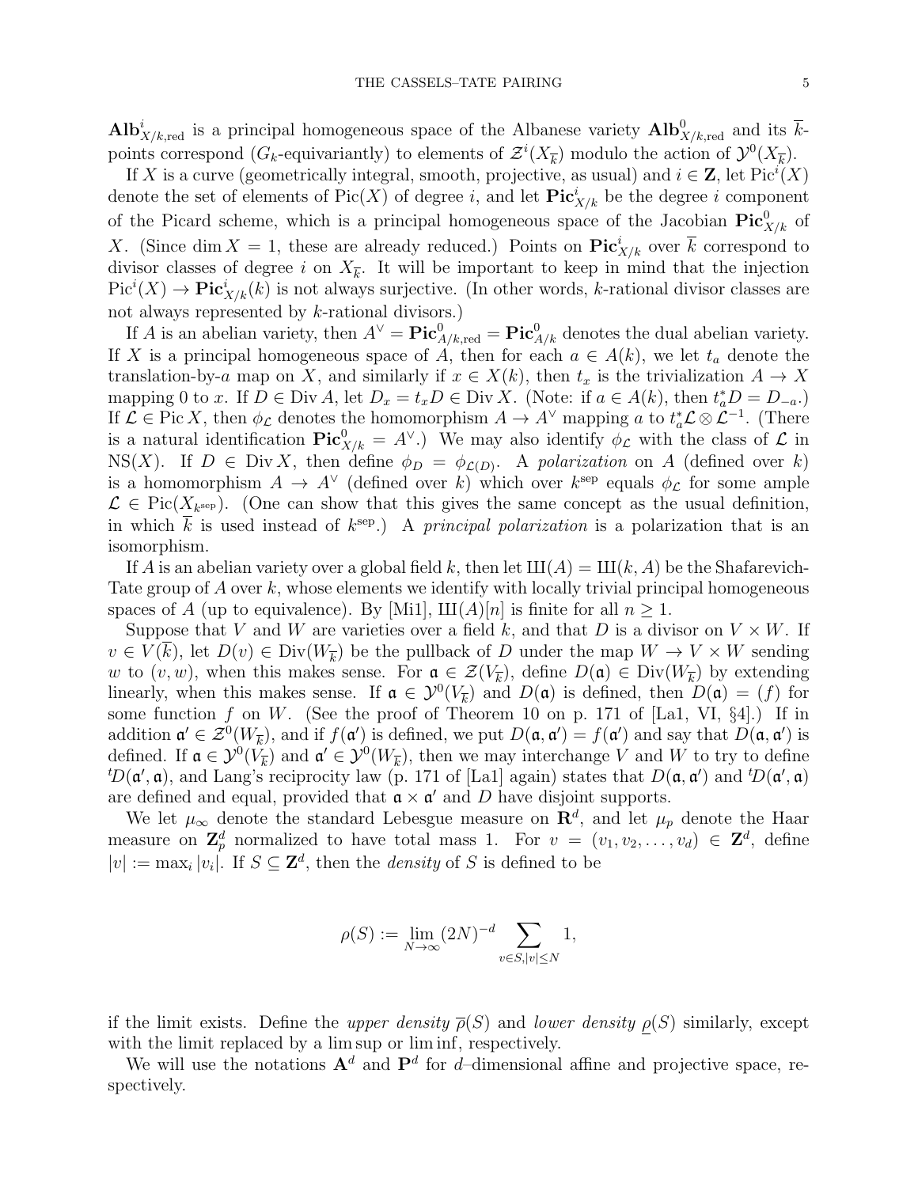$\mathbf{Alb}^i_{X/k,\mathrm{red}}$ is a principal homogeneous space of the Albanese variety $\mathbf{Alb}^0_{X/k,\mathrm{red}}$ and its $\overline{k}$-points correspond ($G_k$-equivariantly) to elements of $\mathcal{Z}^i(X_{\overline{k}})$ modulo the action of $\mathcal{Y}^0(X_{\overline{k}})$.

If $X$ is a curve (geometrically integral, smooth, projective, as usual) and $i \in \mathbf{Z}$, let $\mathrm{Pic}^i(X)$ denote the set of elements of $\mathrm{Pic}(X)$ of degree $i$, and let $\mathbf{Pic}^i_{X/k}$ be the degree $i$ component of the Picard scheme, which is a principal homogeneous space of the Jacobian $\mathbf{Pic}^0_{X/k}$ of $X$. (Since $\dim X = 1$, these are already reduced.) Points on $\mathbf{Pic}^i_{X/k}$ over $\overline{k}$ correspond to divisor classes of degree $i$ on $X_{\overline{k}}$. It will be important to keep in mind that the injection $\mathrm{Pic}^i(X) \to \mathbf{Pic}^i_{X/k}(k)$ is not always surjective. (In other words, $k$-rational divisor classes are not always represented by $k$-rational divisors.)

If $A$ is an abelian variety, then $A^\vee = \mathbf{Pic}^0_{A/k,\mathrm{red}} = \mathbf{Pic}^0_{A/k}$ denotes the dual abelian variety. If $X$ is a principal homogeneous space of $A$, then for each $a \in A(k)$, we let $t_a$ denote the translation-by-$a$ map on $X$, and similarly if $x \in X(k)$, then $t_x$ is the trivialization $A \to X$ mapping 0 to $x$. If $D \in \mathrm{Div}\, A$, let $D_x = t_x D \in \mathrm{Div}\, X$. (Note: if $a \in A(k)$, then $t_a^* D = D_{-a}$.) If $\mathcal{L} \in \mathrm{Pic}\, X$, then $\phi_{\mathcal{L}}$ denotes the homomorphism $A \to A^\vee$ mapping $a$ to $t_a^*\mathcal{L} \otimes \mathcal{L}^{-1}$. (There is a natural identification $\mathbf{Pic}^0_{X/k} = A^\vee$.) We may also identify $\phi_{\mathcal{L}}$ with the class of $\mathcal{L}$ in $\mathrm{NS}(X)$. If $D \in \mathrm{Div}\, X$, then define $\phi_D = \phi_{\mathcal{L}(D)}$. A *polarization* on $A$ (defined over $k$) is a homomorphism $A \to A^\vee$ (defined over $k$) which over $k^{\mathrm{sep}}$ equals $\phi_{\mathcal{L}}$ for some ample $\mathcal{L} \in \mathrm{Pic}(X_{k^{\mathrm{sep}}})$. (One can show that this gives the same concept as the usual definition, in which $\overline{k}$ is used instead of $k^{\mathrm{sep}}$.) A *principal polarization* is a polarization that is an isomorphism.

If $A$ is an abelian variety over a global field $k$, then let $\text{Ш}(A) = \text{Ш}(k, A)$ be the Shafarevich-Tate group of $A$ over $k$, whose elements we identify with locally trivial principal homogeneous spaces of $A$ (up to equivalence). By [Mi1], $\text{Ш}(A)[n]$ is finite for all $n \geq 1$.

Suppose that $V$ and $W$ are varieties over a field $k$, and that $D$ is a divisor on $V \times W$. If $v \in V(\overline{k})$, let $D(v) \in \mathrm{Div}(W_{\overline{k}})$ be the pullback of $D$ under the map $W \to V \times W$ sending $w$ to $(v, w)$, when this makes sense. For $\mathfrak{a} \in \mathcal{Z}(V_{\overline{k}})$, define $D(\mathfrak{a}) \in \mathrm{Div}(W_{\overline{k}})$ by extending linearly, when this makes sense. If $\mathfrak{a} \in \mathcal{Y}^0(V_{\overline{k}})$ and $D(\mathfrak{a})$ is defined, then $D(\mathfrak{a}) = (f)$ for some function $f$ on $W$. (See the proof of Theorem 10 on p. 171 of [La1, VI, §4].) If in addition $\mathfrak{a}' \in \mathcal{Z}^0(W_{\overline{k}})$, and if $f(\mathfrak{a}')$ is defined, we put $D(\mathfrak{a}, \mathfrak{a}') = f(\mathfrak{a}')$ and say that $D(\mathfrak{a}, \mathfrak{a}')$ is defined. If $\mathfrak{a} \in \mathcal{Y}^0(V_{\overline{k}})$ and $\mathfrak{a}' \in \mathcal{Y}^0(W_{\overline{k}})$, then we may interchange $V$ and $W$ to try to define ${}^tD(\mathfrak{a}', \mathfrak{a})$, and Lang's reciprocity law (p. 171 of [La1] again) states that $D(\mathfrak{a}, \mathfrak{a}')$ and ${}^tD(\mathfrak{a}', \mathfrak{a})$ are defined and equal, provided that $\mathfrak{a} \times \mathfrak{a}'$ and $D$ have disjoint supports.

We let $\mu_\infty$ denote the standard Lebesgue measure on $\mathbf{R}^d$, and let $\mu_p$ denote the Haar measure on $\mathbf{Z}_p^d$ normalized to have total mass 1. For $v = (v_1, v_2, \ldots, v_d) \in \mathbf{Z}^d$, define $|v| := \max_i |v_i|$. If $S \subseteq \mathbf{Z}^d$, then the *density* of $S$ is defined to be

$$\rho(S) := \lim_{N \to \infty} (2N)^{-d} \sum_{v \in S, |v| \leq N} 1,$$

if the limit exists. Define the *upper density* $\overline{\rho}(S)$ and *lower density* $\underline{\rho}(S)$ similarly, except with the limit replaced by a lim sup or lim inf, respectively.

We will use the notations $\mathbf{A}^d$ and $\mathbf{P}^d$ for $d$–dimensional affine and projective space, respectively.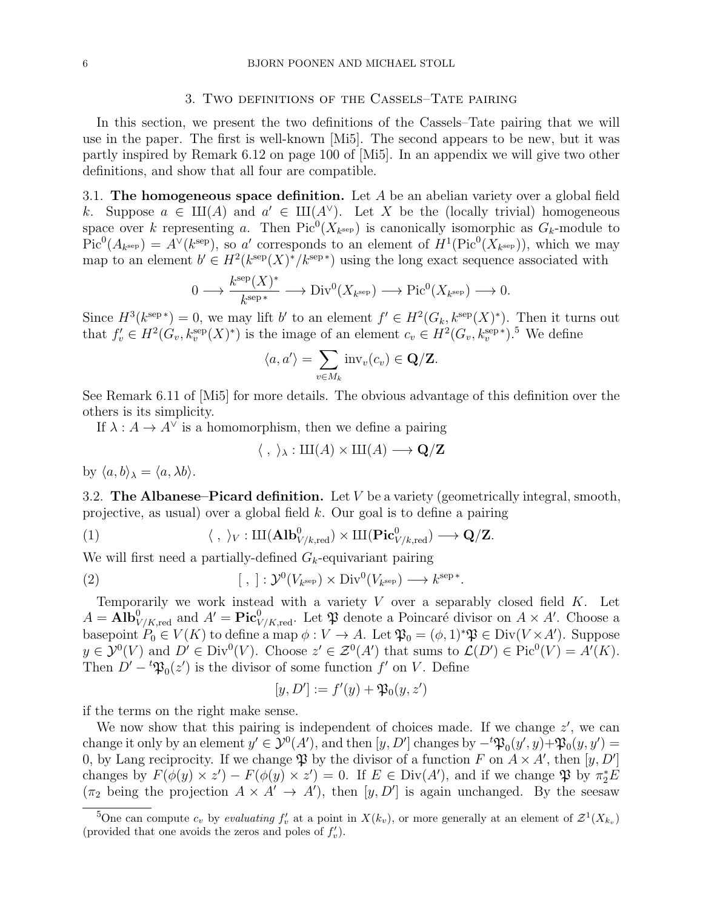## 3. Two definitions of the Cassels–Tate pairing

In this section, we present the two definitions of the Cassels–Tate pairing that we will use in the paper. The first is well-known [Mi5]. The second appears to be new, but it was partly inspired by Remark 6.12 on page 100 of [Mi5]. In an appendix we will give two other definitions, and show that all four are compatible.

### 3.1. The homogeneous space definition.

Let $A$ be an abelian variety over a global field $k$. Suppose $a \in Ш(A)$ and $a' \in Ш(A^\vee)$. Let $X$ be the (locally trivial) homogeneous space over $k$ representing $a$. Then $\operatorname{Pic}^0(X_{k^{\text{sep}}})$ is canonically isomorphic as $G_k$-module to $\operatorname{Pic}^0(A_{k^{\text{sep}}}) = A^\vee(k^{\text{sep}})$, so $a'$ corresponds to an element of $H^1(\operatorname{Pic}^0(X_{k^{\text{sep}}}))$, which we may map to an element $b' \in H^2(k^{\text{sep}}(X)^*/k^{\text{sep}\,*})$ using the long exact sequence associated with

$$0 \longrightarrow \frac{k^{\text{sep}}(X)^*}{k^{\text{sep}\,*}} \longrightarrow \operatorname{Div}^0(X_{k^{\text{sep}}}) \longrightarrow \operatorname{Pic}^0(X_{k^{\text{sep}}}) \longrightarrow 0.$$

Since $H^3(k^{\text{sep}\,*}) = 0$, we may lift $b'$ to an element $f' \in H^2(G_k, k^{\text{sep}}(X)^*)$. Then it turns out that $f'_v \in H^2(G_v, k_v^{\text{sep}}(X)^*)$ is the image of an element $c_v \in H^2(G_v, k_v^{\text{sep}\,*})$.[5] We define

$$\langle a, a' \rangle = \sum_{v \in M_k} \operatorname{inv}_v(c_v) \in \mathbf{Q}/\mathbf{Z}.$$

See Remark 6.11 of [Mi5] for more details. The obvious advantage of this definition over the others is its simplicity.

If $\lambda : A \to A^\vee$ is a homomorphism, then we define a pairing

$$\langle \ , \ \rangle_\lambda : Ш(A) \times Ш(A) \longrightarrow \mathbf{Q}/\mathbf{Z}$$

by $\langle a, b \rangle_\lambda = \langle a, \lambda b \rangle$.

### 3.2. The Albanese–Picard definition.

Let $V$ be a variety (geometrically integral, smooth, projective, as usual) over a global field $k$. Our goal is to define a pairing

$$(1) \qquad \langle \ , \ \rangle_V : Ш(\mathbf{Alb}^0_{V/k,\text{red}}) \times Ш(\mathbf{Pic}^0_{V/k,\text{red}}) \longrightarrow \mathbf{Q}/\mathbf{Z}.$$

We will first need a partially-defined $G_k$-equivariant pairing

$$(2) \qquad [\ , \ ] : \mathcal{Y}^0(V_{k^{\text{sep}}}) \times \operatorname{Div}^0(V_{k^{\text{sep}}}) \longrightarrow k^{\text{sep}\,*}.$$

Temporarily we work instead with a variety $V$ over a separably closed field $K$. Let $A = \mathbf{Alb}^0_{V/K,\text{red}}$ and $A' = \mathbf{Pic}^0_{V/K,\text{red}}$. Let $\mathfrak{P}$ denote a Poincaré divisor on $A \times A'$. Choose a basepoint $P_0 \in V(K)$ to define a map $\phi : V \to A$. Let $\mathfrak{P}_0 = (\phi, 1)^*\mathfrak{P} \in \operatorname{Div}(V \times A')$. Suppose $y \in \mathcal{Y}^0(V)$ and $D' \in \operatorname{Div}^0(V)$. Choose $z' \in \mathcal{Z}^0(A')$ that sums to $\mathcal{L}(D') \in \operatorname{Pic}^0(V) = A'(K)$. Then $D' - {}^t\mathfrak{P}_0(z')$ is the divisor of some function $f'$ on $V$. Define

$$[y, D'] := f'(y) + \mathfrak{P}_0(y, z')$$

if the terms on the right make sense.

We now show that this pairing is independent of choices made. If we change $z'$, we can change it only by an element $y' \in \mathcal{Y}^0(A')$, and then $[y, D']$ changes by $-{}^t\mathfrak{P}_0(y', y) + \mathfrak{P}_0(y, y') = 0$, by Lang reciprocity. If we change $\mathfrak{P}$ by the divisor of a function $F$ on $A \times A'$, then $[y, D']$ changes by $F(\phi(y) \times z') - F(\phi(y) \times z') = 0$. If $E \in \operatorname{Div}(A')$, and if we change $\mathfrak{P}$ by $\pi_2^* E$ ($\pi_2$ being the projection $A \times A' \to A'$), then $[y, D']$ is again unchanged. By the seesaw

[5] One can compute $c_v$ by *evaluating* $f'_v$ at a point in $X(k_v)$, or more generally at an element of $\mathcal{Z}^1(X_{k_v})$ (provided that one avoids the zeros and poles of $f'_v$).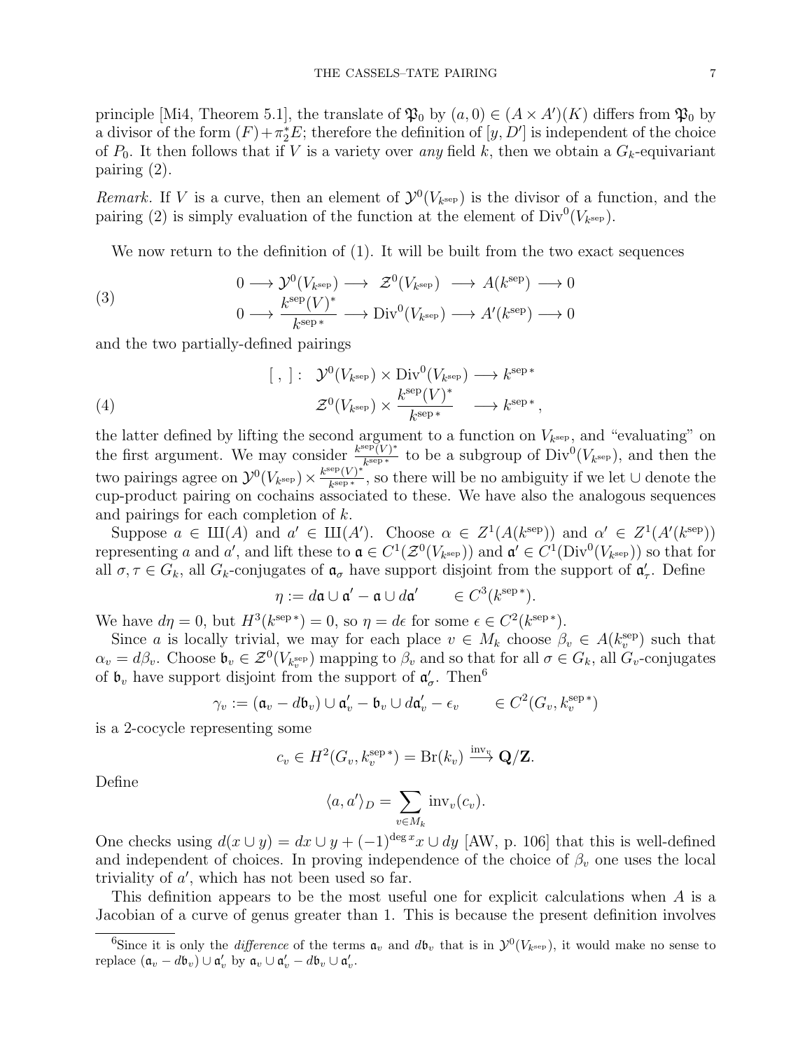principle [Mi4, Theorem 5.1], the translate of $\mathfrak{P}_0$ by $(a, 0) \in (A \times A')(K)$ differs from $\mathfrak{P}_0$ by a divisor of the form $(F) + \pi_2^* E$; therefore the definition of $[y, D']$ is independent of the choice of $P_0$. It then follows that if $V$ is a variety over *any* field $k$, then we obtain a $G_k$-equivariant pairing (2).

*Remark.* If $V$ is a curve, then an element of $\mathcal{Y}^0(V_{k^{\mathrm{sep}}})$ is the divisor of a function, and the pairing (2) is simply evaluation of the function at the element of $\mathrm{Div}^0(V_{k^{\mathrm{sep}}})$.

We now return to the definition of (1). It will be built from the two exact sequences

$$
\begin{aligned}
&0 \longrightarrow \mathcal{Y}^0(V_{k^{\mathrm{sep}}}) \longrightarrow \ \mathcal{Z}^0(V_{k^{\mathrm{sep}}}) \ \longrightarrow A(k^{\mathrm{sep}}) \longrightarrow 0 \\
&0 \longrightarrow \frac{k^{\mathrm{sep}}(V)^*}{k^{\mathrm{sep}\,*}} \longrightarrow \mathrm{Div}^0(V_{k^{\mathrm{sep}}}) \longrightarrow A'(k^{\mathrm{sep}}) \longrightarrow 0
\end{aligned}
\tag{3}
$$

and the two partially-defined pairings

$$
\begin{aligned}
[\ ,\ ]:\ \ &\mathcal{Y}^0(V_{k^{\mathrm{sep}}}) \times \mathrm{Div}^0(V_{k^{\mathrm{sep}}}) \longrightarrow k^{\mathrm{sep}\,*} \\
&\mathcal{Z}^0(V_{k^{\mathrm{sep}}}) \times \frac{k^{\mathrm{sep}}(V)^*}{k^{\mathrm{sep}\,*}} \quad \longrightarrow k^{\mathrm{sep}\,*},
\end{aligned}
\tag{4}
$$

the latter defined by lifting the second argument to a function on $V_{k^{\mathrm{sep}}}$, and "evaluating" on the first argument. We may consider $\frac{k^{\mathrm{sep}}(V)^*}{k^{\mathrm{sep}\,*}}$ to be a subgroup of $\mathrm{Div}^0(V_{k^{\mathrm{sep}}})$, and then the two pairings agree on $\mathcal{Y}^0(V_{k^{\mathrm{sep}}}) \times \frac{k^{\mathrm{sep}}(V)^*}{k^{\mathrm{sep}\,*}}$, so there will be no ambiguity if we let $\cup$ denote the cup-product pairing on cochains associated to these. We have also the analogous sequences and pairings for each completion of $k$.

Suppose $a \in Ш(A)$ and $a' \in Ш(A')$. Choose $\alpha \in Z^1(A(k^{\mathrm{sep}}))$ and $\alpha' \in Z^1(A'(k^{\mathrm{sep}}))$ representing $a$ and $a'$, and lift these to $\mathfrak{a} \in C^1(\mathcal{Z}^0(V_{k^{\mathrm{sep}}}))$ and $\mathfrak{a}' \in C^1(\mathrm{Div}^0(V_{k^{\mathrm{sep}}}))$ so that for all $\sigma, \tau \in G_k$, all $G_k$-conjugates of $\mathfrak{a}_\sigma$ have support disjoint from the support of $\mathfrak{a}'_\tau$. Define

$$
\eta := d\mathfrak{a} \cup \mathfrak{a}' - \mathfrak{a} \cup d\mathfrak{a}' \qquad \in C^3(k^{\mathrm{sep}\,*}).
$$

We have $d\eta = 0$, but $H^3(k^{\mathrm{sep}\,*}) = 0$, so $\eta = d\epsilon$ for some $\epsilon \in C^2(k^{\mathrm{sep}\,*})$.

Since $a$ is locally trivial, we may for each place $v \in M_k$ choose $\beta_v \in A(k_v^{\mathrm{sep}})$ such that $\alpha_v = d\beta_v$. Choose $\mathfrak{b}_v \in \mathcal{Z}^0(V_{k_v^{\mathrm{sep}}})$ mapping to $\beta_v$ and so that for all $\sigma \in G_k$, all $G_v$-conjugates of $\mathfrak{b}_v$ have support disjoint from the support of $\mathfrak{a}'_\sigma$. Then[6]

$$
\gamma_v := (\mathfrak{a}_v - d\mathfrak{b}_v) \cup \mathfrak{a}'_v - \mathfrak{b}_v \cup d\mathfrak{a}'_v - \epsilon_v \qquad \in C^2(G_v, k_v^{\mathrm{sep}\,*})
$$

is a 2-cocycle representing some

$$
c_v \in H^2(G_v, k_v^{\mathrm{sep}\,*}) = \mathrm{Br}(k_v) \xrightarrow{\mathrm{inv}_v} \mathbf{Q}/\mathbf{Z}.
$$

Define

$$
\langle a, a' \rangle_D = \sum_{v \in M_k} \mathrm{inv}_v(c_v).
$$

One checks using $d(x \cup y) = dx \cup y + (-1)^{\deg x} x \cup dy$ [AW, p. 106] that this is well-defined and independent of choices. In proving independence of the choice of $\beta_v$ one uses the local triviality of $a'$, which has not been used so far.

This definition appears to be the most useful one for explicit calculations when $A$ is a Jacobian of a curve of genus greater than 1. This is because the present definition involves

---

[6] Since it is only the *difference* of the terms $\mathfrak{a}_v$ and $d\mathfrak{b}_v$ that is in $\mathcal{Y}^0(V_{k^{\mathrm{sep}}})$, it would make no sense to replace $(\mathfrak{a}_v - d\mathfrak{b}_v) \cup \mathfrak{a}'_v$ by $\mathfrak{a}_v \cup \mathfrak{a}'_v - d\mathfrak{b}_v \cup \mathfrak{a}'_v$.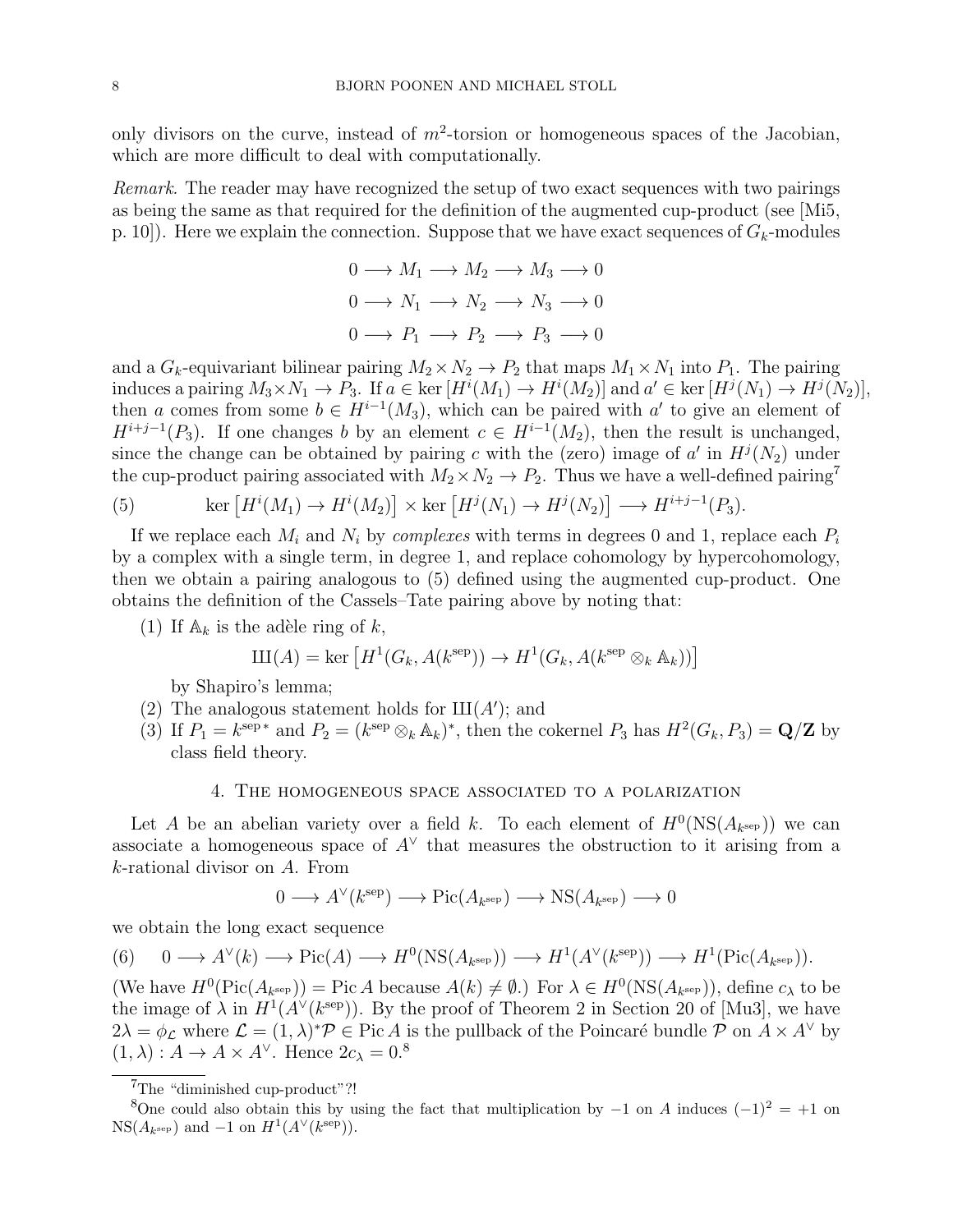only divisors on the curve, instead of $m^2$-torsion or homogeneous spaces of the Jacobian, which are more difficult to deal with computationally.

*Remark.* The reader may have recognized the setup of two exact sequences with two pairings as being the same as that required for the definition of the augmented cup-product (see [Mi5, p. 10]). Here we explain the connection. Suppose that we have exact sequences of $G_k$-modules

$$0 \longrightarrow M_1 \longrightarrow M_2 \longrightarrow M_3 \longrightarrow 0$$
$$0 \longrightarrow N_1 \longrightarrow N_2 \longrightarrow N_3 \longrightarrow 0$$
$$0 \longrightarrow P_1 \longrightarrow P_2 \longrightarrow P_3 \longrightarrow 0$$

and a $G_k$-equivariant bilinear pairing $M_2 \times N_2 \to P_2$ that maps $M_1 \times N_1$ into $P_1$. The pairing induces a pairing $M_3 \times N_1 \to P_3$. If $a \in \ker [H^i(M_1) \to H^i(M_2)]$ and $a' \in \ker [H^j(N_1) \to H^j(N_2)]$, then $a$ comes from some $b \in H^{i-1}(M_3)$, which can be paired with $a'$ to give an element of $H^{i+j-1}(P_3)$. If one changes $b$ by an element $c \in H^{i-1}(M_2)$, then the result is unchanged, since the change can be obtained by pairing $c$ with the (zero) image of $a'$ in $H^j(N_2)$ under the cup-product pairing associated with $M_2 \times N_2 \to P_2$. Thus we have a well-defined pairing[7]

$$\ker \left[H^i(M_1) \to H^i(M_2)\right] \times \ker \left[H^j(N_1) \to H^j(N_2)\right] \longrightarrow H^{i+j-1}(P_3). \tag{5}$$

If we replace each $M_i$ and $N_i$ by *complexes* with terms in degrees 0 and 1, replace each $P_i$ by a complex with a single term, in degree 1, and replace cohomology by hypercohomology, then we obtain a pairing analogous to (5) defined using the augmented cup-product. One obtains the definition of the Cassels–Tate pairing above by noting that:

1. If $\mathbb{A}_k$ is the adèle ring of $k$,
$$Ш(A) = \ker \left[H^1(G_k, A(k^{\text{sep}})) \to H^1(G_k, A(k^{\text{sep}} \otimes_k \mathbb{A}_k))\right]$$
by Shapiro's lemma;
2. The analogous statement holds for $Ш(A')$; and
3. If $P_1 = k^{\text{sep}\,*}$ and $P_2 = (k^{\text{sep}} \otimes_k \mathbb{A}_k)^*$, then the cokernel $P_3$ has $H^2(G_k, P_3) = \mathbf{Q}/\mathbf{Z}$ by class field theory.

## 4. The homogeneous space associated to a polarization

Let $A$ be an abelian variety over a field $k$. To each element of $H^0(\mathrm{NS}(A_{k^{\text{sep}}}))$ we can associate a homogeneous space of $A^\vee$ that measures the obstruction to it arising from a $k$-rational divisor on $A$. From

$$0 \longrightarrow A^\vee(k^{\text{sep}}) \longrightarrow \mathrm{Pic}(A_{k^{\text{sep}}}) \longrightarrow \mathrm{NS}(A_{k^{\text{sep}}}) \longrightarrow 0$$

we obtain the long exact sequence

$$0 \longrightarrow A^\vee(k) \longrightarrow \mathrm{Pic}(A) \longrightarrow H^0(\mathrm{NS}(A_{k^{\text{sep}}})) \longrightarrow H^1(A^\vee(k^{\text{sep}})) \longrightarrow H^1(\mathrm{Pic}(A_{k^{\text{sep}}})). \tag{6}$$

(We have $H^0(\mathrm{Pic}(A_{k^{\text{sep}}})) = \mathrm{Pic}\, A$ because $A(k) \neq \emptyset$.) For $\lambda \in H^0(\mathrm{NS}(A_{k^{\text{sep}}}))$, define $c_\lambda$ to be the image of $\lambda$ in $H^1(A^\vee(k^{\text{sep}}))$. By the proof of Theorem 2 in Section 20 of [Mu3], we have $2\lambda = \phi_{\mathcal{L}}$ where $\mathcal{L} = (1, \lambda)^*\mathcal{P} \in \mathrm{Pic}\, A$ is the pullback of the Poincaré bundle $\mathcal{P}$ on $A \times A^\vee$ by $(1, \lambda) : A \to A \times A^\vee$. Hence $2c_\lambda = 0$.[8]

---

[7] The "diminished cup-product"?!

[8] One could also obtain this by using the fact that multiplication by $-1$ on $A$ induces $(-1)^2 = +1$ on $\mathrm{NS}(A_{k^{\text{sep}}})$ and $-1$ on $H^1(A^\vee(k^{\text{sep}}))$.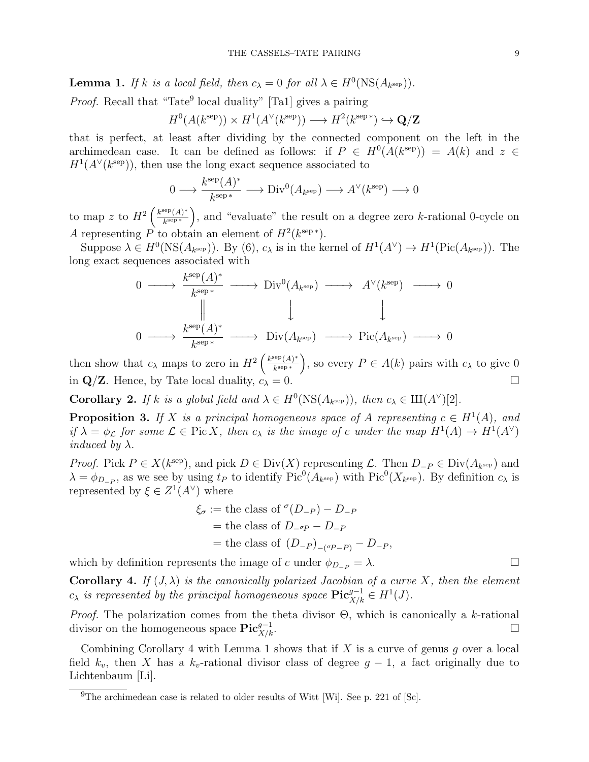**Lemma 1.** *If $k$ is a local field, then $c_\lambda = 0$ for all $\lambda \in H^0(\mathrm{NS}(A_{k^{\mathrm{sep}}}))$.*

*Proof.* Recall that "Tate[9] local duality" [Ta1] gives a pairing

$$H^0(A(k^{\mathrm{sep}})) \times H^1(A^\vee(k^{\mathrm{sep}})) \longrightarrow H^2(k^{\mathrm{sep}\,*}) \hookrightarrow \mathbf{Q}/\mathbf{Z}$$

that is perfect, at least after dividing by the connected component on the left in the archimedean case. It can be defined as follows: if $P \in H^0(A(k^{\mathrm{sep}})) = A(k)$ and $z \in H^1(A^\vee(k^{\mathrm{sep}}))$, then use the long exact sequence associated to

$$0 \longrightarrow \frac{k^{\mathrm{sep}}(A)^*}{k^{\mathrm{sep}\,*}} \longrightarrow \mathrm{Div}^0(A_{k^{\mathrm{sep}}}) \longrightarrow A^\vee(k^{\mathrm{sep}}) \longrightarrow 0$$

to map $z$ to $H^2\left(\frac{k^{\mathrm{sep}}(A)^*}{k^{\mathrm{sep}\,*}}\right)$, and "evaluate" the result on a degree zero $k$-rational 0-cycle on $A$ representing $P$ to obtain an element of $H^2(k^{\mathrm{sep}\,*})$.

Suppose $\lambda \in H^0(\mathrm{NS}(A_{k^{\mathrm{sep}}}))$. By (6), $c_\lambda$ is in the kernel of $H^1(A^\vee) \to H^1(\mathrm{Pic}(A_{k^{\mathrm{sep}}}))$. The long exact sequences associated with

$$\begin{array}{ccccccccc}
0 & \longrightarrow & \frac{k^{\mathrm{sep}}(A)^*}{k^{\mathrm{sep}\,*}} & \longrightarrow & \mathrm{Div}^0(A_{k^{\mathrm{sep}}}) & \longrightarrow & A^\vee(k^{\mathrm{sep}}) & \longrightarrow & 0 \\
 & & \Big\| & & \Big\downarrow & & \Big\downarrow & & \\
0 & \longrightarrow & \frac{k^{\mathrm{sep}}(A)^*}{k^{\mathrm{sep}\,*}} & \longrightarrow & \mathrm{Div}(A_{k^{\mathrm{sep}}}) & \longrightarrow & \mathrm{Pic}(A_{k^{\mathrm{sep}}}) & \longrightarrow & 0
\end{array}$$

then show that $c_\lambda$ maps to zero in $H^2\left(\frac{k^{\mathrm{sep}}(A)^*}{k^{\mathrm{sep}\,*}}\right)$, so every $P \in A(k)$ pairs with $c_\lambda$ to give 0 in $\mathbf{Q}/\mathbf{Z}$. Hence, by Tate local duality, $c_\lambda = 0$. $\square$

**Corollary 2.** *If $k$ is a global field and $\lambda \in H^0(\mathrm{NS}(A_{k^{\mathrm{sep}}}))$, then $c_\lambda \in Ш(A^\vee)[2]$.*

**Proposition 3.** *If $X$ is a principal homogeneous space of $A$ representing $c \in H^1(A)$, and if $\lambda = \phi_{\mathcal{L}}$ for some $\mathcal{L} \in \mathrm{Pic}\, X$, then $c_\lambda$ is the image of $c$ under the map $H^1(A) \to H^1(A^\vee)$ induced by $\lambda$.*

*Proof.* Pick $P \in X(k^{\mathrm{sep}})$, and pick $D \in \mathrm{Div}(X)$ representing $\mathcal{L}$. Then $D_{-P} \in \mathrm{Div}(A_{k^{\mathrm{sep}}})$ and $\lambda = \phi_{D_{-P}}$, as we see by using $t_P$ to identify $\mathrm{Pic}^0(A_{k^{\mathrm{sep}}})$ with $\mathrm{Pic}^0(X_{k^{\mathrm{sep}}})$. By definition $c_\lambda$ is represented by $\xi \in Z^1(A^\vee)$ where

$$\begin{aligned}
\xi_\sigma &:= \text{the class of } {}^\sigma(D_{-P}) - D_{-P} \\
&= \text{the class of } D_{-\sigma P} - D_{-P} \\
&= \text{the class of } (D_{-P})_{-(\sigma P - P)} - D_{-P},
\end{aligned}$$

which by definition represents the image of $c$ under $\phi_{D_{-P}} = \lambda$. $\square$

**Corollary 4.** *If $(J, \lambda)$ is the canonically polarized Jacobian of a curve $X$, then the element $c_\lambda$ is represented by the principal homogeneous space $\mathbf{Pic}^{g-1}_{X/k} \in H^1(J)$.*

*Proof.* The polarization comes from the theta divisor $\Theta$, which is canonically a $k$-rational divisor on the homogeneous space $\mathbf{Pic}^{g-1}_{X/k}$. $\square$

Combining Corollary 4 with Lemma 1 shows that if $X$ is a curve of genus $g$ over a local field $k_v$, then $X$ has a $k_v$-rational divisor class of degree $g - 1$, a fact originally due to Lichtenbaum [Li].

---

[9] The archimedean case is related to older results of Witt [Wi]. See p. 221 of [Sc].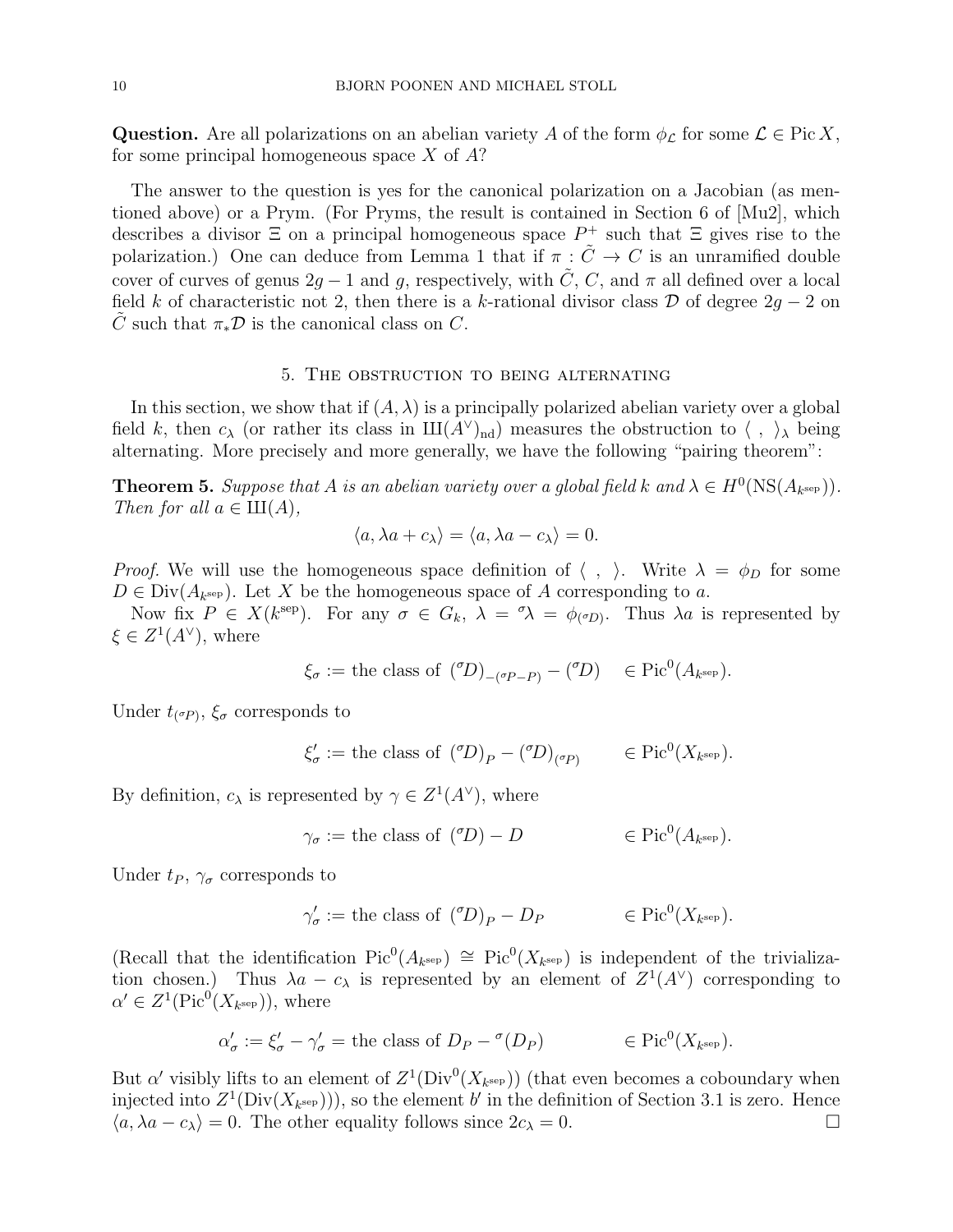**Question.** Are all polarizations on an abelian variety $A$ of the form $\phi_{\mathcal{L}}$ for some $\mathcal{L} \in \operatorname{Pic} X$, for some principal homogeneous space $X$ of $A$?

The answer to the question is yes for the canonical polarization on a Jacobian (as mentioned above) or a Prym. (For Pryms, the result is contained in Section 6 of [Mu2], which describes a divisor $\Xi$ on a principal homogeneous space $P^+$ such that $\Xi$ gives rise to the polarization.) One can deduce from Lemma 1 that if $\pi : \tilde{C} \to C$ is an unramified double cover of curves of genus $2g-1$ and $g$, respectively, with $\tilde{C}$, $C$, and $\pi$ all defined over a local field $k$ of characteristic not 2, then there is a $k$-rational divisor class $\mathcal{D}$ of degree $2g-2$ on $\tilde{C}$ such that $\pi_*\mathcal{D}$ is the canonical class on $C$.

## 5. The obstruction to being alternating

In this section, we show that if $(A, \lambda)$ is a principally polarized abelian variety over a global field $k$, then $c_\lambda$ (or rather its class in $\text{Ш}(A^\vee)_{\text{nd}}$) measures the obstruction to $\langle\ ,\ \rangle_\lambda$ being alternating. More precisely and more generally, we have the following "pairing theorem":

**Theorem 5.** *Suppose that $A$ is an abelian variety over a global field $k$ and $\lambda \in H^0(\operatorname{NS}(A_{k^{\text{sep}}}))$. Then for all $a \in \text{Ш}(A)$,*

$$\langle a, \lambda a + c_\lambda \rangle = \langle a, \lambda a - c_\lambda \rangle = 0.$$

*Proof.* We will use the homogeneous space definition of $\langle\ ,\ \rangle$. Write $\lambda = \phi_D$ for some $D \in \operatorname{Div}(A_{k^{\text{sep}}})$. Let $X$ be the homogeneous space of $A$ corresponding to $a$.

Now fix $P \in X(k^{\text{sep}})$. For any $\sigma \in G_k$, $\lambda = {}^\sigma\lambda = \phi_{({}^\sigma D)}$. Thus $\lambda a$ is represented by $\xi \in Z^1(A^\vee)$, where

$$\xi_\sigma := \text{the class of } ({}^\sigma D)_{-({}^\sigma P - P)} - ({}^\sigma D) \quad \in \operatorname{Pic}^0(A_{k^{\text{sep}}}).$$

Under $t_{({}^\sigma P)}$, $\xi_\sigma$ corresponds to

$$\xi'_\sigma := \text{the class of } ({}^\sigma D)_P - ({}^\sigma D)_{({}^\sigma P)} \qquad \in \operatorname{Pic}^0(X_{k^{\text{sep}}}).$$

By definition, $c_\lambda$ is represented by $\gamma \in Z^1(A^\vee)$, where

$$\gamma_\sigma := \text{the class of } ({}^\sigma D) - D \qquad \in \operatorname{Pic}^0(A_{k^{\text{sep}}}).$$

Under $t_P$, $\gamma_\sigma$ corresponds to

$$\gamma'_\sigma := \text{the class of } ({}^\sigma D)_P - D_P \qquad \in \operatorname{Pic}^0(X_{k^{\text{sep}}}).$$

(Recall that the identification $\operatorname{Pic}^0(A_{k^{\text{sep}}}) \cong \operatorname{Pic}^0(X_{k^{\text{sep}}})$ is independent of the trivialization chosen.) Thus $\lambda a - c_\lambda$ is represented by an element of $Z^1(A^\vee)$ corresponding to $\alpha' \in Z^1(\operatorname{Pic}^0(X_{k^{\text{sep}}}))$, where

$$\alpha'_\sigma := \xi'_\sigma - \gamma'_\sigma = \text{the class of } D_P - {}^\sigma(D_P) \qquad \in \operatorname{Pic}^0(X_{k^{\text{sep}}}).$$

But $\alpha'$ visibly lifts to an element of $Z^1(\operatorname{Div}^0(X_{k^{\text{sep}}}))$ (that even becomes a coboundary when injected into $Z^1(\operatorname{Div}(X_{k^{\text{sep}}}))$), so the element $b'$ in the definition of Section 3.1 is zero. Hence $\langle a, \lambda a - c_\lambda \rangle = 0$. The other equality follows since $2c_\lambda = 0$. $\square$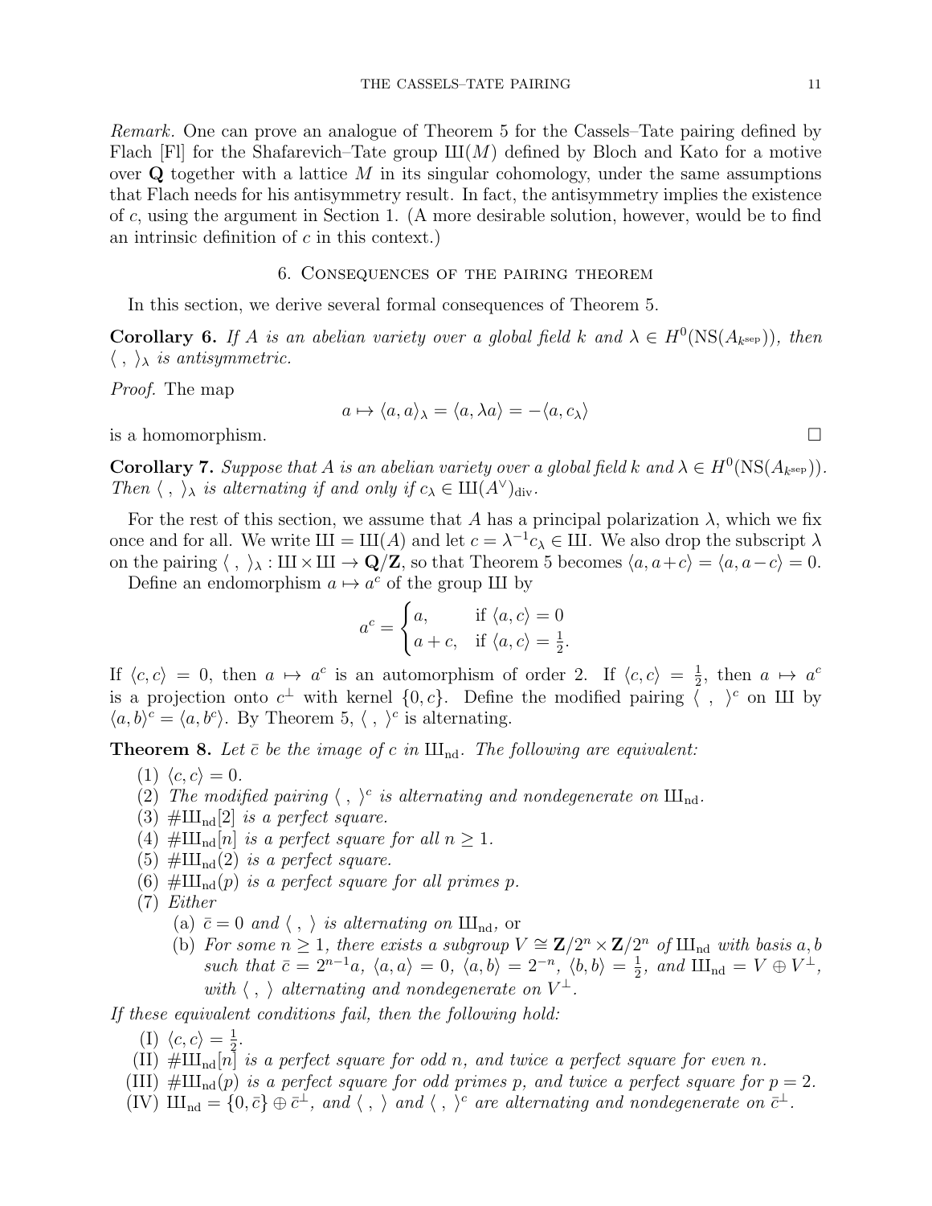*Remark.* One can prove an analogue of Theorem 5 for the Cassels–Tate pairing defined by Flach [Fl] for the Shafarevich–Tate group $\text{Ш}(M)$ defined by Bloch and Kato for a motive over $\mathbf{Q}$ together with a lattice $M$ in its singular cohomology, under the same assumptions that Flach needs for his antisymmetry result. In fact, the antisymmetry implies the existence of $c$, using the argument in Section 1. (A more desirable solution, however, would be to find an intrinsic definition of $c$ in this context.)

## 6. Consequences of the pairing theorem

In this section, we derive several formal consequences of Theorem 5.

**Corollary 6.** *If $A$ is an abelian variety over a global field $k$ and $\lambda \in H^0(\mathrm{NS}(A_{k^{\mathrm{sep}}}))$, then $\langle\ ,\ \rangle_\lambda$ is antisymmetric.*

*Proof.* The map

$$a \mapsto \langle a, a\rangle_\lambda = \langle a, \lambda a\rangle = -\langle a, c_\lambda\rangle$$

is a homomorphism. $\square$

**Corollary 7.** *Suppose that $A$ is an abelian variety over a global field $k$ and $\lambda \in H^0(\mathrm{NS}(A_{k^{\mathrm{sep}}}))$. Then $\langle\ ,\ \rangle_\lambda$ is alternating if and only if $c_\lambda \in \text{Ш}(A^\vee)_{\mathrm{div}}$.*

For the rest of this section, we assume that $A$ has a principal polarization $\lambda$, which we fix once and for all. We write $\text{Ш} = \text{Ш}(A)$ and let $c = \lambda^{-1}c_\lambda \in \text{Ш}$. We also drop the subscript $\lambda$ on the pairing $\langle\ ,\ \rangle_\lambda : \text{Ш} \times \text{Ш} \to \mathbf{Q}/\mathbf{Z}$, so that Theorem 5 becomes $\langle a, a+c\rangle = \langle a, a-c\rangle = 0$.

Define an endomorphism $a \mapsto a^c$ of the group Ш by

$$a^c = \begin{cases} a, & \text{if } \langle a, c\rangle = 0 \\ a + c, & \text{if } \langle a, c\rangle = \frac{1}{2}. \end{cases}$$

If $\langle c, c\rangle = 0$, then $a \mapsto a^c$ is an automorphism of order 2. If $\langle c, c\rangle = \frac{1}{2}$, then $a \mapsto a^c$ is a projection onto $c^\perp$ with kernel $\{0, c\}$. Define the modified pairing $\langle\ ,\ \rangle^c$ on Ш by $\langle a, b\rangle^c = \langle a, b^c\rangle$. By Theorem 5, $\langle\ ,\ \rangle^c$ is alternating.

**Theorem 8.** *Let $\bar{c}$ be the image of $c$ in $\text{Ш}_{\mathrm{nd}}$. The following are equivalent:*

1. *$\langle c, c\rangle = 0$.*
2. *The modified pairing $\langle\ ,\ \rangle^c$ is alternating and nondegenerate on $\text{Ш}_{\mathrm{nd}}$.*
3. *$\#\text{Ш}_{\mathrm{nd}}[2]$ is a perfect square.*
4. *$\#\text{Ш}_{\mathrm{nd}}[n]$ is a perfect square for all $n \geq 1$.*
5. *$\#\text{Ш}_{\mathrm{nd}}(2)$ is a perfect square.*
6. *$\#\text{Ш}_{\mathrm{nd}}(p)$ is a perfect square for all primes $p$.*
7. *Either*
   - (a) *$\bar{c} = 0$ and $\langle\ ,\ \rangle$ is alternating on $\text{Ш}_{\mathrm{nd}}$,* or
   - (b) *For some $n \geq 1$, there exists a subgroup $V \cong \mathbf{Z}/2^n \times \mathbf{Z}/2^n$ of $\text{Ш}_{\mathrm{nd}}$ with basis $a, b$ such that $\bar{c} = 2^{n-1}a$, $\langle a, a\rangle = 0$, $\langle a, b\rangle = 2^{-n}$, $\langle b, b\rangle = \frac{1}{2}$, and $\text{Ш}_{\mathrm{nd}} = V \oplus V^\perp$, with $\langle\ ,\ \rangle$ alternating and nondegenerate on $V^\perp$.*

*If these equivalent conditions fail, then the following hold:*

- (I) *$\langle c, c\rangle = \frac{1}{2}$.*
- (II) *$\#\text{Ш}_{\mathrm{nd}}[n]$ is a perfect square for odd $n$, and twice a perfect square for even $n$.*
- (III) *$\#\text{Ш}_{\mathrm{nd}}(p)$ is a perfect square for odd primes $p$, and twice a perfect square for $p = 2$.*
- (IV) *$\text{Ш}_{\mathrm{nd}} = \{0, \bar{c}\} \oplus \bar{c}^\perp$, and $\langle\ ,\ \rangle$ and $\langle\ ,\ \rangle^c$ are alternating and nondegenerate on $\bar{c}^\perp$.*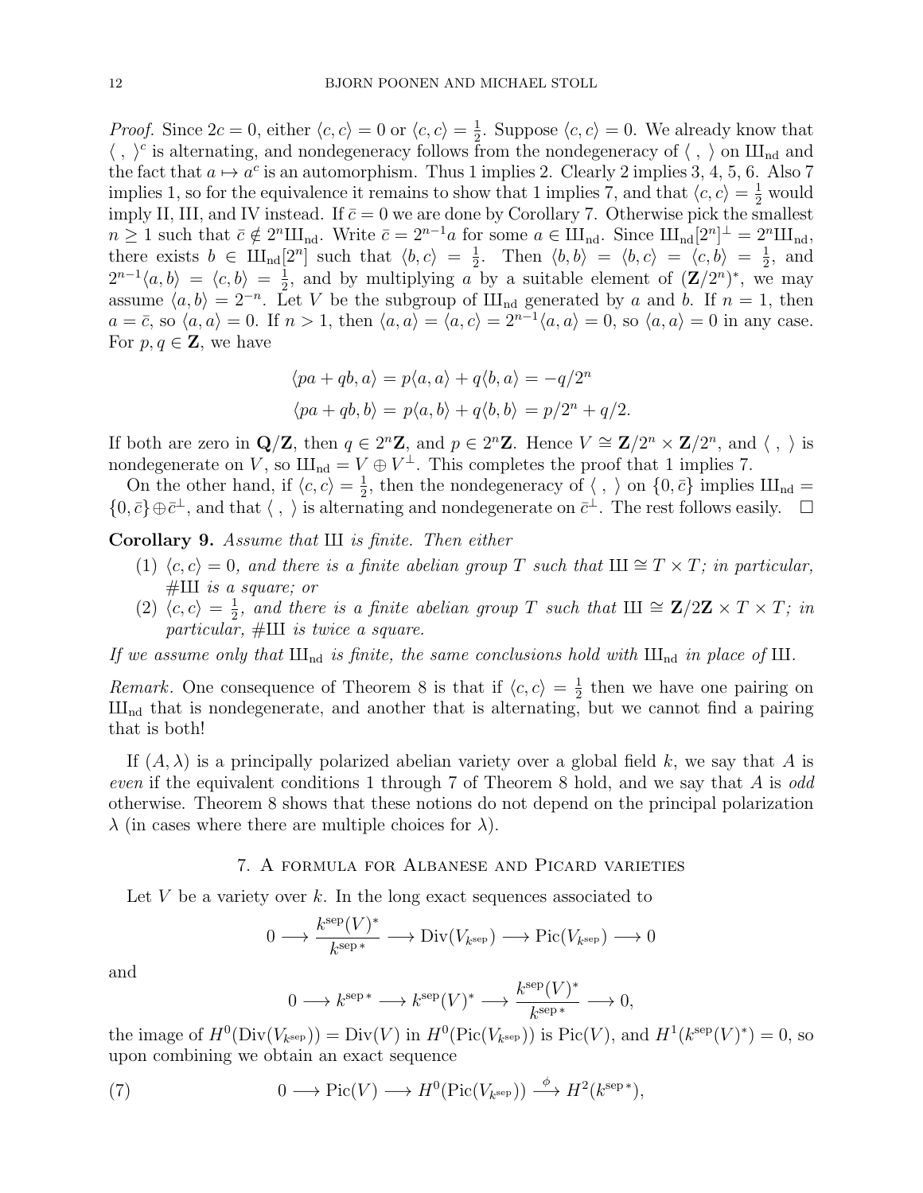*Proof.* Since $2c = 0$, either $\langle c, c\rangle = 0$ or $\langle c, c\rangle = \frac{1}{2}$. Suppose $\langle c, c\rangle = 0$. We already know that $\langle\ ,\ \rangle^c$ is alternating, and nondegeneracy follows from the nondegeneracy of $\langle\ ,\ \rangle$ on $\text{Ш}_{\text{nd}}$ and the fact that $a \mapsto a^c$ is an automorphism. Thus 1 implies 2. Clearly 2 implies 3, 4, 5, 6. Also 7 implies 1, so for the equivalence it remains to show that 1 implies 7, and that $\langle c, c\rangle = \frac{1}{2}$ would imply II, III, and IV instead. If $\bar{c} = 0$ we are done by Corollary 7. Otherwise pick the smallest $n \geq 1$ such that $\bar{c} \notin 2^n\text{Ш}_{\text{nd}}$. Write $\bar{c} = 2^{n-1}a$ for some $a \in \text{Ш}_{\text{nd}}$. Since $\text{Ш}_{\text{nd}}[2^n]^\perp = 2^n\text{Ш}_{\text{nd}}$, there exists $b \in \text{Ш}_{\text{nd}}[2^n]$ such that $\langle b, c\rangle = \frac{1}{2}$. Then $\langle b, b\rangle = \langle b, c\rangle = \langle c, b\rangle = \frac{1}{2}$, and $2^{n-1}\langle a, b\rangle = \langle c, b\rangle = \frac{1}{2}$, and by multiplying $a$ by a suitable element of $(\mathbf{Z}/2^n)^*$, we may assume $\langle a, b\rangle = 2^{-n}$. Let $V$ be the subgroup of $\text{Ш}_{\text{nd}}$ generated by $a$ and $b$. If $n = 1$, then $a = \bar{c}$, so $\langle a, a\rangle = 0$. If $n > 1$, then $\langle a, a\rangle = \langle a, c\rangle = 2^{n-1}\langle a, a\rangle = 0$, so $\langle a, a\rangle = 0$ in any case. For $p, q \in \mathbf{Z}$, we have

$$\langle pa + qb, a\rangle = p\langle a, a\rangle + q\langle b, a\rangle = -q/2^n$$
$$\langle pa + qb, b\rangle = p\langle a, b\rangle + q\langle b, b\rangle = p/2^n + q/2.$$

If both are zero in $\mathbf{Q}/\mathbf{Z}$, then $q \in 2^n\mathbf{Z}$, and $p \in 2^n\mathbf{Z}$. Hence $V \cong \mathbf{Z}/2^n \times \mathbf{Z}/2^n$, and $\langle\ ,\ \rangle$ is nondegenerate on $V$, so $\text{Ш}_{\text{nd}} = V \oplus V^\perp$. This completes the proof that 1 implies 7.

On the other hand, if $\langle c, c\rangle = \frac{1}{2}$, then the nondegeneracy of $\langle\ ,\ \rangle$ on $\{0, \bar{c}\}$ implies $\text{Ш}_{\text{nd}} = \{0, \bar{c}\} \oplus \bar{c}^\perp$, and that $\langle\ ,\ \rangle$ is alternating and nondegenerate on $\bar{c}^\perp$. The rest follows easily. $\square$

**Corollary 9.** *Assume that* Ш *is finite. Then either*

1. $\langle c, c\rangle = 0$*, and there is a finite abelian group $T$ such that $\text{Ш} \cong T \times T$; in particular, $\#\text{Ш}$ is a square; or*
2. $\langle c, c\rangle = \frac{1}{2}$*, and there is a finite abelian group $T$ such that $\text{Ш} \cong \mathbf{Z}/2\mathbf{Z} \times T \times T$; in particular, $\#\text{Ш}$ is twice a square.*

*If we assume only that $\text{Ш}_{\text{nd}}$ is finite, the same conclusions hold with $\text{Ш}_{\text{nd}}$ in place of* Ш*.*

*Remark.* One consequence of Theorem 8 is that if $\langle c, c\rangle = \frac{1}{2}$ then we have one pairing on $\text{Ш}_{\text{nd}}$ that is nondegenerate, and another that is alternating, but we cannot find a pairing that is both!

If $(A, \lambda)$ is a principally polarized abelian variety over a global field $k$, we say that $A$ is *even* if the equivalent conditions 1 through 7 of Theorem 8 hold, and we say that $A$ is *odd* otherwise. Theorem 8 shows that these notions do not depend on the principal polarization $\lambda$ (in cases where there are multiple choices for $\lambda$).

## 7. A formula for Albanese and Picard varieties

Let $V$ be a variety over $k$. In the long exact sequences associated to

$$0 \longrightarrow \frac{k^{\text{sep}}(V)^*}{k^{\text{sep}\,*}} \longrightarrow \text{Div}(V_{k^{\text{sep}}}) \longrightarrow \text{Pic}(V_{k^{\text{sep}}}) \longrightarrow 0$$

and

$$0 \longrightarrow k^{\text{sep}\,*} \longrightarrow k^{\text{sep}}(V)^* \longrightarrow \frac{k^{\text{sep}}(V)^*}{k^{\text{sep}\,*}} \longrightarrow 0,$$

the image of $H^0(\text{Div}(V_{k^{\text{sep}}})) = \text{Div}(V)$ in $H^0(\text{Pic}(V_{k^{\text{sep}}}))$ is $\text{Pic}(V)$, and $H^1(k^{\text{sep}}(V)^*) = 0$, so upon combining we obtain an exact sequence

$$0 \longrightarrow \text{Pic}(V) \longrightarrow H^0(\text{Pic}(V_{k^{\text{sep}}})) \xrightarrow{\ \phi\ } H^2(k^{\text{sep}\,*}), \tag{7}$$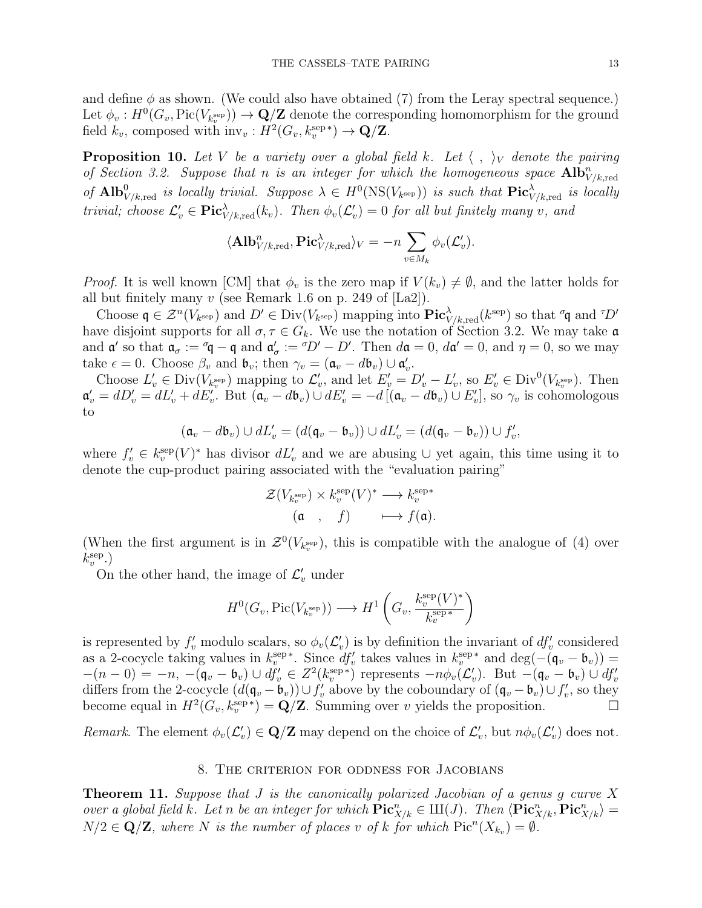and define $\phi$ as shown. (We could also have obtained (7) from the Leray spectral sequence.) Let $\phi_v : H^0(G_v, \operatorname{Pic}(V_{k_v^{\text{sep}}})) \to \mathbf{Q}/\mathbf{Z}$ denote the corresponding homomorphism for the ground field $k_v$, composed with $\operatorname{inv}_v : H^2(G_v, k_v^{\text{sep}*}) \to \mathbf{Q}/\mathbf{Z}$.

**Proposition 10.** *Let $V$ be a variety over a global field $k$. Let $\langle\ ,\ \rangle_V$ denote the pairing of Section 3.2. Suppose that $n$ is an integer for which the homogeneous space $\mathbf{Alb}^n_{V/k,\text{red}}$ of $\mathbf{Alb}^0_{V/k,\text{red}}$ is locally trivial. Suppose $\lambda \in H^0(\operatorname{NS}(V_{k^{\text{sep}}}))$ is such that $\mathbf{Pic}^\lambda_{V/k,\text{red}}$ is locally trivial; choose $\mathcal{L}'_v \in \mathbf{Pic}^\lambda_{V/k,\text{red}}(k_v)$. Then $\phi_v(\mathcal{L}'_v) = 0$ for all but finitely many $v$, and*

$$\langle \mathbf{Alb}^n_{V/k,\text{red}}, \mathbf{Pic}^\lambda_{V/k,\text{red}} \rangle_V = -n \sum_{v \in M_k} \phi_v(\mathcal{L}'_v).$$

*Proof.* It is well known [CM] that $\phi_v$ is the zero map if $V(k_v) \neq \emptyset$, and the latter holds for all but finitely many $v$ (see Remark 1.6 on p. 249 of [La2]).

Choose $\mathfrak{q} \in \mathcal{Z}^n(V_{k^{\text{sep}}})$ and $D' \in \operatorname{Div}(V_{k^{\text{sep}}})$ mapping into $\mathbf{Pic}^\lambda_{V/k,\text{red}}(k^{\text{sep}})$ so that ${}^\sigma\mathfrak{q}$ and ${}^\tau D'$ have disjoint supports for all $\sigma, \tau \in G_k$. We use the notation of Section 3.2. We may take $\mathfrak{a}$ and $\mathfrak{a}'$ so that $\mathfrak{a}_\sigma := {}^\sigma\mathfrak{q} - \mathfrak{q}$ and $\mathfrak{a}'_\sigma := {}^\sigma D' - D'$. Then $d\mathfrak{a} = 0$, $d\mathfrak{a}' = 0$, and $\eta = 0$, so we may take $\epsilon = 0$. Choose $\beta_v$ and $\mathfrak{b}_v$; then $\gamma_v = (\mathfrak{a}_v - d\mathfrak{b}_v) \cup \mathfrak{a}'_v$.

Choose $L'_v \in \operatorname{Div}(V_{k_v^{\text{sep}}})$ mapping to $\mathcal{L}'_v$, and let $E'_v = D'_v - L'_v$, so $E'_v \in \operatorname{Div}^0(V_{k_v^{\text{sep}}})$. Then $\mathfrak{a}'_v = dD'_v = dL'_v + dE'_v$. But $(\mathfrak{a}_v - d\mathfrak{b}_v) \cup dE'_v = -d\left[(\mathfrak{a}_v - d\mathfrak{b}_v) \cup E'_v\right]$, so $\gamma_v$ is cohomologous to

$$(\mathfrak{a}_v - d\mathfrak{b}_v) \cup dL'_v = (d(\mathfrak{q}_v - \mathfrak{b}_v)) \cup dL'_v = (d(\mathfrak{q}_v - \mathfrak{b}_v)) \cup f'_v,$$

where $f'_v \in k_v^{\text{sep}}(V)^*$ has divisor $dL'_v$ and we are abusing $\cup$ yet again, this time using it to denote the cup-product pairing associated with the "evaluation pairing"

$$\begin{aligned} \mathcal{Z}(V_{k_v^{\text{sep}}}) \times k_v^{\text{sep}}(V)^* &\longrightarrow k_v^{\text{sep}*} \\ (\mathfrak{a}\quad ,\quad f) &\longmapsto f(\mathfrak{a}). \end{aligned}$$

(When the first argument is in $\mathcal{Z}^0(V_{k_v^{\text{sep}}})$, this is compatible with the analogue of (4) over $k_v^{\text{sep}}$.)

On the other hand, the image of $\mathcal{L}'_v$ under

$$H^0(G_v, \operatorname{Pic}(V_{k_v^{\text{sep}}})) \longrightarrow H^1\left(G_v, \frac{k_v^{\text{sep}}(V)^*}{k_v^{\text{sep}*}}\right)$$

is represented by $f'_v$ modulo scalars, so $\phi_v(\mathcal{L}'_v)$ is by definition the invariant of $df'_v$ considered as a 2-cocycle taking values in $k_v^{\text{sep}*}$. Since $df'_v$ takes values in $k_v^{\text{sep}*}$ and $\deg(-(\mathfrak{q}_v - \mathfrak{b}_v)) = -(n-0) = -n$, $-(\mathfrak{q}_v - \mathfrak{b}_v) \cup df'_v \in Z^2(k_v^{\text{sep}*})$ represents $-n\phi_v(\mathcal{L}'_v)$. But $-(\mathfrak{q}_v - \mathfrak{b}_v) \cup df'_v$ differs from the 2-cocycle $(d(\mathfrak{q}_v - \mathfrak{b}_v)) \cup f'_v$ above by the coboundary of $(\mathfrak{q}_v - \mathfrak{b}_v) \cup f'_v$, so they become equal in $H^2(G_v, k_v^{\text{sep}*}) = \mathbf{Q}/\mathbf{Z}$. Summing over $v$ yields the proposition. $\square$

*Remark.* The element $\phi_v(\mathcal{L}'_v) \in \mathbf{Q}/\mathbf{Z}$ may depend on the choice of $\mathcal{L}'_v$, but $n\phi_v(\mathcal{L}'_v)$ does not.

## 8. The criterion for oddness for Jacobians

**Theorem 11.** *Suppose that $J$ is the canonically polarized Jacobian of a genus $g$ curve $X$ over a global field $k$. Let $n$ be an integer for which $\mathbf{Pic}^n_{X/k} \in Ш(J)$. Then $\langle \mathbf{Pic}^n_{X/k}, \mathbf{Pic}^n_{X/k} \rangle = N/2 \in \mathbf{Q}/\mathbf{Z}$, where $N$ is the number of places $v$ of $k$ for which $\operatorname{Pic}^n(X_{k_v}) = \emptyset$.*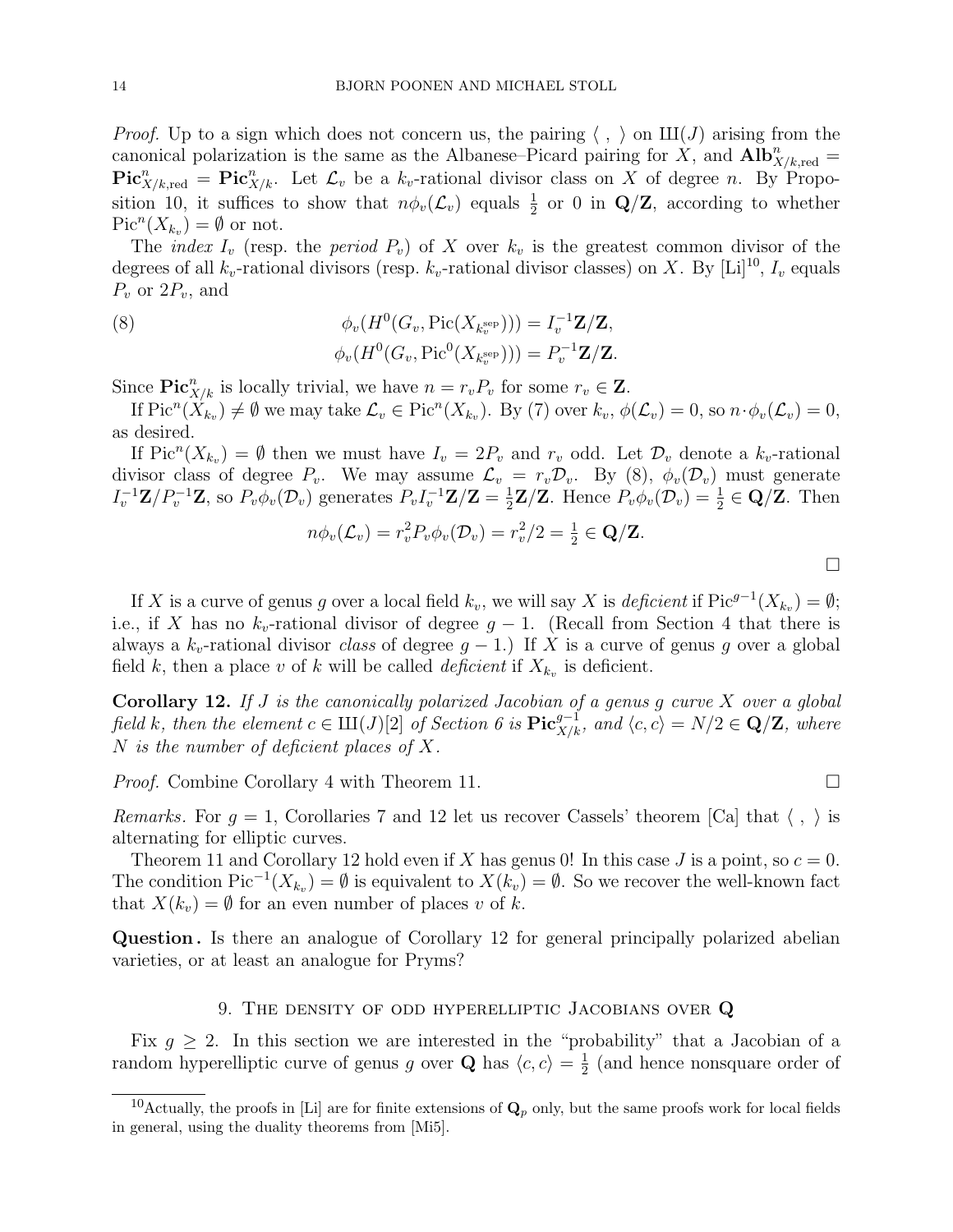*Proof.* Up to a sign which does not concern us, the pairing $\langle\ ,\ \rangle$ on $\text{Ш}(J)$ arising from the canonical polarization is the same as the Albanese–Picard pairing for $X$, and $\mathbf{Alb}^n_{X/k,\mathrm{red}} = \mathbf{Pic}^n_{X/k,\mathrm{red}} = \mathbf{Pic}^n_{X/k}$. Let $\mathcal{L}_v$ be a $k_v$-rational divisor class on $X$ of degree $n$. By Proposition 10, it suffices to show that $n\phi_v(\mathcal{L}_v)$ equals $\frac{1}{2}$ or 0 in $\mathbf{Q}/\mathbf{Z}$, according to whether $\operatorname{Pic}^n(X_{k_v}) = \emptyset$ or not.

The *index* $I_v$ (resp. the *period* $P_v$) of $X$ over $k_v$ is the greatest common divisor of the degrees of all $k_v$-rational divisors (resp. $k_v$-rational divisor classes) on $X$. By [Li][10], $I_v$ equals $P_v$ or $2P_v$, and

$$
\begin{aligned}
\phi_v(H^0(G_v, \operatorname{Pic}(X_{k_v^{\mathrm{sep}}}))) &= I_v^{-1}\mathbf{Z}/\mathbf{Z}, \\
\phi_v(H^0(G_v, \operatorname{Pic}^0(X_{k_v^{\mathrm{sep}}}))) &= P_v^{-1}\mathbf{Z}/\mathbf{Z}.
\end{aligned}
\tag{8}
$$

Since $\mathbf{Pic}^n_{X/k}$ is locally trivial, we have $n = r_v P_v$ for some $r_v \in \mathbf{Z}$.

If $\operatorname{Pic}^n(X_{k_v}) \neq \emptyset$ we may take $\mathcal{L}_v \in \operatorname{Pic}^n(X_{k_v})$. By (7) over $k_v$, $\phi(\mathcal{L}_v) = 0$, so $n \cdot \phi_v(\mathcal{L}_v) = 0$, as desired.

If $\operatorname{Pic}^n(X_{k_v}) = \emptyset$ then we must have $I_v = 2P_v$ and $r_v$ odd. Let $\mathcal{D}_v$ denote a $k_v$-rational divisor class of degree $P_v$. We may assume $\mathcal{L}_v = r_v\mathcal{D}_v$. By (8), $\phi_v(\mathcal{D}_v)$ must generate $I_v^{-1}\mathbf{Z}/P_v^{-1}\mathbf{Z}$, so $P_v\phi_v(\mathcal{D}_v)$ generates $P_v I_v^{-1}\mathbf{Z}/\mathbf{Z} = \frac{1}{2}\mathbf{Z}/\mathbf{Z}$. Hence $P_v\phi_v(\mathcal{D}_v) = \frac{1}{2} \in \mathbf{Q}/\mathbf{Z}$. Then

$$
n\phi_v(\mathcal{L}_v) = r_v^2 P_v \phi_v(\mathcal{D}_v) = r_v^2/2 = \tfrac{1}{2} \in \mathbf{Q}/\mathbf{Z}.
$$

□

If $X$ is a curve of genus $g$ over a local field $k_v$, we will say $X$ is *deficient* if $\operatorname{Pic}^{g-1}(X_{k_v}) = \emptyset$; i.e., if $X$ has no $k_v$-rational divisor of degree $g-1$. (Recall from Section 4 that there is always a $k_v$-rational divisor *class* of degree $g-1$.) If $X$ is a curve of genus $g$ over a global field $k$, then a place $v$ of $k$ will be called *deficient* if $X_{k_v}$ is deficient.

**Corollary 12.** *If $J$ is the canonically polarized Jacobian of a genus $g$ curve $X$ over a global field $k$, then the element $c \in \text{Ш}(J)[2]$ of Section 6 is $\mathbf{Pic}^{g-1}_{X/k}$, and $\langle c, c\rangle = N/2 \in \mathbf{Q}/\mathbf{Z}$, where $N$ is the number of deficient places of $X$.*

*Proof.* Combine Corollary 4 with Theorem 11. □

*Remarks.* For $g = 1$, Corollaries 7 and 12 let us recover Cassels' theorem [Ca] that $\langle\ ,\ \rangle$ is alternating for elliptic curves.

Theorem 11 and Corollary 12 hold even if $X$ has genus 0! In this case $J$ is a point, so $c = 0$. The condition $\operatorname{Pic}^{-1}(X_{k_v}) = \emptyset$ is equivalent to $X(k_v) = \emptyset$. So we recover the well-known fact that $X(k_v) = \emptyset$ for an even number of places $v$ of $k$.

**Question.** Is there an analogue of Corollary 12 for general principally polarized abelian varieties, or at least an analogue for Pryms?

## 9. The density of odd hyperelliptic Jacobians over Q

Fix $g \geq 2$. In this section we are interested in the "probability" that a Jacobian of a random hyperelliptic curve of genus $g$ over $\mathbf{Q}$ has $\langle c, c\rangle = \frac{1}{2}$ (and hence nonsquare order of

---

[10] Actually, the proofs in [Li] are for finite extensions of $\mathbf{Q}_p$ only, but the same proofs work for local fields in general, using the duality theorems from [Mi5].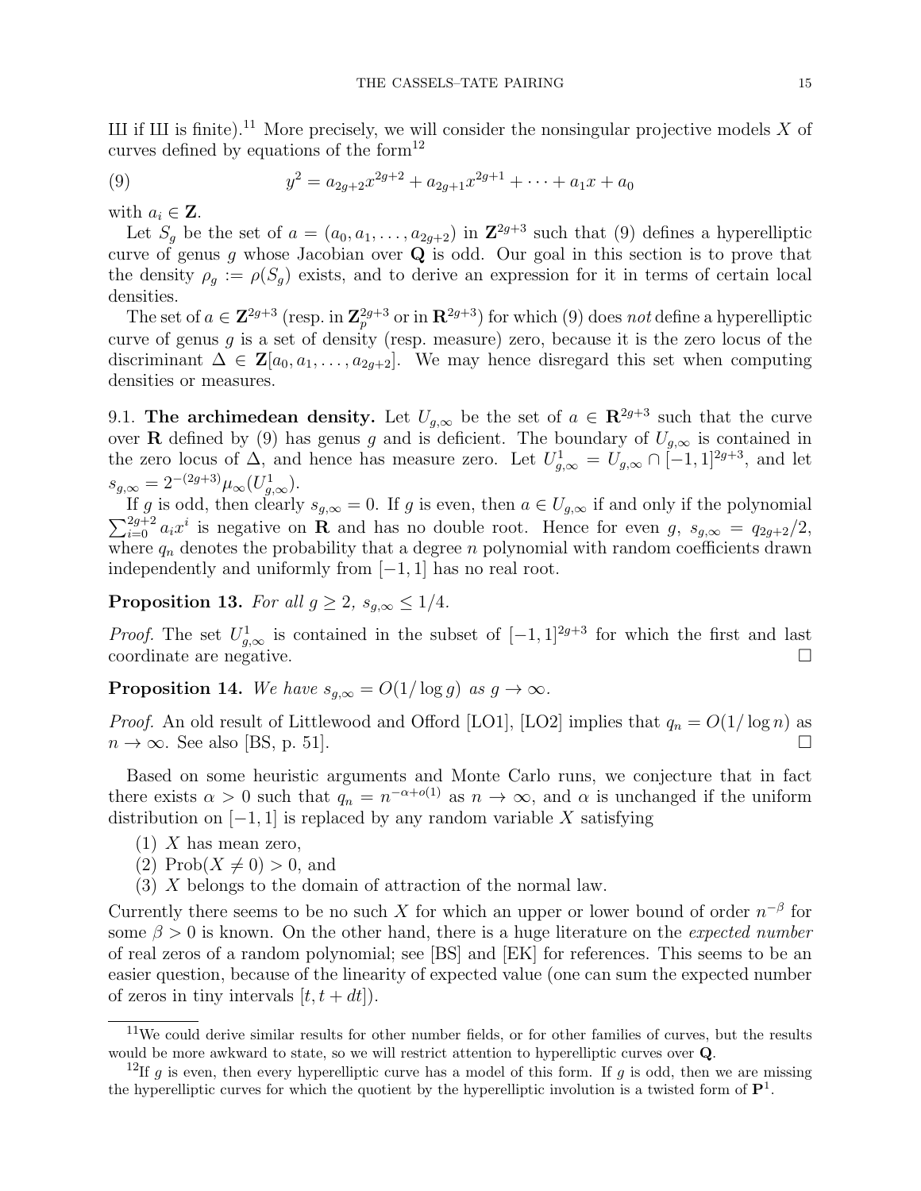Ш if Ш is finite).[11] More precisely, we will consider the nonsingular projective models $X$ of curves defined by equations of the form[12]

$$y^2 = a_{2g+2}x^{2g+2} + a_{2g+1}x^{2g+1} + \cdots + a_1 x + a_0 \tag{9}$$

with $a_i \in \mathbf{Z}$.

Let $S_g$ be the set of $a = (a_0, a_1, \ldots, a_{2g+2})$ in $\mathbf{Z}^{2g+3}$ such that (9) defines a hyperelliptic curve of genus $g$ whose Jacobian over $\mathbf{Q}$ is odd. Our goal in this section is to prove that the density $\rho_g := \rho(S_g)$ exists, and to derive an expression for it in terms of certain local densities.

The set of $a \in \mathbf{Z}^{2g+3}$ (resp. in $\mathbf{Z}_p^{2g+3}$ or in $\mathbf{R}^{2g+3}$) for which (9) does *not* define a hyperelliptic curve of genus $g$ is a set of density (resp. measure) zero, because it is the zero locus of the discriminant $\Delta \in \mathbf{Z}[a_0, a_1, \ldots, a_{2g+2}]$. We may hence disregard this set when computing densities or measures.

9.1. **The archimedean density.** Let $U_{g,\infty}$ be the set of $a \in \mathbf{R}^{2g+3}$ such that the curve over $\mathbf{R}$ defined by (9) has genus $g$ and is deficient. The boundary of $U_{g,\infty}$ is contained in the zero locus of $\Delta$, and hence has measure zero. Let $U^1_{g,\infty} = U_{g,\infty} \cap [-1,1]^{2g+3}$, and let $s_{g,\infty} = 2^{-(2g+3)}\mu_\infty(U^1_{g,\infty})$.

If $g$ is odd, then clearly $s_{g,\infty} = 0$. If $g$ is even, then $a \in U_{g,\infty}$ if and only if the polynomial $\sum_{i=0}^{2g+2} a_i x^i$ is negative on $\mathbf{R}$ and has no double root. Hence for even $g$, $s_{g,\infty} = q_{2g+2}/2$, where $q_n$ denotes the probability that a degree $n$ polynomial with random coefficients drawn independently and uniformly from $[-1,1]$ has no real root.

**Proposition 13.** *For all $g \geq 2$, $s_{g,\infty} \leq 1/4$.*

*Proof.* The set $U^1_{g,\infty}$ is contained in the subset of $[-1,1]^{2g+3}$ for which the first and last coordinate are negative. □

**Proposition 14.** *We have $s_{g,\infty} = O(1/\log g)$ as $g \to \infty$.*

*Proof.* An old result of Littlewood and Offord [LO1], [LO2] implies that $q_n = O(1/\log n)$ as $n \to \infty$. See also [BS, p. 51]. □

Based on some heuristic arguments and Monte Carlo runs, we conjecture that in fact there exists $\alpha > 0$ such that $q_n = n^{-\alpha + o(1)}$ as $n \to \infty$, and $\alpha$ is unchanged if the uniform distribution on $[-1,1]$ is replaced by any random variable $X$ satisfying

(1) $X$ has mean zero,
(2) $\operatorname{Prob}(X \neq 0) > 0$, and
(3) $X$ belongs to the domain of attraction of the normal law.

Currently there seems to be no such $X$ for which an upper or lower bound of order $n^{-\beta}$ for some $\beta > 0$ is known. On the other hand, there is a huge literature on the *expected number* of real zeros of a random polynomial; see [BS] and [EK] for references. This seems to be an easier question, because of the linearity of expected value (one can sum the expected number of zeros in tiny intervals $[t, t + dt]$).

---

[11] We could derive similar results for other number fields, or for other families of curves, but the results would be more awkward to state, so we will restrict attention to hyperelliptic curves over $\mathbf{Q}$.

[12] If $g$ is even, then every hyperelliptic curve has a model of this form. If $g$ is odd, then we are missing the hyperelliptic curves for which the quotient by the hyperelliptic involution is a twisted form of $\mathbf{P}^1$.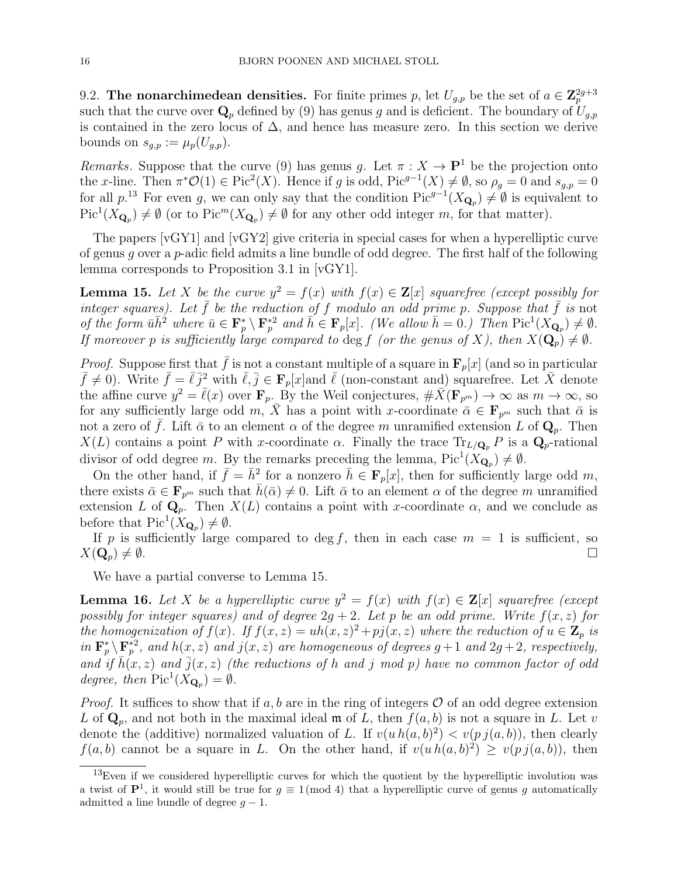9.2. **The nonarchimedean densities.** For finite primes $p$, let $U_{g,p}$ be the set of $a \in \mathbf{Z}_p^{2g+3}$ such that the curve over $\mathbf{Q}_p$ defined by (9) has genus $g$ and is deficient. The boundary of $U_{g,p}$ is contained in the zero locus of $\Delta$, and hence has measure zero. In this section we derive bounds on $s_{g,p} := \mu_p(U_{g,p})$.

*Remarks.* Suppose that the curve (9) has genus $g$. Let $\pi : X \to \mathbf{P}^1$ be the projection onto the $x$-line. Then $\pi^*\mathcal{O}(1) \in \operatorname{Pic}^2(X)$. Hence if $g$ is odd, $\operatorname{Pic}^{g-1}(X) \neq \emptyset$, so $\rho_g = 0$ and $s_{g,p} = 0$ for all $p$.[13] For even $g$, we can only say that the condition $\operatorname{Pic}^{g-1}(X_{\mathbf{Q}_p}) \neq \emptyset$ is equivalent to $\operatorname{Pic}^1(X_{\mathbf{Q}_p}) \neq \emptyset$ (or to $\operatorname{Pic}^m(X_{\mathbf{Q}_p}) \neq \emptyset$ for any other odd integer $m$, for that matter).

The papers [vGY1] and [vGY2] give criteria in special cases for when a hyperelliptic curve of genus $g$ over a $p$-adic field admits a line bundle of odd degree. The first half of the following lemma corresponds to Proposition 3.1 in [vGY1].

**Lemma 15.** *Let $X$ be the curve $y^2 = f(x)$ with $f(x) \in \mathbf{Z}[x]$ squarefree (except possibly for integer squares). Let $\bar{f}$ be the reduction of $f$ modulo an odd prime $p$. Suppose that $\bar{f}$ is* not *of the form $\bar{u}\bar{h}^2$ where $\bar{u} \in \mathbf{F}_p^* \setminus \mathbf{F}_p^{*2}$ and $\bar{h} \in \mathbf{F}_p[x]$. (We allow $\bar{h} = 0$.) Then $\operatorname{Pic}^1(X_{\mathbf{Q}_p}) \neq \emptyset$. If moreover $p$ is sufficiently large compared to $\deg f$ (or the genus of $X$), then $X(\mathbf{Q}_p) \neq \emptyset$.*

*Proof.* Suppose first that $\bar{f}$ is not a constant multiple of a square in $\mathbf{F}_p[x]$ (and so in particular $\bar{f} \neq 0$). Write $\bar{f} = \bar{\ell}\,\bar{j}^2$ with $\bar{\ell}, \bar{j} \in \mathbf{F}_p[x]$and $\bar{\ell}$ (non-constant and) squarefree. Let $\bar{X}$ denote the affine curve $y^2 = \bar{\ell}(x)$ over $\mathbf{F}_p$. By the Weil conjectures, $\#\bar{X}(\mathbf{F}_{p^m}) \to \infty$ as $m \to \infty$, so for any sufficiently large odd $m$, $\bar{X}$ has a point with $x$-coordinate $\bar{\alpha} \in \mathbf{F}_{p^m}$ such that $\bar{\alpha}$ is not a zero of $\bar{f}$. Lift $\bar{\alpha}$ to an element $\alpha$ of the degree $m$ unramified extension $L$ of $\mathbf{Q}_p$. Then $X(L)$ contains a point $P$ with $x$-coordinate $\alpha$. Finally the trace $\operatorname{Tr}_{L/\mathbf{Q}_p} P$ is a $\mathbf{Q}_p$-rational divisor of odd degree $m$. By the remarks preceding the lemma, $\operatorname{Pic}^1(X_{\mathbf{Q}_p}) \neq \emptyset$.

On the other hand, if $\bar{f} = \bar{h}^2$ for a nonzero $\bar{h} \in \mathbf{F}_p[x]$, then for sufficiently large odd $m$, there exists $\bar{\alpha} \in \mathbf{F}_{p^m}$ such that $\bar{h}(\bar{\alpha}) \neq 0$. Lift $\bar{\alpha}$ to an element $\alpha$ of the degree $m$ unramified extension $L$ of $\mathbf{Q}_p$. Then $X(L)$ contains a point with $x$-coordinate $\alpha$, and we conclude as before that $\operatorname{Pic}^1(X_{\mathbf{Q}_p}) \neq \emptyset$.

If $p$ is sufficiently large compared to $\deg f$, then in each case $m = 1$ is sufficient, so $X(\mathbf{Q}_p) \neq \emptyset$. $\square$

We have a partial converse to Lemma 15.

**Lemma 16.** *Let $X$ be a hyperelliptic curve $y^2 = f(x)$ with $f(x) \in \mathbf{Z}[x]$ squarefree (except possibly for integer squares) and of degree $2g+2$. Let $p$ be an odd prime. Write $f(x, z)$ for the homogenization of $f(x)$. If $f(x, z) = uh(x, z)^2 + pj(x, z)$ where the reduction of $u \in \mathbf{Z}_p$ is in $\mathbf{F}_p^* \setminus \mathbf{F}_p^{*2}$, and $h(x, z)$ and $j(x, z)$ are homogeneous of degrees $g+1$ and $2g+2$, respectively, and if $\bar{h}(x, z)$ and $\bar{j}(x, z)$ (the reductions of $h$ and $j$ mod $p$) have no common factor of odd degree, then $\operatorname{Pic}^1(X_{\mathbf{Q}_p}) = \emptyset$.*

*Proof.* It suffices to show that if $a, b$ are in the ring of integers $\mathcal{O}$ of an odd degree extension $L$ of $\mathbf{Q}_p$, and not both in the maximal ideal $\mathfrak{m}$ of $L$, then $f(a, b)$ is not a square in $L$. Let $v$ denote the (additive) normalized valuation of $L$. If $v(u\,h(a, b)^2) < v(p\,j(a, b))$, then clearly $f(a, b)$ cannot be a square in $L$. On the other hand, if $v(u\,h(a, b)^2) \geq v(p\,j(a, b))$, then

[13] Even if we considered hyperelliptic curves for which the quotient by the hyperelliptic involution was a twist of $\mathbf{P}^1$, it would still be true for $g \equiv 1 \pmod 4$ that a hyperelliptic curve of genus $g$ automatically admitted a line bundle of degree $g-1$.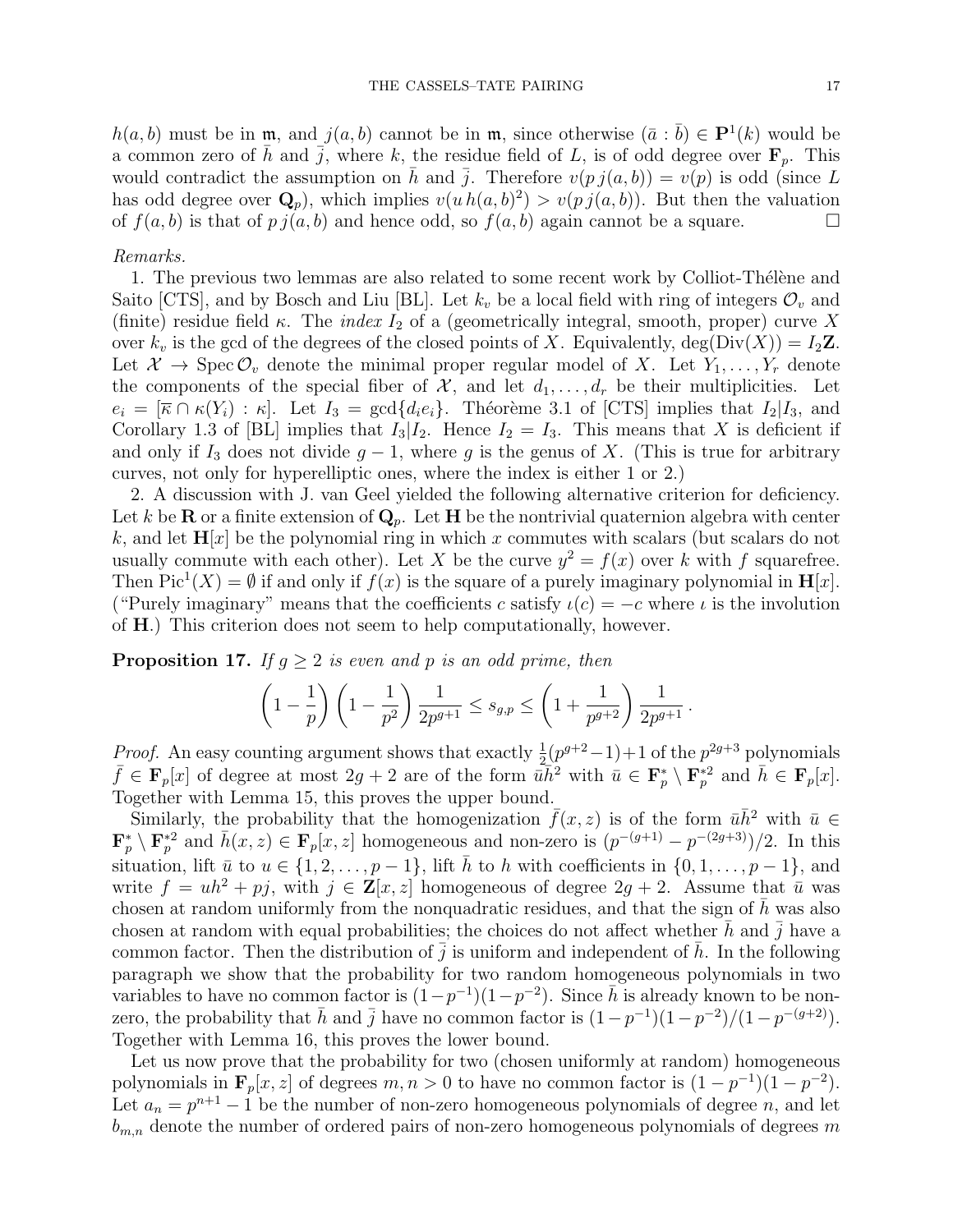$h(a,b)$ must be in $\mathfrak{m}$, and $j(a,b)$ cannot be in $\mathfrak{m}$, since otherwise $(\bar{a} : \bar{b}) \in \mathbf{P}^1(k)$ would be a common zero of $\bar{h}$ and $\bar{j}$, where $k$, the residue field of $L$, is of odd degree over $\mathbf{F}_p$. This would contradict the assumption on $\bar{h}$ and $\bar{j}$. Therefore $v(p\,j(a,b)) = v(p)$ is odd (since $L$ has odd degree over $\mathbf{Q}_p$), which implies $v(u\,h(a,b)^2) > v(p\,j(a,b))$. But then the valuation of $f(a,b)$ is that of $p\,j(a,b)$ and hence odd, so $f(a,b)$ again cannot be a square. $\square$

*Remarks.*

1. The previous two lemmas are also related to some recent work by Colliot-Thélène and Saito [CTS], and by Bosch and Liu [BL]. Let $k_v$ be a local field with ring of integers $\mathcal{O}_v$ and (finite) residue field $\kappa$. The *index* $I_2$ of a (geometrically integral, smooth, proper) curve $X$ over $k_v$ is the gcd of the degrees of the closed points of $X$. Equivalently, $\deg(\mathrm{Div}(X)) = I_2\mathbf{Z}$. Let $\mathcal{X} \to \operatorname{Spec} \mathcal{O}_v$ denote the minimal proper regular model of $X$. Let $Y_1, \dots, Y_r$ denote the components of the special fiber of $\mathcal{X}$, and let $d_1, \dots, d_r$ be their multiplicities. Let $e_i = [\overline{\kappa} \cap \kappa(Y_i) : \kappa]$. Let $I_3 = \gcd\{d_i e_i\}$. Théorème 3.1 of [CTS] implies that $I_2 | I_3$, and Corollary 1.3 of [BL] implies that $I_3 | I_2$. Hence $I_2 = I_3$. This means that $X$ is deficient if and only if $I_3$ does not divide $g-1$, where $g$ is the genus of $X$. (This is true for arbitrary curves, not only for hyperelliptic ones, where the index is either 1 or 2.)

2. A discussion with J. van Geel yielded the following alternative criterion for deficiency. Let $k$ be $\mathbf{R}$ or a finite extension of $\mathbf{Q}_p$. Let $\mathbf{H}$ be the nontrivial quaternion algebra with center $k$, and let $\mathbf{H}[x]$ be the polynomial ring in which $x$ commutes with scalars (but scalars do not usually commute with each other). Let $X$ be the curve $y^2 = f(x)$ over $k$ with $f$ squarefree. Then $\operatorname{Pic}^1(X) = \emptyset$ if and only if $f(x)$ is the square of a purely imaginary polynomial in $\mathbf{H}[x]$. ("Purely imaginary" means that the coefficients $c$ satisfy $\iota(c) = -c$ where $\iota$ is the involution of $\mathbf{H}$.) This criterion does not seem to help computationally, however.

**Proposition 17.** *If $g \geq 2$ is even and $p$ is an odd prime, then*

$$\left(1 - \frac{1}{p}\right)\left(1 - \frac{1}{p^2}\right)\frac{1}{2p^{g+1}} \leq s_{g,p} \leq \left(1 + \frac{1}{p^{g+2}}\right)\frac{1}{2p^{g+1}}\,.$$

*Proof.* An easy counting argument shows that exactly $\frac{1}{2}(p^{g+2}-1)+1$ of the $p^{2g+3}$ polynomials $\bar{f} \in \mathbf{F}_p[x]$ of degree at most $2g+2$ are of the form $\bar{u}\bar{h}^2$ with $\bar{u} \in \mathbf{F}_p^* \setminus \mathbf{F}_p^{*2}$ and $\bar{h} \in \mathbf{F}_p[x]$. Together with Lemma 15, this proves the upper bound.

Similarly, the probability that the homogenization $\bar{f}(x,z)$ is of the form $\bar{u}\bar{h}^2$ with $\bar{u} \in \mathbf{F}_p^* \setminus \mathbf{F}_p^{*2}$ and $\bar{h}(x,z) \in \mathbf{F}_p[x,z]$ homogeneous and non-zero is $(p^{-(g+1)} - p^{-(2g+3)})/2$. In this situation, lift $\bar{u}$ to $u \in \{1, 2, \dots, p-1\}$, lift $\bar{h}$ to $h$ with coefficients in $\{0, 1, \dots, p-1\}$, and write $f = uh^2 + pj$, with $j \in \mathbf{Z}[x,z]$ homogeneous of degree $2g+2$. Assume that $\bar{u}$ was chosen at random uniformly from the nonquadratic residues, and that the sign of $\bar{h}$ was also chosen at random with equal probabilities; the choices do not affect whether $\bar{h}$ and $\bar{j}$ have a common factor. Then the distribution of $\bar{j}$ is uniform and independent of $\bar{h}$. In the following paragraph we show that the probability for two random homogeneous polynomials in two variables to have no common factor is $(1-p^{-1})(1-p^{-2})$. Since $\bar{h}$ is already known to be non-zero, the probability that $\bar{h}$ and $\bar{j}$ have no common factor is $(1-p^{-1})(1-p^{-2})/(1-p^{-(g+2)})$. Together with Lemma 16, this proves the lower bound.

Let us now prove that the probability for two (chosen uniformly at random) homogeneous polynomials in $\mathbf{F}_p[x,z]$ of degrees $m, n > 0$ to have no common factor is $(1-p^{-1})(1-p^{-2})$. Let $a_n = p^{n+1} - 1$ be the number of non-zero homogeneous polynomials of degree $n$, and let $b_{m,n}$ denote the number of ordered pairs of non-zero homogeneous polynomials of degrees $m$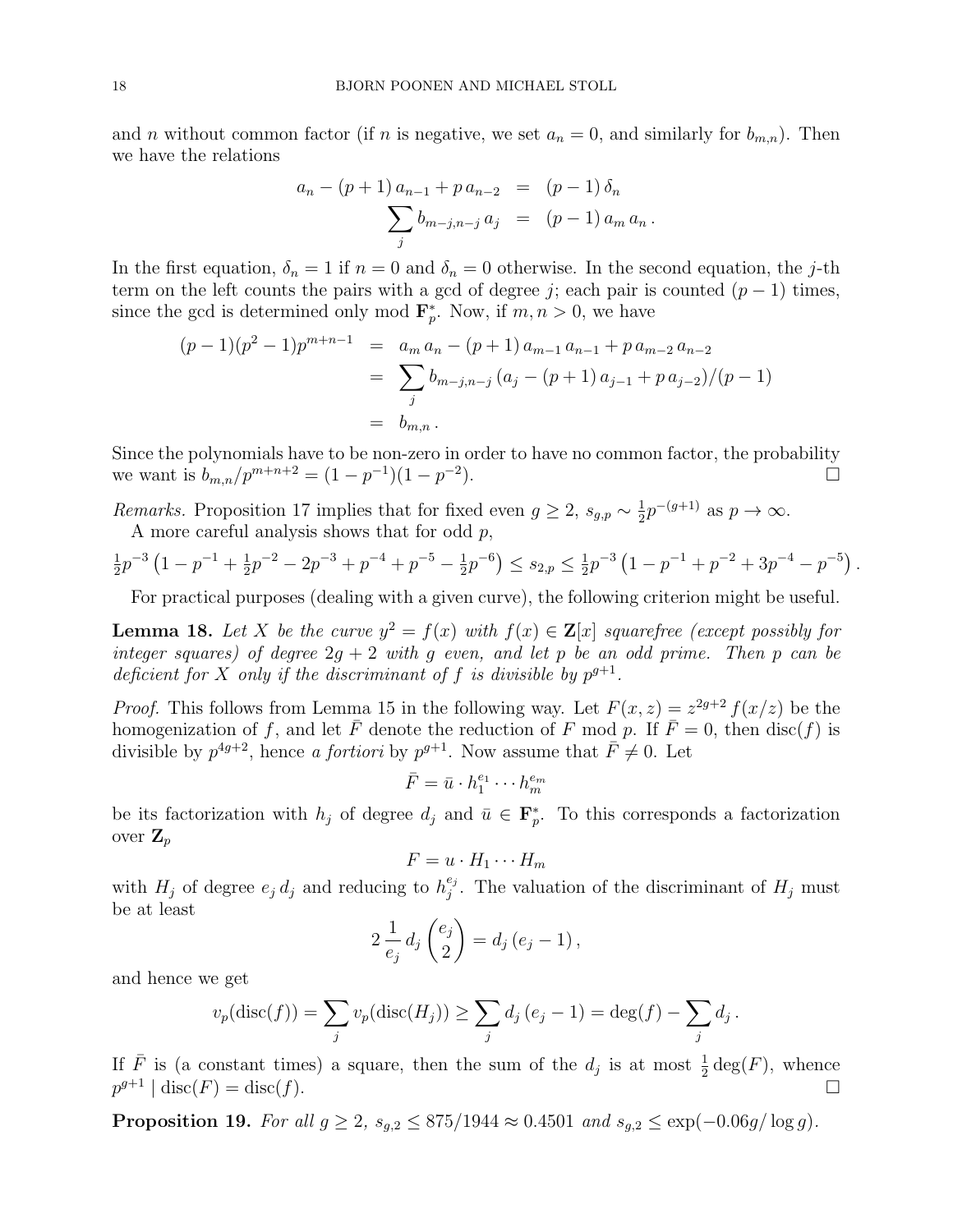and $n$ without common factor (if $n$ is negative, we set $a_n = 0$, and similarly for $b_{m,n}$). Then we have the relations

$$
\begin{aligned}
a_n - (p+1)\, a_{n-1} + p\, a_{n-2} &= (p-1)\, \delta_n \\
\sum_j b_{m-j,n-j}\, a_j &= (p-1)\, a_m\, a_n\,.
\end{aligned}
$$

In the first equation, $\delta_n = 1$ if $n = 0$ and $\delta_n = 0$ otherwise. In the second equation, the $j$-th term on the left counts the pairs with a gcd of degree $j$; each pair is counted $(p-1)$ times, since the gcd is determined only mod $\mathbf{F}_p^*$. Now, if $m, n > 0$, we have

$$
\begin{aligned}
(p-1)(p^2-1)p^{m+n-1} &= a_m\, a_n - (p+1)\, a_{m-1}\, a_{n-1} + p\, a_{m-2}\, a_{n-2} \\
&= \sum_j b_{m-j,n-j}\, (a_j - (p+1)\, a_{j-1} + p\, a_{j-2})/(p-1) \\
&= b_{m,n}\,.
\end{aligned}
$$

Since the polynomials have to be non-zero in order to have no common factor, the probability we want is $b_{m,n}/p^{m+n+2} = (1-p^{-1})(1-p^{-2})$. $\square$

*Remarks.* Proposition 17 implies that for fixed even $g \ge 2$, $s_{g,p} \sim \frac{1}{2} p^{-(g+1)}$ as $p \to \infty$.

A more careful analysis shows that for odd $p$,

$$
\tfrac{1}{2}p^{-3}\left(1 - p^{-1} + \tfrac{1}{2}p^{-2} - 2p^{-3} + p^{-4} + p^{-5} - \tfrac{1}{2}p^{-6}\right) \le s_{2,p} \le \tfrac{1}{2}p^{-3}\left(1 - p^{-1} + p^{-2} + 3p^{-4} - p^{-5}\right).
$$

For practical purposes (dealing with a given curve), the following criterion might be useful.

**Lemma 18.** *Let $X$ be the curve $y^2 = f(x)$ with $f(x) \in \mathbf{Z}[x]$ squarefree (except possibly for integer squares) of degree $2g+2$ with $g$ even, and let $p$ be an odd prime. Then $p$ can be deficient for $X$ only if the discriminant of $f$ is divisible by $p^{g+1}$.*

*Proof.* This follows from Lemma 15 in the following way. Let $F(x, z) = z^{2g+2} f(x/z)$ be the homogenization of $f$, and let $\bar{F}$ denote the reduction of $F$ mod $p$. If $\bar{F} = 0$, then $\operatorname{disc}(f)$ is divisible by $p^{4g+2}$, hence *a fortiori* by $p^{g+1}$. Now assume that $\bar{F} \neq 0$. Let

$$
\bar{F} = \bar{u} \cdot h_1^{e_1} \cdots h_m^{e_m}
$$

be its factorization with $h_j$ of degree $d_j$ and $\bar{u} \in \mathbf{F}_p^*$. To this corresponds a factorization over $\mathbf{Z}_p$

$$
F = u \cdot H_1 \cdots H_m
$$

with $H_j$ of degree $e_j\, d_j$ and reducing to $h_j^{e_j}$. The valuation of the discriminant of $H_j$ must be at least

$$
2\,\frac{1}{e_j}\, d_j \binom{e_j}{2} = d_j\,(e_j - 1)\,,
$$

and hence we get

$$
v_p(\operatorname{disc}(f)) = \sum_j v_p(\operatorname{disc}(H_j)) \ge \sum_j d_j\,(e_j - 1) = \deg(f) - \sum_j d_j\,.
$$

If $\bar{F}$ is (a constant times) a square, then the sum of the $d_j$ is at most $\frac{1}{2}\deg(F)$, whence $p^{g+1} \mid \operatorname{disc}(F) = \operatorname{disc}(f)$. $\square$

**Proposition 19.** *For all $g \ge 2$, $s_{g,2} \le 875/1944 \approx 0.4501$ and $s_{g,2} \le \exp(-0.06g/\log g)$.*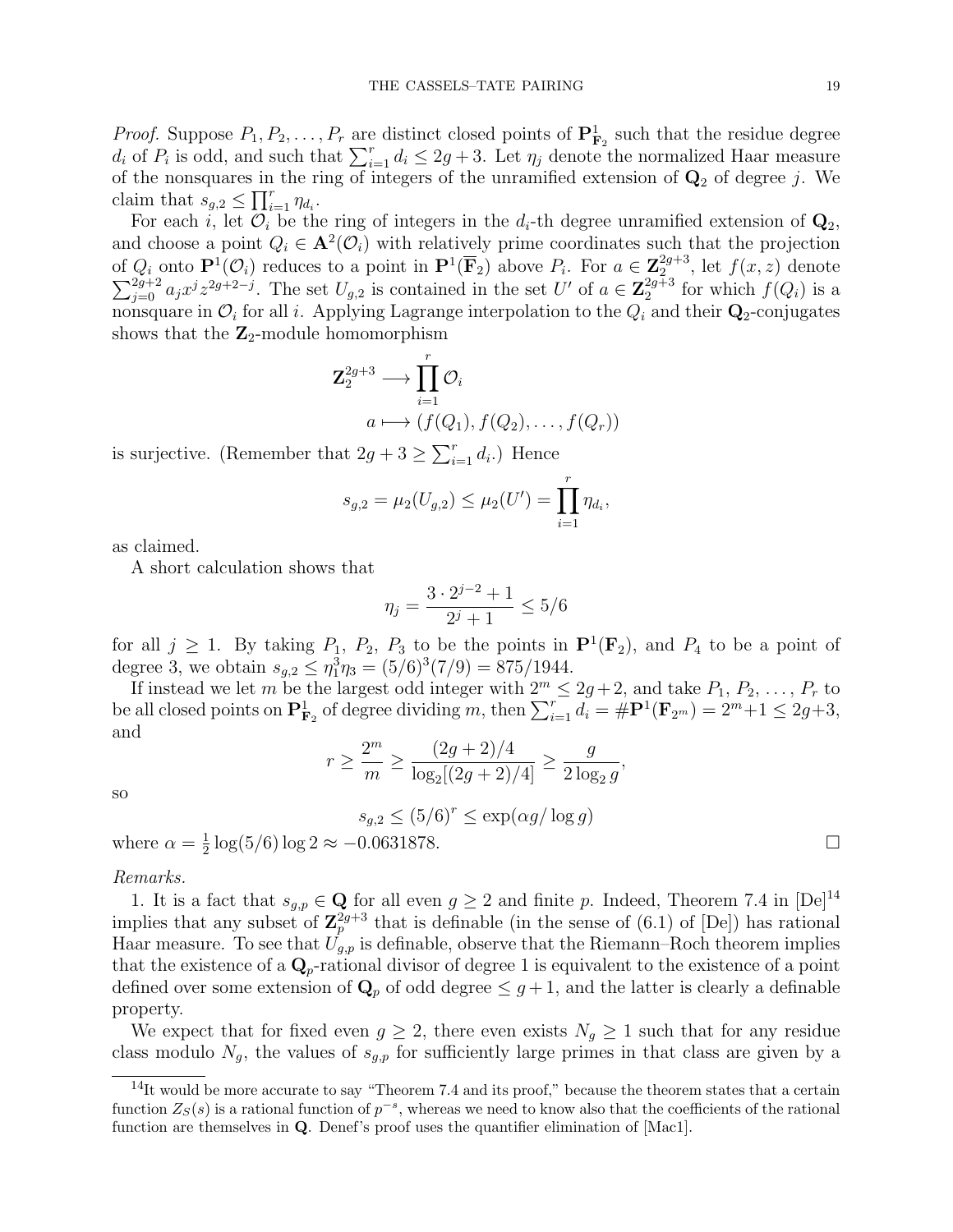*Proof.* Suppose $P_1, P_2, \ldots, P_r$ are distinct closed points of $\mathbf{P}^1_{\mathbf{F}_2}$ such that the residue degree $d_i$ of $P_i$ is odd, and such that $\sum_{i=1}^r d_i \le 2g+3$. Let $\eta_j$ denote the normalized Haar measure of the nonsquares in the ring of integers of the unramified extension of $\mathbf{Q}_2$ of degree $j$. We claim that $s_{g,2} \le \prod_{i=1}^r \eta_{d_i}$.

For each $i$, let $\mathcal{O}_i$ be the ring of integers in the $d_i$-th degree unramified extension of $\mathbf{Q}_2$, and choose a point $Q_i \in \mathbf{A}^2(\mathcal{O}_i)$ with relatively prime coordinates such that the projection of $Q_i$ onto $\mathbf{P}^1(\mathcal{O}_i)$ reduces to a point in $\mathbf{P}^1(\overline{\mathbf{F}}_2)$ above $P_i$. For $a \in \mathbf{Z}_2^{2g+3}$, let $f(x,z)$ denote $\sum_{j=0}^{2g+2} a_j x^j z^{2g+2-j}$. The set $U_{g,2}$ is contained in the set $U'$ of $a \in \mathbf{Z}_2^{2g+3}$ for which $f(Q_i)$ is a nonsquare in $\mathcal{O}_i$ for all $i$. Applying Lagrange interpolation to the $Q_i$ and their $\mathbf{Q}_2$-conjugates shows that the $\mathbf{Z}_2$-module homomorphism

$$
\begin{aligned}
\mathbf{Z}_2^{2g+3} &\longrightarrow \prod_{i=1}^r \mathcal{O}_i \\
a &\longmapsto (f(Q_1), f(Q_2), \ldots, f(Q_r))
\end{aligned}
$$

is surjective. (Remember that $2g+3 \ge \sum_{i=1}^r d_i$.) Hence

$$
s_{g,2} = \mu_2(U_{g,2}) \le \mu_2(U') = \prod_{i=1}^r \eta_{d_i},
$$

as claimed.

A short calculation shows that

$$
\eta_j = \frac{3 \cdot 2^{j-2} + 1}{2^j + 1} \le 5/6
$$

for all $j \ge 1$. By taking $P_1$, $P_2$, $P_3$ to be the points in $\mathbf{P}^1(\mathbf{F}_2)$, and $P_4$ to be a point of degree 3, we obtain $s_{g,2} \le \eta_1^3 \eta_3 = (5/6)^3(7/9) = 875/1944$.

If instead we let $m$ be the largest odd integer with $2^m \le 2g+2$, and take $P_1, P_2, \ldots, P_r$ to be all closed points on $\mathbf{P}^1_{\mathbf{F}_2}$ of degree dividing $m$, then $\sum_{i=1}^r d_i = \#\mathbf{P}^1(\mathbf{F}_{2^m}) = 2^m + 1 \le 2g+3$, and

$$
r \ge \frac{2^m}{m} \ge \frac{(2g+2)/4}{\log_2[(2g+2)/4]} \ge \frac{g}{2\log_2 g},
$$

so

$$
s_{g,2} \le (5/6)^r \le \exp(\alpha g / \log g)
$$

where $\alpha = \frac{1}{2}\log(5/6)\log 2 \approx -0.0631878$. $\square$

*Remarks.*

1. It is a fact that $s_{g,p} \in \mathbf{Q}$ for all even $g \ge 2$ and finite $p$. Indeed, Theorem 7.4 in [De][14] implies that any subset of $\mathbf{Z}_p^{2g+3}$ that is definable (in the sense of (6.1) of [De]) has rational Haar measure. To see that $U_{g,p}$ is definable, observe that the Riemann–Roch theorem implies that the existence of a $\mathbf{Q}_p$-rational divisor of degree 1 is equivalent to the existence of a point defined over some extension of $\mathbf{Q}_p$ of odd degree $\le g+1$, and the latter is clearly a definable property.

We expect that for fixed even $g \ge 2$, there even exists $N_g \ge 1$ such that for any residue class modulo $N_g$, the values of $s_{g,p}$ for sufficiently large primes in that class are given by a

[14] It would be more accurate to say "Theorem 7.4 and its proof," because the theorem states that a certain function $Z_S(s)$ is a rational function of $p^{-s}$, whereas we need to know also that the coefficients of the rational function are themselves in $\mathbf{Q}$. Denef's proof uses the quantifier elimination of [Mac1].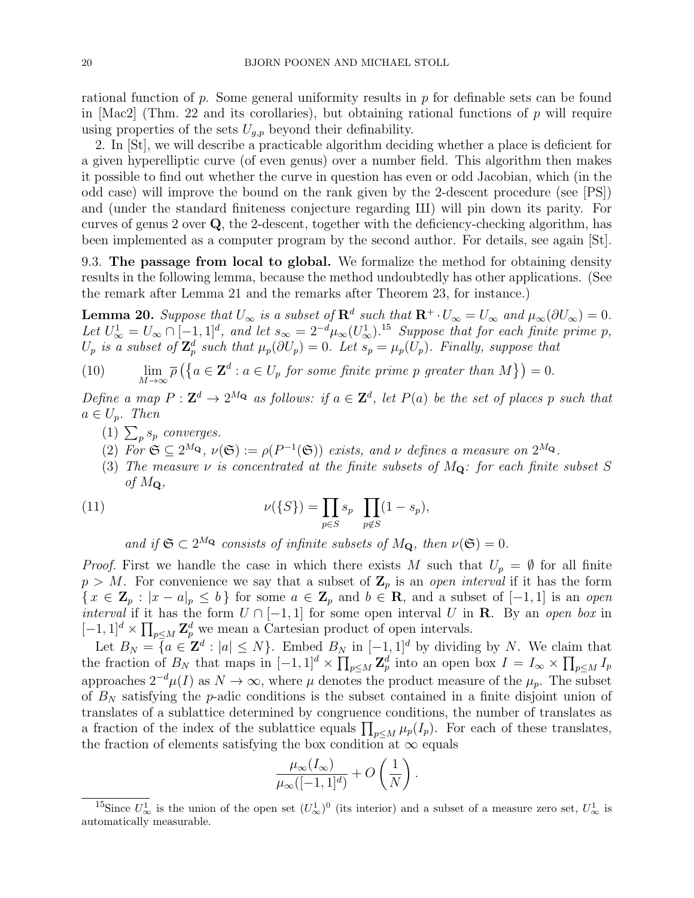rational function of $p$. Some general uniformity results in $p$ for definable sets can be found in [Mac2] (Thm. 22 and its corollaries), but obtaining rational functions of $p$ will require using properties of the sets $U_{g,p}$ beyond their definability.

2. In [St], we will describe a practicable algorithm deciding whether a place is deficient for a given hyperelliptic curve (of even genus) over a number field. This algorithm then makes it possible to find out whether the curve in question has even or odd Jacobian, which (in the odd case) will improve the bound on the rank given by the 2-descent procedure (see [PS]) and (under the standard finiteness conjecture regarding Ш) will pin down its parity. For curves of genus 2 over $\mathbf{Q}$, the 2-descent, together with the deficiency-checking algorithm, has been implemented as a computer program by the second author. For details, see again [St].

9.3. **The passage from local to global.** We formalize the method for obtaining density results in the following lemma, because the method undoubtedly has other applications. (See the remark after Lemma 21 and the remarks after Theorem 23, for instance.)

**Lemma 20.** *Suppose that $U_\infty$ is a subset of $\mathbf{R}^d$ such that $\mathbf{R}^+ \cdot U_\infty = U_\infty$ and $\mu_\infty(\partial U_\infty) = 0$. Let $U_\infty^1 = U_\infty \cap [-1,1]^d$, and let $s_\infty = 2^{-d}\mu_\infty(U_\infty^1)$.*[15] *Suppose that for each finite prime $p$, $U_p$ is a subset of $\mathbf{Z}_p^d$ such that $\mu_p(\partial U_p) = 0$. Let $s_p = \mu_p(U_p)$. Finally, suppose that*

$$\lim_{M\to\infty} \overline{\rho}\left(\{a \in \mathbf{Z}^d : a \in U_p \text{ for some finite prime } p \text{ greater than } M\}\right) = 0. \tag{10}$$

*Define a map $P : \mathbf{Z}^d \to 2^{M_\mathbf{Q}}$ as follows: if $a \in \mathbf{Z}^d$, let $P(a)$ be the set of places $p$ such that $a \in U_p$. Then*

1. *$\sum_p s_p$ converges.*
2. *For $\mathfrak{S} \subseteq 2^{M_\mathbf{Q}}$, $\nu(\mathfrak{S}) := \rho(P^{-1}(\mathfrak{S}))$ exists, and $\nu$ defines a measure on $2^{M_\mathbf{Q}}$.*
3. *The measure $\nu$ is concentrated at the finite subsets of $M_\mathbf{Q}$: for each finite subset $S$ of $M_\mathbf{Q}$,*

$$\nu(\{S\}) = \prod_{p\in S} s_p \prod_{p\notin S}(1 - s_p), \tag{11}$$

*and if $\mathfrak{S} \subset 2^{M_\mathbf{Q}}$ consists of infinite subsets of $M_\mathbf{Q}$, then $\nu(\mathfrak{S}) = 0$.*

*Proof.* First we handle the case in which there exists $M$ such that $U_p = \emptyset$ for all finite $p > M$. For convenience we say that a subset of $\mathbf{Z}_p$ is an *open interval* if it has the form $\{x \in \mathbf{Z}_p : |x - a|_p \leq b\}$ for some $a \in \mathbf{Z}_p$ and $b \in \mathbf{R}$, and a subset of $[-1,1]$ is an *open interval* if it has the form $U \cap [-1,1]$ for some open interval $U$ in $\mathbf{R}$. By an *open box* in $[-1,1]^d \times \prod_{p\leq M} \mathbf{Z}_p^d$ we mean a Cartesian product of open intervals.

Let $B_N = \{a \in \mathbf{Z}^d : |a| \leq N\}$. Embed $B_N$ in $[-1,1]^d$ by dividing by $N$. We claim that the fraction of $B_N$ that maps in $[-1,1]^d \times \prod_{p\leq M} \mathbf{Z}_p^d$ into an open box $I = I_\infty \times \prod_{p\leq M} I_p$ approaches $2^{-d}\mu(I)$ as $N \to \infty$, where $\mu$ denotes the product measure of the $\mu_p$. The subset of $B_N$ satisfying the $p$-adic conditions is the subset contained in a finite disjoint union of translates of a sublattice determined by congruence conditions, the number of translates as a fraction of the index of the sublattice equals $\prod_{p\leq M} \mu_p(I_p)$. For each of these translates, the fraction of elements satisfying the box condition at $\infty$ equals

$$\frac{\mu_\infty(I_\infty)}{\mu_\infty([-1,1]^d)} + O\left(\frac{1}{N}\right).$$

---

[15] Since $U_\infty^1$ is the union of the open set $(U_\infty^1)^0$ (its interior) and a subset of a measure zero set, $U_\infty^1$ is automatically measurable.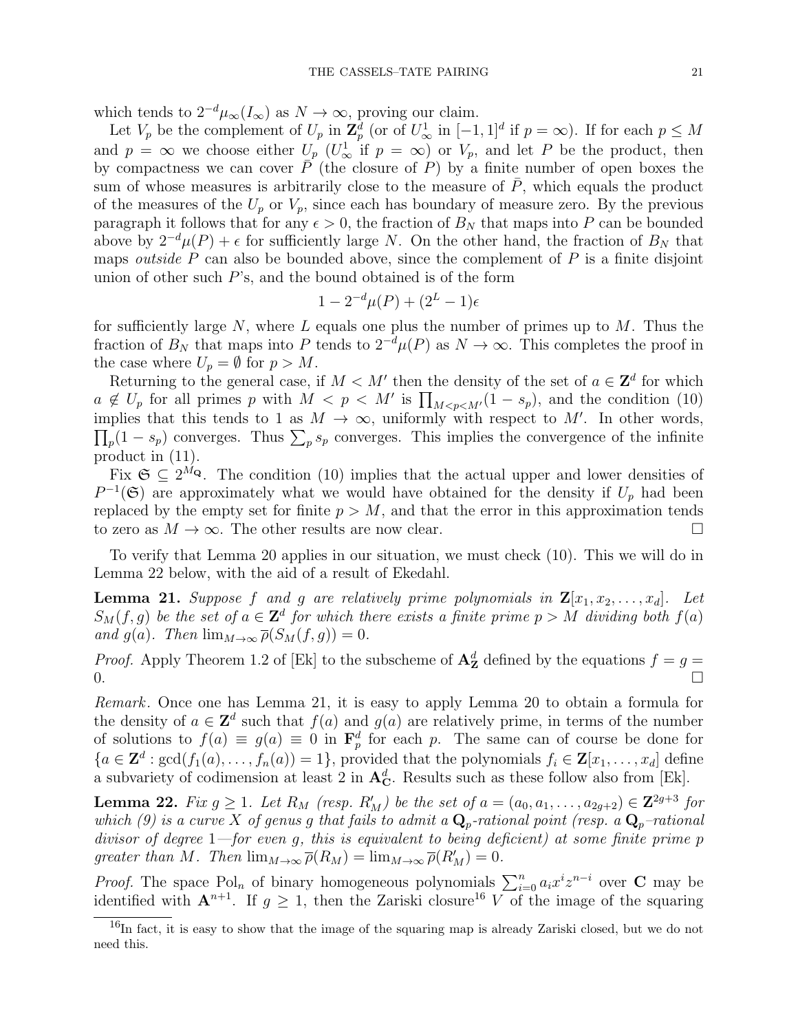which tends to $2^{-d}\mu_\infty(I_\infty)$ as $N \to \infty$, proving our claim.

Let $V_p$ be the complement of $U_p$ in $\mathbf{Z}_p^d$ (or of $U_\infty^1$ in $[-1,1]^d$ if $p = \infty$). If for each $p \leq M$ and $p = \infty$ we choose either $U_p$ ($U_\infty^1$ if $p = \infty$) or $V_p$, and let $P$ be the product, then by compactness we can cover $\bar{P}$ (the closure of $P$) by a finite number of open boxes the sum of whose measures is arbitrarily close to the measure of $\bar{P}$, which equals the product of the measures of the $U_p$ or $V_p$, since each has boundary of measure zero. By the previous paragraph it follows that for any $\epsilon > 0$, the fraction of $B_N$ that maps into $P$ can be bounded above by $2^{-d}\mu(P) + \epsilon$ for sufficiently large $N$. On the other hand, the fraction of $B_N$ that maps *outside* $P$ can also be bounded above, since the complement of $P$ is a finite disjoint union of other such $P$'s, and the bound obtained is of the form

$$1 - 2^{-d}\mu(P) + (2^L - 1)\epsilon$$

for sufficiently large $N$, where $L$ equals one plus the number of primes up to $M$. Thus the fraction of $B_N$ that maps into $P$ tends to $2^{-d}\mu(P)$ as $N \to \infty$. This completes the proof in the case where $U_p = \emptyset$ for $p > M$.

Returning to the general case, if $M < M'$ then the density of the set of $a \in \mathbf{Z}^d$ for which $a \notin U_p$ for all primes $p$ with $M < p < M'$ is $\prod_{M<p<M'}(1 - s_p)$, and the condition (10) implies that this tends to 1 as $M \to \infty$, uniformly with respect to $M'$. In other words, $\prod_p (1 - s_p)$ converges. Thus $\sum_p s_p$ converges. This implies the convergence of the infinite product in (11).

Fix $\mathfrak{S} \subseteq 2^{M_\mathbf{Q}}$. The condition (10) implies that the actual upper and lower densities of $P^{-1}(\mathfrak{S})$ are approximately what we would have obtained for the density if $U_p$ had been replaced by the empty set for finite $p > M$, and that the error in this approximation tends to zero as $M \to \infty$. The other results are now clear. $\square$

To verify that Lemma 20 applies in our situation, we must check (10). This we will do in Lemma 22 below, with the aid of a result of Ekedahl.

**Lemma 21.** *Suppose $f$ and $g$ are relatively prime polynomials in $\mathbf{Z}[x_1, x_2, \ldots, x_d]$. Let $S_M(f,g)$ be the set of $a \in \mathbf{Z}^d$ for which there exists a finite prime $p > M$ dividing both $f(a)$ and $g(a)$. Then $\lim_{M\to\infty} \overline{\rho}(S_M(f,g)) = 0$.*

*Proof.* Apply Theorem 1.2 of [Ek] to the subscheme of $\mathbf{A}^d_\mathbf{Z}$ defined by the equations $f = g = 0$. $\square$

*Remark.* Once one has Lemma 21, it is easy to apply Lemma 20 to obtain a formula for the density of $a \in \mathbf{Z}^d$ such that $f(a)$ and $g(a)$ are relatively prime, in terms of the number of solutions to $f(a) \equiv g(a) \equiv 0$ in $\mathbf{F}_p^d$ for each $p$. The same can of course be done for $\{a \in \mathbf{Z}^d : \gcd(f_1(a), \ldots, f_n(a)) = 1\}$, provided that the polynomials $f_i \in \mathbf{Z}[x_1, \ldots, x_d]$ define a subvariety of codimension at least 2 in $\mathbf{A}^d_\mathbf{C}$. Results such as these follow also from [Ek].

**Lemma 22.** *Fix $g \geq 1$. Let $R_M$ (resp. $R'_M$) be the set of $a = (a_0, a_1, \ldots, a_{2g+2}) \in \mathbf{Z}^{2g+3}$ for which (9) is a curve $X$ of genus $g$ that fails to admit a $\mathbf{Q}_p$-rational point (resp. a $\mathbf{Q}_p$–rational divisor of degree 1—for even $g$, this is equivalent to being deficient) at some finite prime $p$ greater than $M$. Then $\lim_{M\to\infty} \overline{\rho}(R_M) = \lim_{M\to\infty} \overline{\rho}(R'_M) = 0$.*

*Proof.* The space $\mathrm{Pol}_n$ of binary homogeneous polynomials $\sum_{i=0}^n a_i x^i z^{n-i}$ over $\mathbf{C}$ may be identified with $\mathbf{A}^{n+1}$. If $g \geq 1$, then the Zariski closure[16] $V$ of the image of the squaring

[16] In fact, it is easy to show that the image of the squaring map is already Zariski closed, but we do not need this.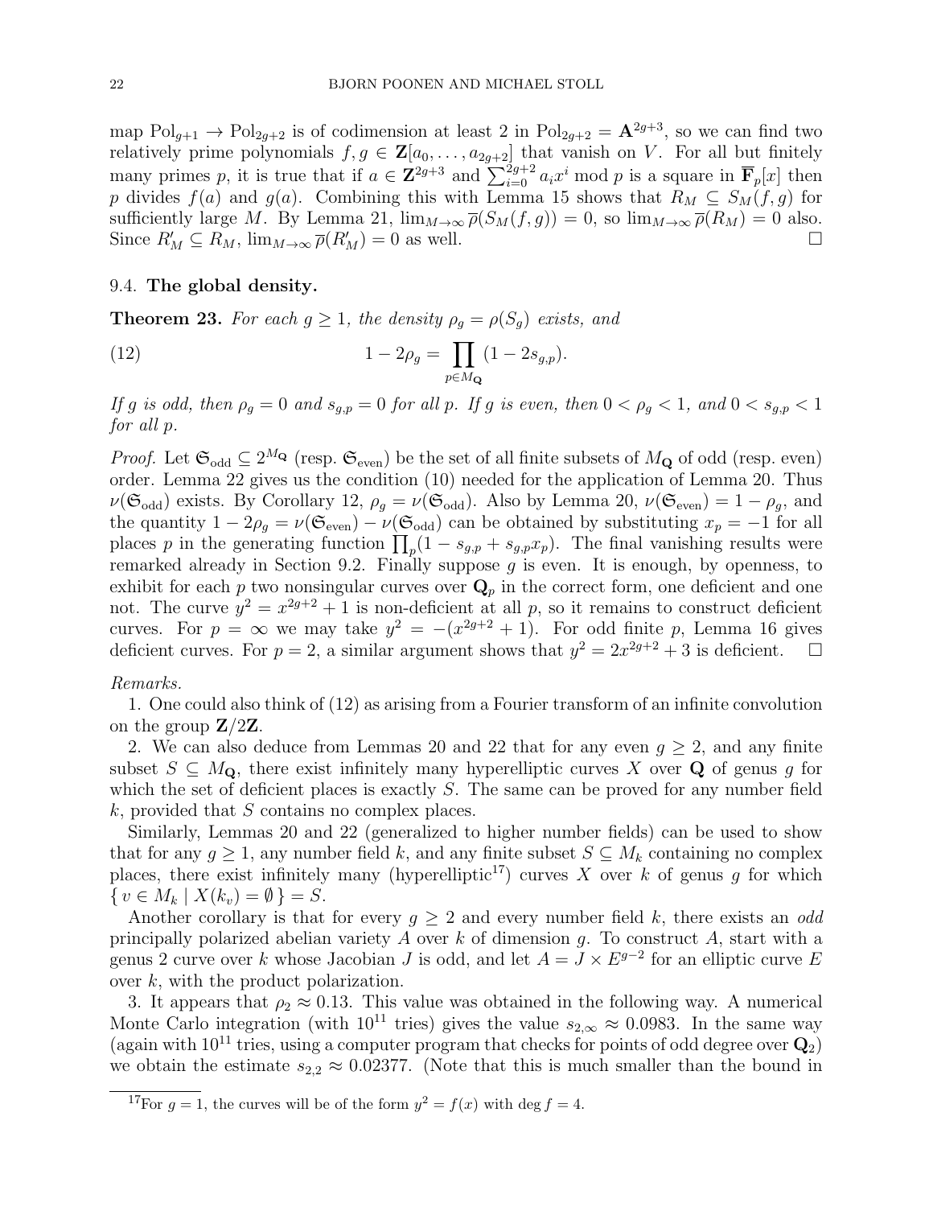map $\mathrm{Pol}_{g+1} \to \mathrm{Pol}_{2g+2}$ is of codimension at least 2 in $\mathrm{Pol}_{2g+2} = \mathbf{A}^{2g+3}$, so we can find two relatively prime polynomials $f, g \in \mathbf{Z}[a_0, \dots, a_{2g+2}]$ that vanish on $V$. For all but finitely many primes $p$, it is true that if $a \in \mathbf{Z}^{2g+3}$ and $\sum_{i=0}^{2g+2} a_i x^i \bmod p$ is a square in $\overline{\mathbf{F}}_p[x]$ then $p$ divides $f(a)$ and $g(a)$. Combining this with Lemma 15 shows that $R_M \subseteq S_M(f, g)$ for sufficiently large $M$. By Lemma 21, $\lim_{M\to\infty} \overline{\rho}(S_M(f, g)) = 0$, so $\lim_{M\to\infty} \overline{\rho}(R_M) = 0$ also. Since $R'_M \subseteq R_M$, $\lim_{M\to\infty} \overline{\rho}(R'_M) = 0$ as well. $\square$

### 9.4. **The global density.**

**Theorem 23.** *For each $g \geq 1$, the density $\rho_g = \rho(S_g)$ exists, and*

$$1 - 2\rho_g = \prod_{p \in M_{\mathbf{Q}}} (1 - 2s_{g,p}). \tag{12}$$

*If $g$ is odd, then $\rho_g = 0$ and $s_{g,p} = 0$ for all $p$. If $g$ is even, then $0 < \rho_g < 1$, and $0 < s_{g,p} < 1$ for all $p$.*

*Proof.* Let $\mathfrak{S}_{\mathrm{odd}} \subseteq 2^{M_{\mathbf{Q}}}$ (resp. $\mathfrak{S}_{\mathrm{even}}$) be the set of all finite subsets of $M_{\mathbf{Q}}$ of odd (resp. even) order. Lemma 22 gives us the condition (10) needed for the application of Lemma 20. Thus $\nu(\mathfrak{S}_{\mathrm{odd}})$ exists. By Corollary 12, $\rho_g = \nu(\mathfrak{S}_{\mathrm{odd}})$. Also by Lemma 20, $\nu(\mathfrak{S}_{\mathrm{even}}) = 1 - \rho_g$, and the quantity $1 - 2\rho_g = \nu(\mathfrak{S}_{\mathrm{even}}) - \nu(\mathfrak{S}_{\mathrm{odd}})$ can be obtained by substituting $x_p = -1$ for all places $p$ in the generating function $\prod_p (1 - s_{g,p} + s_{g,p} x_p)$. The final vanishing results were remarked already in Section 9.2. Finally suppose $g$ is even. It is enough, by openness, to exhibit for each $p$ two nonsingular curves over $\mathbf{Q}_p$ in the correct form, one deficient and one not. The curve $y^2 = x^{2g+2} + 1$ is non-deficient at all $p$, so it remains to construct deficient curves. For $p = \infty$ we may take $y^2 = -(x^{2g+2} + 1)$. For odd finite $p$, Lemma 16 gives deficient curves. For $p = 2$, a similar argument shows that $y^2 = 2x^{2g+2} + 3$ is deficient. $\square$

*Remarks.*

1. One could also think of (12) as arising from a Fourier transform of an infinite convolution on the group $\mathbf{Z}/2\mathbf{Z}$.

2. We can also deduce from Lemmas 20 and 22 that for any even $g \geq 2$, and any finite subset $S \subseteq M_{\mathbf{Q}}$, there exist infinitely many hyperelliptic curves $X$ over $\mathbf{Q}$ of genus $g$ for which the set of deficient places is exactly $S$. The same can be proved for any number field $k$, provided that $S$ contains no complex places.

Similarly, Lemmas 20 and 22 (generalized to higher number fields) can be used to show that for any $g \geq 1$, any number field $k$, and any finite subset $S \subseteq M_k$ containing no complex places, there exist infinitely many (hyperelliptic[17]) curves $X$ over $k$ of genus $g$ for which $\{ v \in M_k \mid X(k_v) = \emptyset \} = S$.

Another corollary is that for every $g \geq 2$ and every number field $k$, there exists an *odd* principally polarized abelian variety $A$ over $k$ of dimension $g$. To construct $A$, start with a genus 2 curve over $k$ whose Jacobian $J$ is odd, and let $A = J \times E^{g-2}$ for an elliptic curve $E$ over $k$, with the product polarization.

3. It appears that $\rho_2 \approx 0.13$. This value was obtained in the following way. A numerical Monte Carlo integration (with $10^{11}$ tries) gives the value $s_{2,\infty} \approx 0.0983$. In the same way (again with $10^{11}$ tries, using a computer program that checks for points of odd degree over $\mathbf{Q}_2$) we obtain the estimate $s_{2,2} \approx 0.02377$. (Note that this is much smaller than the bound in

[17]For $g = 1$, the curves will be of the form $y^2 = f(x)$ with $\deg f = 4$.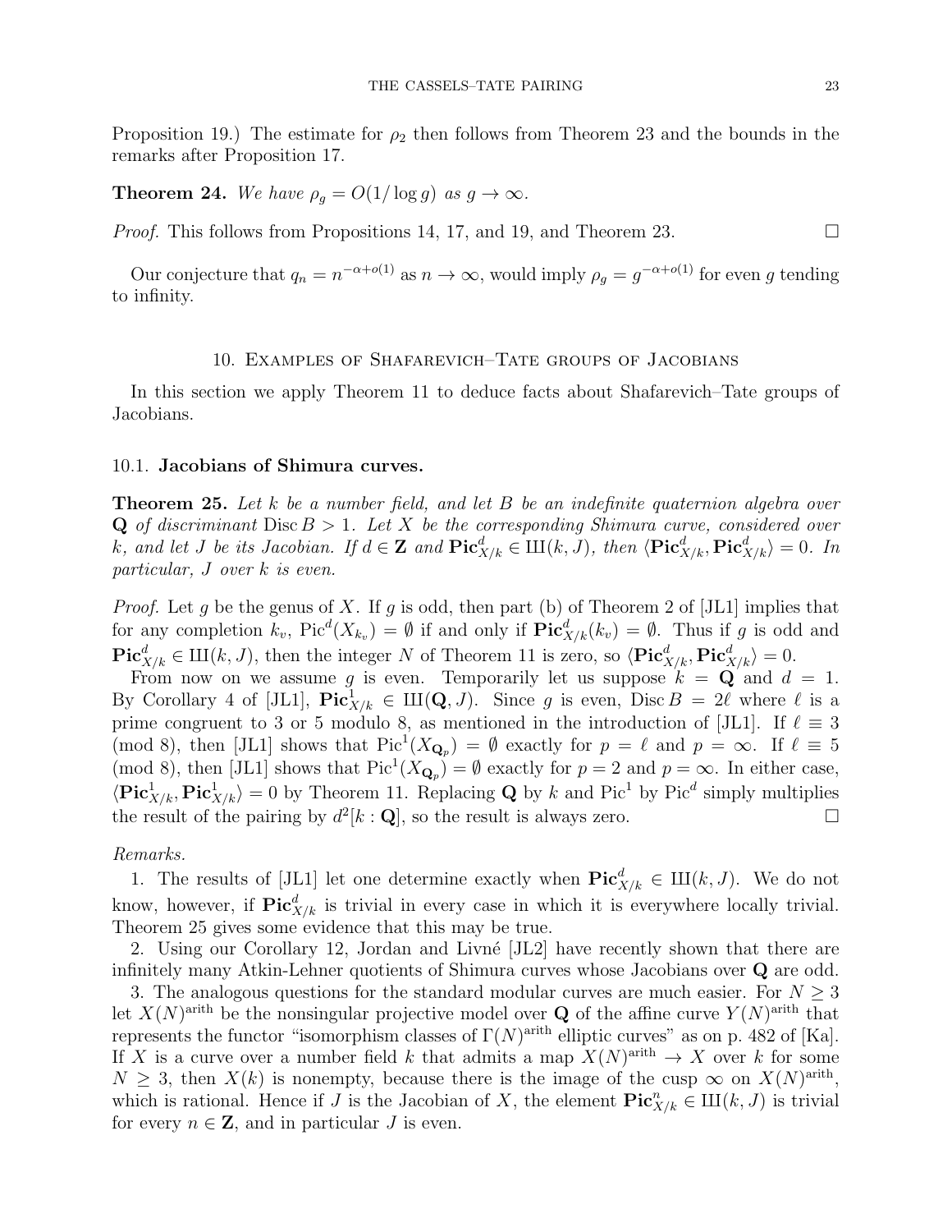Proposition 19.) The estimate for $\rho_2$ then follows from Theorem 23 and the bounds in the remarks after Proposition 17.

**Theorem 24.** *We have $\rho_g = O(1/\log g)$ as $g \to \infty$.*

*Proof.* This follows from Propositions 14, 17, and 19, and Theorem 23. $\square$

Our conjecture that $q_n = n^{-\alpha+o(1)}$ as $n \to \infty$, would imply $\rho_g = g^{-\alpha+o(1)}$ for even $g$ tending to infinity.

## 10. Examples of Shafarevich–Tate groups of Jacobians

In this section we apply Theorem 11 to deduce facts about Shafarevich–Tate groups of Jacobians.

### 10.1. Jacobians of Shimura curves.

**Theorem 25.** *Let $k$ be a number field, and let $B$ be an indefinite quaternion algebra over $\mathbf{Q}$ of discriminant $\operatorname{Disc} B > 1$. Let $X$ be the corresponding Shimura curve, considered over $k$, and let $J$ be its Jacobian. If $d \in \mathbf{Z}$ and $\mathbf{Pic}^d_{X/k} \in Ш(k, J)$, then $\langle \mathbf{Pic}^d_{X/k}, \mathbf{Pic}^d_{X/k} \rangle = 0$. In particular, $J$ over $k$ is even.*

*Proof.* Let $g$ be the genus of $X$. If $g$ is odd, then part (b) of Theorem 2 of [JL1] implies that for any completion $k_v$, $\operatorname{Pic}^d(X_{k_v}) = \emptyset$ if and only if $\mathbf{Pic}^d_{X/k}(k_v) = \emptyset$. Thus if $g$ is odd and $\mathbf{Pic}^d_{X/k} \in Ш(k, J)$, then the integer $N$ of Theorem 11 is zero, so $\langle \mathbf{Pic}^d_{X/k}, \mathbf{Pic}^d_{X/k} \rangle = 0$.

From now on we assume $g$ is even. Temporarily let us suppose $k = \mathbf{Q}$ and $d = 1$. By Corollary 4 of [JL1], $\mathbf{Pic}^1_{X/k} \in Ш(\mathbf{Q}, J)$. Since $g$ is even, $\operatorname{Disc} B = 2\ell$ where $\ell$ is a prime congruent to 3 or 5 modulo 8, as mentioned in the introduction of [JL1]. If $\ell \equiv 3 \pmod 8$, then [JL1] shows that $\operatorname{Pic}^1(X_{\mathbf{Q}_p}) = \emptyset$ exactly for $p = \ell$ and $p = \infty$. If $\ell \equiv 5 \pmod 8$, then [JL1] shows that $\operatorname{Pic}^1(X_{\mathbf{Q}_p}) = \emptyset$ exactly for $p = 2$ and $p = \infty$. In either case, $\langle \mathbf{Pic}^1_{X/k}, \mathbf{Pic}^1_{X/k} \rangle = 0$ by Theorem 11. Replacing $\mathbf{Q}$ by $k$ and $\operatorname{Pic}^1$ by $\operatorname{Pic}^d$ simply multiplies the result of the pairing by $d^2[k : \mathbf{Q}]$, so the result is always zero. $\square$

*Remarks.*

1. The results of [JL1] let one determine exactly when $\mathbf{Pic}^d_{X/k} \in Ш(k, J)$. We do not know, however, if $\mathbf{Pic}^d_{X/k}$ is trivial in every case in which it is everywhere locally trivial. Theorem 25 gives some evidence that this may be true.

2. Using our Corollary 12, Jordan and Livné [JL2] have recently shown that there are infinitely many Atkin-Lehner quotients of Shimura curves whose Jacobians over $\mathbf{Q}$ are odd.

3. The analogous questions for the standard modular curves are much easier. For $N \geq 3$ let $X(N)^{\text{arith}}$ be the nonsingular projective model over $\mathbf{Q}$ of the affine curve $Y(N)^{\text{arith}}$ that represents the functor "isomorphism classes of $\Gamma(N)^{\text{arith}}$ elliptic curves" as on p. 482 of [Ka]. If $X$ is a curve over a number field $k$ that admits a map $X(N)^{\text{arith}} \to X$ over $k$ for some $N \geq 3$, then $X(k)$ is nonempty, because there is the image of the cusp $\infty$ on $X(N)^{\text{arith}}$, which is rational. Hence if $J$ is the Jacobian of $X$, the element $\mathbf{Pic}^n_{X/k} \in Ш(k, J)$ is trivial for every $n \in \mathbf{Z}$, and in particular $J$ is even.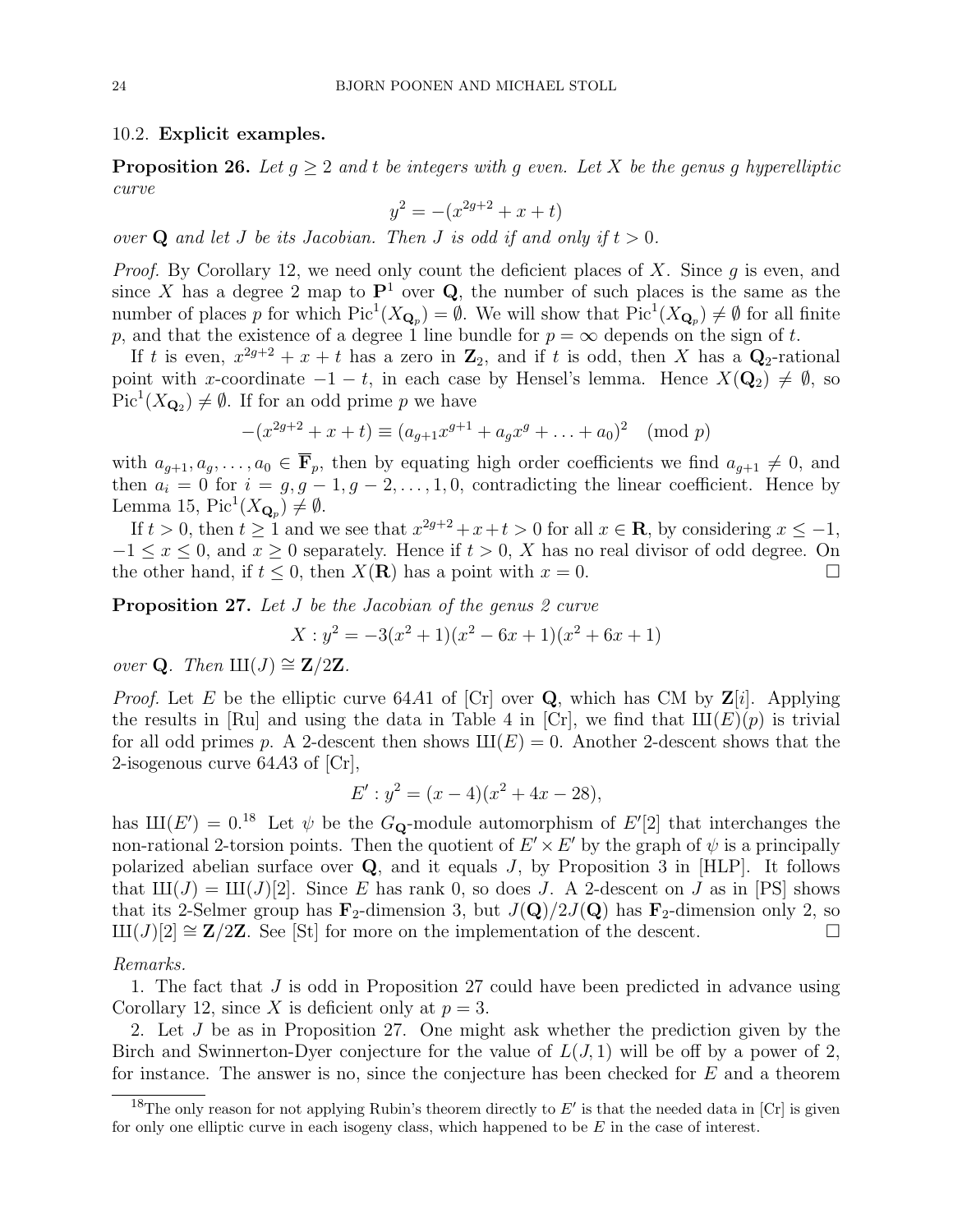### 10.2. Explicit examples.

**Proposition 26.** *Let $g \geq 2$ and $t$ be integers with $g$ even. Let $X$ be the genus $g$ hyperelliptic curve*

$$y^2 = -(x^{2g+2} + x + t)$$

*over $\mathbf{Q}$ and let $J$ be its Jacobian. Then $J$ is odd if and only if $t > 0$.*

*Proof.* By Corollary 12, we need only count the deficient places of $X$. Since $g$ is even, and since $X$ has a degree 2 map to $\mathbf{P}^1$ over $\mathbf{Q}$, the number of such places is the same as the number of places $p$ for which $\operatorname{Pic}^1(X_{\mathbf{Q}_p}) = \emptyset$. We will show that $\operatorname{Pic}^1(X_{\mathbf{Q}_p}) \neq \emptyset$ for all finite $p$, and that the existence of a degree 1 line bundle for $p = \infty$ depends on the sign of $t$.

If $t$ is even, $x^{2g+2} + x + t$ has a zero in $\mathbf{Z}_2$, and if $t$ is odd, then $X$ has a $\mathbf{Q}_2$-rational point with $x$-coordinate $-1-t$, in each case by Hensel's lemma. Hence $X(\mathbf{Q}_2) \neq \emptyset$, so $\operatorname{Pic}^1(X_{\mathbf{Q}_2}) \neq \emptyset$. If for an odd prime $p$ we have

$$-(x^{2g+2} + x + t) \equiv (a_{g+1}x^{g+1} + a_g x^g + \ldots + a_0)^2 \pmod{p}$$

with $a_{g+1}, a_g, \ldots, a_0 \in \overline{\mathbf{F}}_p$, then by equating high order coefficients we find $a_{g+1} \neq 0$, and then $a_i = 0$ for $i = g, g-1, g-2, \ldots, 1, 0$, contradicting the linear coefficient. Hence by Lemma 15, $\operatorname{Pic}^1(X_{\mathbf{Q}_p}) \neq \emptyset$.

If $t > 0$, then $t \geq 1$ and we see that $x^{2g+2} + x + t > 0$ for all $x \in \mathbf{R}$, by considering $x \leq -1$, $-1 \leq x \leq 0$, and $x \geq 0$ separately. Hence if $t > 0$, $X$ has no real divisor of odd degree. On the other hand, if $t \leq 0$, then $X(\mathbf{R})$ has a point with $x = 0$. $\square$

**Proposition 27.** *Let $J$ be the Jacobian of the genus 2 curve*

$$X : y^2 = -3(x^2+1)(x^2-6x+1)(x^2+6x+1)$$

*over $\mathbf{Q}$. Then $Ш(J) \cong \mathbf{Z}/2\mathbf{Z}$.*

*Proof.* Let $E$ be the elliptic curve $64A1$ of [Cr] over $\mathbf{Q}$, which has CM by $\mathbf{Z}[i]$. Applying the results in [Ru] and using the data in Table 4 in [Cr], we find that $Ш(E)(p)$ is trivial for all odd primes $p$. A 2-descent then shows $Ш(E) = 0$. Another 2-descent shows that the 2-isogenous curve $64A3$ of [Cr],

$$E' : y^2 = (x-4)(x^2+4x-28),$$

has $Ш(E') = 0$.[18] Let $\psi$ be the $G_{\mathbf{Q}}$-module automorphism of $E'[2]$ that interchanges the non-rational 2-torsion points. Then the quotient of $E' \times E'$ by the graph of $\psi$ is a principally polarized abelian surface over $\mathbf{Q}$, and it equals $J$, by Proposition 3 in [HLP]. It follows that $Ш(J) = Ш(J)[2]$. Since $E$ has rank 0, so does $J$. A 2-descent on $J$ as in [PS] shows that its 2-Selmer group has $\mathbf{F}_2$-dimension 3, but $J(\mathbf{Q})/2J(\mathbf{Q})$ has $\mathbf{F}_2$-dimension only 2, so $Ш(J)[2] \cong \mathbf{Z}/2\mathbf{Z}$. See [St] for more on the implementation of the descent. $\square$

*Remarks.*

1. The fact that $J$ is odd in Proposition 27 could have been predicted in advance using Corollary 12, since $X$ is deficient only at $p = 3$.

2. Let $J$ be as in Proposition 27. One might ask whether the prediction given by the Birch and Swinnerton-Dyer conjecture for the value of $L(J, 1)$ will be off by a power of 2, for instance. The answer is no, since the conjecture has been checked for $E$ and a theorem

[18] The only reason for not applying Rubin's theorem directly to $E'$ is that the needed data in [Cr] is given for only one elliptic curve in each isogeny class, which happened to be $E$ in the case of interest.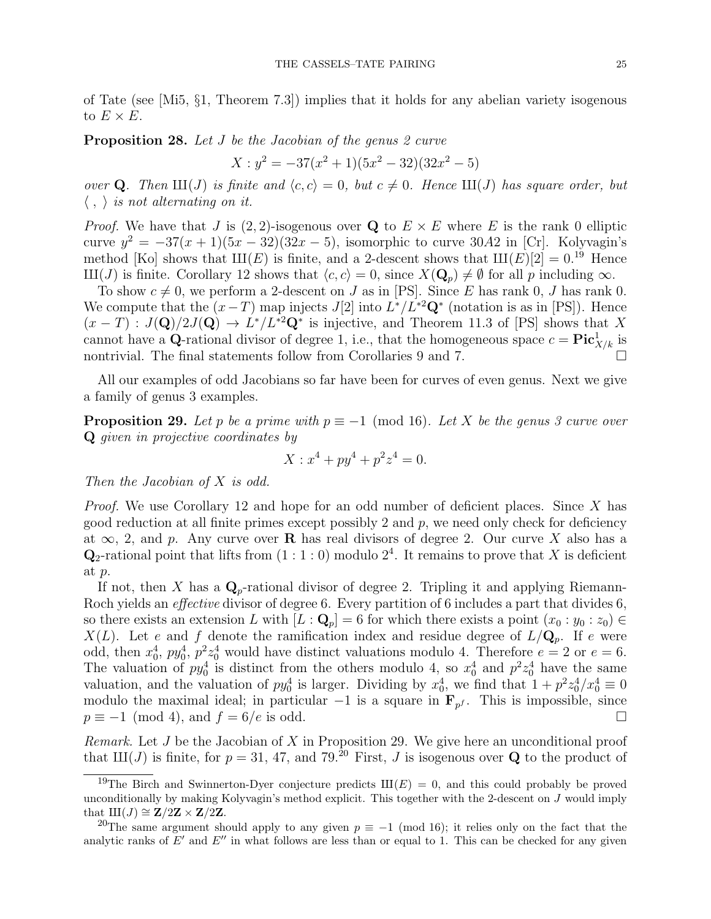of Tate (see [Mi5, §1, Theorem 7.3]) implies that it holds for any abelian variety isogenous to $E \times E$.

**Proposition 28.** *Let $J$ be the Jacobian of the genus 2 curve*

$$X : y^2 = -37(x^2+1)(5x^2-32)(32x^2-5)$$

*over $\mathbf{Q}$. Then $Ш(J)$ is finite and $\langle c, c \rangle = 0$, but $c \neq 0$. Hence $Ш(J)$ has square order, but $\langle\ ,\ \rangle$ is not alternating on it.*

*Proof.* We have that $J$ is $(2,2)$-isogenous over $\mathbf{Q}$ to $E \times E$ where $E$ is the rank 0 elliptic curve $y^2 = -37(x+1)(5x-32)(32x-5)$, isomorphic to curve $30A2$ in [Cr]. Kolyvagin's method [Ko] shows that $Ш(E)$ is finite, and a 2-descent shows that $Ш(E)[2] = 0$.[19] Hence $Ш(J)$ is finite. Corollary 12 shows that $\langle c, c \rangle = 0$, since $X(\mathbf{Q}_p) \neq \emptyset$ for all $p$ including $\infty$.

To show $c \neq 0$, we perform a 2-descent on $J$ as in [PS]. Since $E$ has rank 0, $J$ has rank 0. We compute that the $(x-T)$ map injects $J[2]$ into $L^*/L^{*2}\mathbf{Q}^*$ (notation is as in [PS]). Hence $(x-T) : J(\mathbf{Q})/2J(\mathbf{Q}) \to L^*/L^{*2}\mathbf{Q}^*$ is injective, and Theorem 11.3 of [PS] shows that $X$ cannot have a $\mathbf{Q}$-rational divisor of degree 1, i.e., that the homogeneous space $c = \mathbf{Pic}^1_{X/k}$ is nontrivial. The final statements follow from Corollaries 9 and 7. $\square$

All our examples of odd Jacobians so far have been for curves of even genus. Next we give a family of genus 3 examples.

**Proposition 29.** *Let $p$ be a prime with $p \equiv -1 \pmod{16}$. Let $X$ be the genus 3 curve over $\mathbf{Q}$ given in projective coordinates by*

$$X : x^4 + py^4 + p^2z^4 = 0.$$

*Then the Jacobian of $X$ is odd.*

*Proof.* We use Corollary 12 and hope for an odd number of deficient places. Since $X$ has good reduction at all finite primes except possibly 2 and $p$, we need only check for deficiency at $\infty$, 2, and $p$. Any curve over $\mathbf{R}$ has real divisors of degree 2. Our curve $X$ also has a $\mathbf{Q}_2$-rational point that lifts from $(1:1:0)$ modulo $2^4$. It remains to prove that $X$ is deficient at $p$.

If not, then $X$ has a $\mathbf{Q}_p$-rational divisor of degree 2. Tripling it and applying Riemann-Roch yields an *effective* divisor of degree 6. Every partition of 6 includes a part that divides 6, so there exists an extension $L$ with $[L : \mathbf{Q}_p] = 6$ for which there exists a point $(x_0 : y_0 : z_0) \in X(L)$. Let $e$ and $f$ denote the ramification index and residue degree of $L/\mathbf{Q}_p$. If $e$ were odd, then $x_0^4$, $py_0^4$, $p^2z_0^4$ would have distinct valuations modulo 4. Therefore $e = 2$ or $e = 6$. The valuation of $py_0^4$ is distinct from the others modulo 4, so $x_0^4$ and $p^2z_0^4$ have the same valuation, and the valuation of $py_0^4$ is larger. Dividing by $x_0^4$, we find that $1 + p^2z_0^4/x_0^4 \equiv 0$ modulo the maximal ideal; in particular $-1$ is a square in $\mathbf{F}_{p^f}$. This is impossible, since $p \equiv -1 \pmod 4$, and $f = 6/e$ is odd. $\square$

*Remark.* Let $J$ be the Jacobian of $X$ in Proposition 29. We give here an unconditional proof that $Ш(J)$ is finite, for $p = 31$, 47, and 79.[20] First, $J$ is isogenous over $\mathbf{Q}$ to the product of

---

[19] The Birch and Swinnerton-Dyer conjecture predicts $Ш(E) = 0$, and this could probably be proved unconditionally by making Kolyvagin's method explicit. This together with the 2-descent on $J$ would imply that $Ш(J) \cong \mathbf{Z}/2\mathbf{Z} \times \mathbf{Z}/2\mathbf{Z}$.

[20] The same argument should apply to any given $p \equiv -1 \pmod{16}$; it relies only on the fact that the analytic ranks of $E'$ and $E''$ in what follows are less than or equal to 1. This can be checked for any given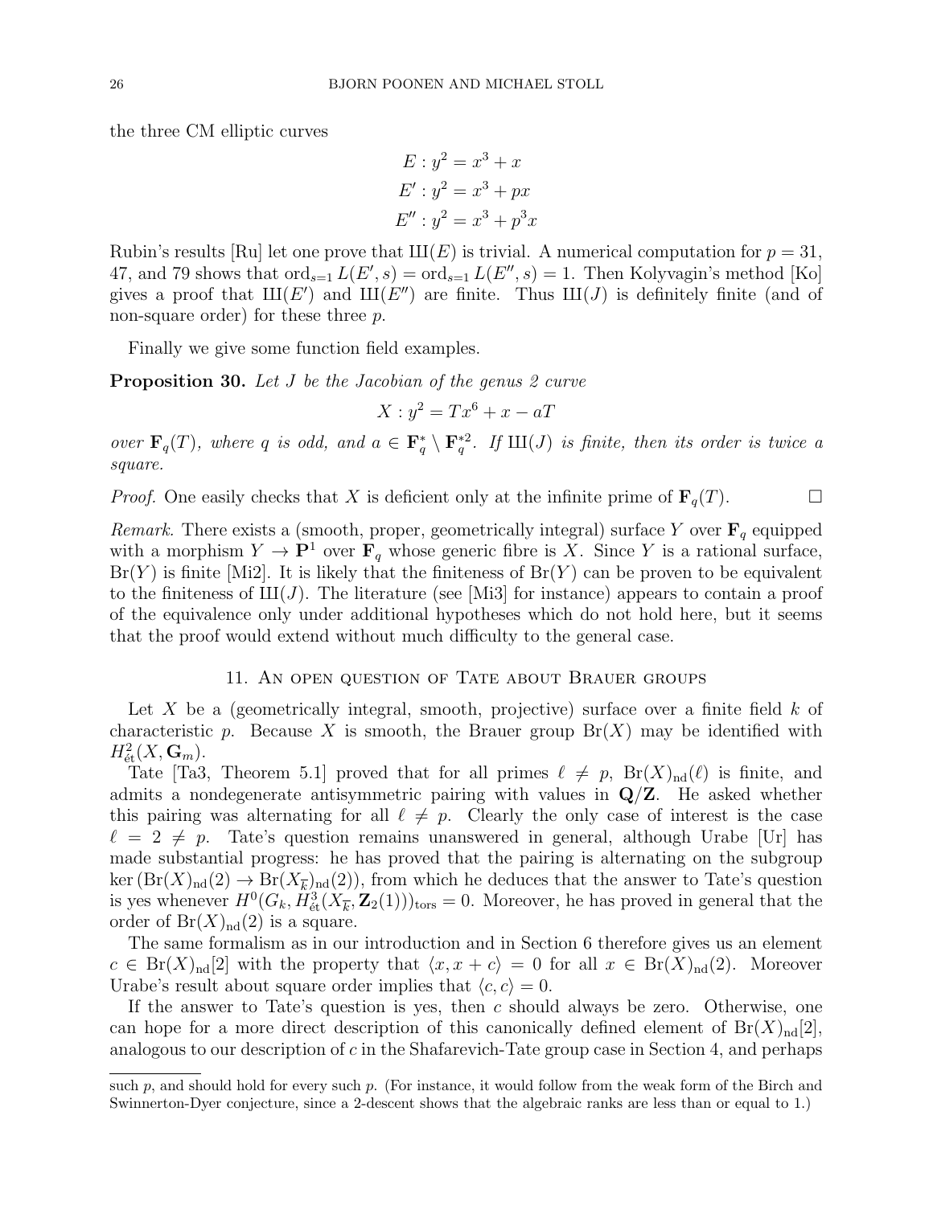the three CM elliptic curves

$$E : y^2 = x^3 + x$$
$$E' : y^2 = x^3 + px$$
$$E'' : y^2 = x^3 + p^3x$$

Rubin's results [Ru] let one prove that $Ш(E)$ is trivial. A numerical computation for $p = 31$, 47, and 79 shows that $\operatorname{ord}_{s=1} L(E', s) = \operatorname{ord}_{s=1} L(E'', s) = 1$. Then Kolyvagin's method [Ko] gives a proof that $Ш(E')$ and $Ш(E'')$ are finite. Thus $Ш(J)$ is definitely finite (and of non-square order) for these three $p$.

Finally we give some function field examples.

**Proposition 30.** *Let $J$ be the Jacobian of the genus 2 curve*

$$X : y^2 = Tx^6 + x - aT$$

*over $\mathbf{F}_q(T)$, where $q$ is odd, and $a \in \mathbf{F}_q^* \setminus \mathbf{F}_q^{*2}$. If $Ш(J)$ is finite, then its order is twice a square.*

*Proof.* One easily checks that $X$ is deficient only at the infinite prime of $\mathbf{F}_q(T)$. □

*Remark.* There exists a (smooth, proper, geometrically integral) surface $Y$ over $\mathbf{F}_q$ equipped with a morphism $Y \to \mathbf{P}^1$ over $\mathbf{F}_q$ whose generic fibre is $X$. Since $Y$ is a rational surface, $\operatorname{Br}(Y)$ is finite [Mi2]. It is likely that the finiteness of $\operatorname{Br}(Y)$ can be proven to be equivalent to the finiteness of $Ш(J)$. The literature (see [Mi3] for instance) appears to contain a proof of the equivalence only under additional hypotheses which do not hold here, but it seems that the proof would extend without much difficulty to the general case.

## 11. An open question of Tate about Brauer groups

Let $X$ be a (geometrically integral, smooth, projective) surface over a finite field $k$ of characteristic $p$. Because $X$ is smooth, the Brauer group $\operatorname{Br}(X)$ may be identified with $H^2_{\text{ét}}(X, \mathbf{G}_m)$.

Tate [Ta3, Theorem 5.1] proved that for all primes $\ell \neq p$, $\operatorname{Br}(X)_{\text{nd}}(\ell)$ is finite, and admits a nondegenerate antisymmetric pairing with values in $\mathbf{Q}/\mathbf{Z}$. He asked whether this pairing was alternating for all $\ell \neq p$. Clearly the only case of interest is the case $\ell = 2 \neq p$. Tate's question remains unanswered in general, although Urabe [Ur] has made substantial progress: he has proved that the pairing is alternating on the subgroup $\ker\left(\operatorname{Br}(X)_{\text{nd}}(2) \to \operatorname{Br}(X_{\overline{k}})_{\text{nd}}(2)\right)$, from which he deduces that the answer to Tate's question is yes whenever $H^0(G_k, H^3_{\text{ét}}(X_{\overline{k}}, \mathbf{Z}_2(1)))_{\text{tors}} = 0$. Moreover, he has proved in general that the order of $\operatorname{Br}(X)_{\text{nd}}(2)$ is a square.

The same formalism as in our introduction and in Section 6 therefore gives us an element $c \in \operatorname{Br}(X)_{\text{nd}}[2]$ with the property that $\langle x, x + c\rangle = 0$ for all $x \in \operatorname{Br}(X)_{\text{nd}}(2)$. Moreover Urabe's result about square order implies that $\langle c, c\rangle = 0$.

If the answer to Tate's question is yes, then $c$ should always be zero. Otherwise, one can hope for a more direct description of this canonically defined element of $\operatorname{Br}(X)_{\text{nd}}[2]$, analogous to our description of $c$ in the Shafarevich-Tate group case in Section 4, and perhaps

---

such $p$, and should hold for every such $p$. (For instance, it would follow from the weak form of the Birch and Swinnerton-Dyer conjecture, since a 2-descent shows that the algebraic ranks are less than or equal to 1.)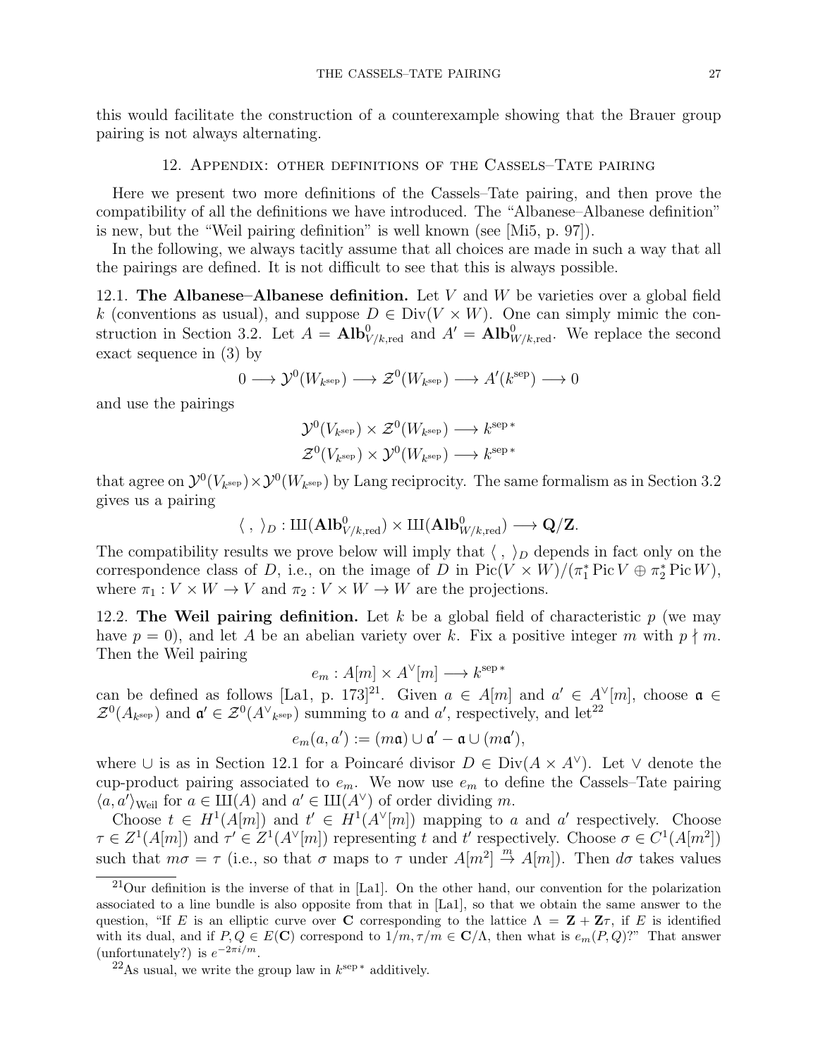this would facilitate the construction of a counterexample showing that the Brauer group pairing is not always alternating.

## 12. Appendix: other definitions of the Cassels–Tate pairing

Here we present two more definitions of the Cassels–Tate pairing, and then prove the compatibility of all the definitions we have introduced. The "Albanese–Albanese definition" is new, but the "Weil pairing definition" is well known (see [Mi5, p. 97]).

In the following, we always tacitly assume that all choices are made in such a way that all the pairings are defined. It is not difficult to see that this is always possible.

**12.1. The Albanese–Albanese definition.** Let $V$ and $W$ be varieties over a global field $k$ (conventions as usual), and suppose $D \in \operatorname{Div}(V \times W)$. One can simply mimic the construction in Section 3.2. Let $A = \mathbf{Alb}^0_{V/k,\mathrm{red}}$ and $A' = \mathbf{Alb}^0_{W/k,\mathrm{red}}$. We replace the second exact sequence in (3) by

$$0 \longrightarrow \mathcal{Y}^0(W_{k^{\mathrm{sep}}}) \longrightarrow \mathcal{Z}^0(W_{k^{\mathrm{sep}}}) \longrightarrow A'(k^{\mathrm{sep}}) \longrightarrow 0$$

and use the pairings

$$\mathcal{Y}^0(V_{k^{\mathrm{sep}}}) \times \mathcal{Z}^0(W_{k^{\mathrm{sep}}}) \longrightarrow k^{\mathrm{sep}\,*}$$
$$\mathcal{Z}^0(V_{k^{\mathrm{sep}}}) \times \mathcal{Y}^0(W_{k^{\mathrm{sep}}}) \longrightarrow k^{\mathrm{sep}\,*}$$

that agree on $\mathcal{Y}^0(V_{k^{\mathrm{sep}}}) \times \mathcal{Y}^0(W_{k^{\mathrm{sep}}})$ by Lang reciprocity. The same formalism as in Section 3.2 gives us a pairing

$$\langle\ ,\ \rangle_D : Ш(\mathbf{Alb}^0_{V/k,\mathrm{red}}) \times Ш(\mathbf{Alb}^0_{W/k,\mathrm{red}}) \longrightarrow \mathbf{Q}/\mathbf{Z}.$$

The compatibility results we prove below will imply that $\langle\ ,\ \rangle_D$ depends in fact only on the correspondence class of $D$, i.e., on the image of $D$ in $\operatorname{Pic}(V \times W)/(\pi_1^* \operatorname{Pic} V \oplus \pi_2^* \operatorname{Pic} W)$, where $\pi_1 : V \times W \to V$ and $\pi_2 : V \times W \to W$ are the projections.

**12.2. The Weil pairing definition.** Let $k$ be a global field of characteristic $p$ (we may have $p = 0$), and let $A$ be an abelian variety over $k$. Fix a positive integer $m$ with $p \nmid m$. Then the Weil pairing

$$e_m : A[m] \times A^\vee[m] \longrightarrow k^{\mathrm{sep}\,*}$$

can be defined as follows [La1, p. 173][21]. Given $a \in A[m]$ and $a' \in A^\vee[m]$, choose $\mathfrak{a} \in \mathcal{Z}^0(A_{k^{\mathrm{sep}}})$ and $\mathfrak{a}' \in \mathcal{Z}^0({A^\vee}_{k^{\mathrm{sep}}})$ summing to $a$ and $a'$, respectively, and let[22]

$$e_m(a, a') := (m\mathfrak{a}) \cup \mathfrak{a}' - \mathfrak{a} \cup (m\mathfrak{a}'),$$

where $\cup$ is as in Section 12.1 for a Poincaré divisor $D \in \operatorname{Div}(A \times A^\vee)$. Let $\vee$ denote the cup-product pairing associated to $e_m$. We now use $e_m$ to define the Cassels–Tate pairing $\langle a, a' \rangle_{\mathrm{Weil}}$ for $a \in Ш(A)$ and $a' \in Ш(A^\vee)$ of order dividing $m$.

Choose $t \in H^1(A[m])$ and $t' \in H^1(A^\vee[m])$ mapping to $a$ and $a'$ respectively. Choose $\tau \in Z^1(A[m])$ and $\tau' \in Z^1(A^\vee[m])$ representing $t$ and $t'$ respectively. Choose $\sigma \in C^1(A[m^2])$ such that $m\sigma = \tau$ (i.e., so that $\sigma$ maps to $\tau$ under $A[m^2] \xrightarrow{m} A[m]$). Then $d\sigma$ takes values

---

[21] Our definition is the inverse of that in [La1]. On the other hand, our convention for the polarization associated to a line bundle is also opposite from that in [La1], so that we obtain the same answer to the question, "If $E$ is an elliptic curve over $\mathbf{C}$ corresponding to the lattice $\Lambda = \mathbf{Z} + \mathbf{Z}\tau$, if $E$ is identified with its dual, and if $P, Q \in E(\mathbf{C})$ correspond to $1/m, \tau/m \in \mathbf{C}/\Lambda$, then what is $e_m(P, Q)$?" That answer (unfortunately?) is $e^{-2\pi i/m}$.

[22] As usual, we write the group law in $k^{\mathrm{sep}\,*}$ additively.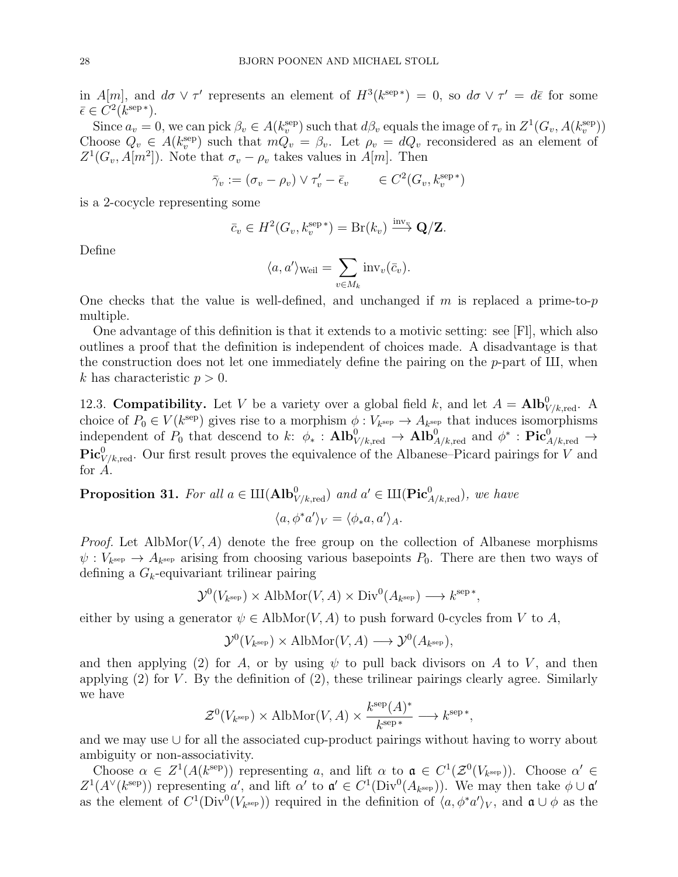in $A[m]$, and $d\sigma \vee \tau'$ represents an element of $H^3(k^{\text{sep}\,*}) = 0$, so $d\sigma \vee \tau' = d\bar{\epsilon}$ for some $\bar{\epsilon} \in C^2(k^{\text{sep}\,*})$.

Since $a_v = 0$, we can pick $\beta_v \in A(k_v^{\text{sep}})$ such that $d\beta_v$ equals the image of $\tau_v$ in $Z^1(G_v, A(k_v^{\text{sep}}))$ Choose $Q_v \in A(k_v^{\text{sep}})$ such that $mQ_v = \beta_v$. Let $\rho_v = dQ_v$ reconsidered as an element of $Z^1(G_v, A[m^2])$. Note that $\sigma_v - \rho_v$ takes values in $A[m]$. Then

$$\bar{\gamma}_v := (\sigma_v - \rho_v) \vee \tau'_v - \bar{\epsilon}_v \qquad \in C^2(G_v, k_v^{\text{sep}\,*})$$

is a 2-cocycle representing some

$$\bar{c}_v \in H^2(G_v, k_v^{\text{sep}\,*}) = \operatorname{Br}(k_v) \xrightarrow{\operatorname{inv}_v} \mathbf{Q}/\mathbf{Z}.$$

Define

$$\langle a, a' \rangle_{\text{Weil}} = \sum_{v \in M_k} \operatorname{inv}_v(\bar{c}_v).$$

One checks that the value is well-defined, and unchanged if $m$ is replaced a prime-to-$p$ multiple.

One advantage of this definition is that it extends to a motivic setting: see [Fl], which also outlines a proof that the definition is independent of choices made. A disadvantage is that the construction does not let one immediately define the pairing on the $p$-part of Ш, when $k$ has characteristic $p > 0$.

12.3. **Compatibility.** Let $V$ be a variety over a global field $k$, and let $A = \mathbf{Alb}^0_{V/k,\text{red}}$. A choice of $P_0 \in V(k^{\text{sep}})$ gives rise to a morphism $\phi : V_{k^{\text{sep}}} \to A_{k^{\text{sep}}}$ that induces isomorphisms independent of $P_0$ that descend to $k$: $\phi_* : \mathbf{Alb}^0_{V/k,\text{red}} \to \mathbf{Alb}^0_{A/k,\text{red}}$ and $\phi^* : \mathbf{Pic}^0_{A/k,\text{red}} \to \mathbf{Pic}^0_{V/k,\text{red}}$. Our first result proves the equivalence of the Albanese–Picard pairings for $V$ and for $A$.

**Proposition 31.** *For all $a \in$ Ш$(\mathbf{Alb}^0_{V/k,\text{red}})$ and $a' \in$ Ш$(\mathbf{Pic}^0_{A/k,\text{red}})$, we have*

$$\langle a, \phi^* a' \rangle_V = \langle \phi_* a, a' \rangle_A.$$

*Proof.* Let $\operatorname{AlbMor}(V, A)$ denote the free group on the collection of Albanese morphisms $\psi : V_{k^{\text{sep}}} \to A_{k^{\text{sep}}}$ arising from choosing various basepoints $P_0$. There are then two ways of defining a $G_k$-equivariant trilinear pairing

$$\mathcal{Y}^0(V_{k^{\text{sep}}}) \times \operatorname{AlbMor}(V, A) \times \operatorname{Div}^0(A_{k^{\text{sep}}}) \longrightarrow k^{\text{sep}\,*},$$

either by using a generator $\psi \in \operatorname{AlbMor}(V, A)$ to push forward 0-cycles from $V$ to $A$,

$$\mathcal{Y}^0(V_{k^{\text{sep}}}) \times \operatorname{AlbMor}(V, A) \longrightarrow \mathcal{Y}^0(A_{k^{\text{sep}}}),$$

and then applying (2) for $A$, or by using $\psi$ to pull back divisors on $A$ to $V$, and then applying (2) for $V$. By the definition of (2), these trilinear pairings clearly agree. Similarly we have

$$\mathcal{Z}^0(V_{k^{\text{sep}}}) \times \operatorname{AlbMor}(V, A) \times \frac{k^{\text{sep}}(A)^*}{k^{\text{sep}\,*}} \longrightarrow k^{\text{sep}\,*},$$

and we may use $\cup$ for all the associated cup-product pairings without having to worry about ambiguity or non-associativity.

Choose $\alpha \in Z^1(A(k^{\text{sep}}))$ representing $a$, and lift $\alpha$ to $\mathfrak{a} \in C^1(\mathcal{Z}^0(V_{k^{\text{sep}}}))$. Choose $\alpha' \in Z^1(A^\vee(k^{\text{sep}}))$ representing $a'$, and lift $\alpha'$ to $\mathfrak{a}' \in C^1(\operatorname{Div}^0(A_{k^{\text{sep}}}))$. We may then take $\phi \cup \mathfrak{a}'$ as the element of $C^1(\operatorname{Div}^0(V_{k^{\text{sep}}}))$ required in the definition of $\langle a, \phi^* a' \rangle_V$, and $\mathfrak{a} \cup \phi$ as the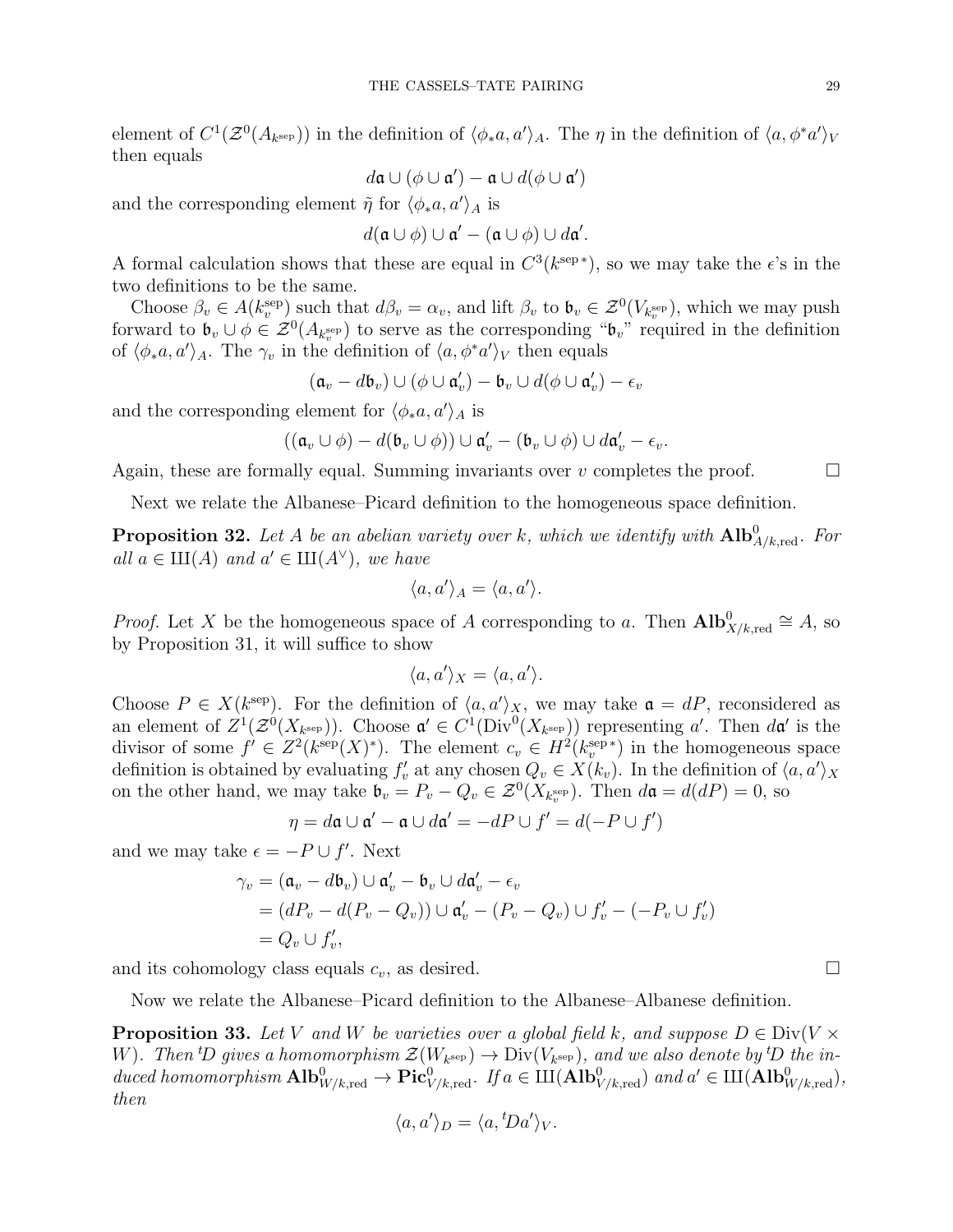element of $C^1(\mathcal{Z}^0(A_{k^{\text{sep}}}))$ in the definition of $\langle \phi_* a, a' \rangle_A$. The $\eta$ in the definition of $\langle a, \phi^* a' \rangle_V$ then equals

$$d\mathfrak{a} \cup (\phi \cup \mathfrak{a}') - \mathfrak{a} \cup d(\phi \cup \mathfrak{a}')$$

and the corresponding element $\tilde{\eta}$ for $\langle \phi_* a, a' \rangle_A$ is

$$d(\mathfrak{a} \cup \phi) \cup \mathfrak{a}' - (\mathfrak{a} \cup \phi) \cup d\mathfrak{a}'.$$

A formal calculation shows that these are equal in $C^3(k^{\text{sep}*})$, so we may take the $\epsilon$'s in the two definitions to be the same.

Choose $\beta_v \in A(k_v^{\text{sep}})$ such that $d\beta_v = \alpha_v$, and lift $\beta_v$ to $\mathfrak{b}_v \in \mathcal{Z}^0(V_{k_v^{\text{sep}}})$, which we may push forward to $\mathfrak{b}_v \cup \phi \in \mathcal{Z}^0(A_{k_v^{\text{sep}}})$ to serve as the corresponding "$\mathfrak{b}_v$" required in the definition of $\langle \phi_* a, a' \rangle_A$. The $\gamma_v$ in the definition of $\langle a, \phi^* a' \rangle_V$ then equals

$$(\mathfrak{a}_v - d\mathfrak{b}_v) \cup (\phi \cup \mathfrak{a}'_v) - \mathfrak{b}_v \cup d(\phi \cup \mathfrak{a}'_v) - \epsilon_v$$

and the corresponding element for $\langle \phi_* a, a' \rangle_A$ is

$$((\mathfrak{a}_v \cup \phi) - d(\mathfrak{b}_v \cup \phi)) \cup \mathfrak{a}'_v - (\mathfrak{b}_v \cup \phi) \cup d\mathfrak{a}'_v - \epsilon_v.$$

Again, these are formally equal. Summing invariants over $v$ completes the proof. $\square$

Next we relate the Albanese–Picard definition to the homogeneous space definition.

**Proposition 32.** *Let $A$ be an abelian variety over $k$, which we identify with $\mathbf{Alb}^0_{A/k,\text{red}}$. For all $a \in \text{Ш}(A)$ and $a' \in \text{Ш}(A^\vee)$, we have*

$$\langle a, a' \rangle_A = \langle a, a' \rangle.$$

*Proof.* Let $X$ be the homogeneous space of $A$ corresponding to $a$. Then $\mathbf{Alb}^0_{X/k,\text{red}} \cong A$, so by Proposition 31, it will suffice to show

$$\langle a, a' \rangle_X = \langle a, a' \rangle.$$

Choose $P \in X(k^{\text{sep}})$. For the definition of $\langle a, a' \rangle_X$, we may take $\mathfrak{a} = dP$, reconsidered as an element of $Z^1(\mathcal{Z}^0(X_{k^{\text{sep}}}))$. Choose $\mathfrak{a}' \in C^1(\text{Div}^0(X_{k^{\text{sep}}}))$ representing $a'$. Then $d\mathfrak{a}'$ is the divisor of some $f' \in Z^2(k^{\text{sep}}(X)^*)$. The element $c_v \in H^2(k_v^{\text{sep}*})$ in the homogeneous space definition is obtained by evaluating $f'_v$ at any chosen $Q_v \in X(k_v)$. In the definition of $\langle a, a' \rangle_X$ on the other hand, we may take $\mathfrak{b}_v = P_v - Q_v \in \mathcal{Z}^0(X_{k_v^{\text{sep}}})$. Then $d\mathfrak{a} = d(dP) = 0$, so

$$\eta = d\mathfrak{a} \cup \mathfrak{a}' - \mathfrak{a} \cup d\mathfrak{a}' = -dP \cup f' = d(-P \cup f')$$

and we may take $\epsilon = -P \cup f'$. Next

$$\begin{aligned}
\gamma_v &= (\mathfrak{a}_v - d\mathfrak{b}_v) \cup \mathfrak{a}'_v - \mathfrak{b}_v \cup d\mathfrak{a}'_v - \epsilon_v \\
&= (dP_v - d(P_v - Q_v)) \cup \mathfrak{a}'_v - (P_v - Q_v) \cup f'_v - (-P_v \cup f'_v) \\
&= Q_v \cup f'_v,
\end{aligned}$$

and its cohomology class equals $c_v$, as desired. $\square$

Now we relate the Albanese–Picard definition to the Albanese–Albanese definition.

**Proposition 33.** *Let $V$ and $W$ be varieties over a global field $k$, and suppose $D \in \text{Div}(V \times W)$. Then ${}^tD$ gives a homomorphism $\mathcal{Z}(W_{k^{\text{sep}}}) \to \text{Div}(V_{k^{\text{sep}}})$, and we also denote by ${}^tD$ the induced homomorphism $\mathbf{Alb}^0_{W/k,\text{red}} \to \mathbf{Pic}^0_{V/k,\text{red}}$. If $a \in \text{Ш}(\mathbf{Alb}^0_{V/k,\text{red}})$ and $a' \in \text{Ш}(\mathbf{Alb}^0_{W/k,\text{red}})$, then*

$$\langle a, a' \rangle_D = \langle a, {}^tDa' \rangle_V.$$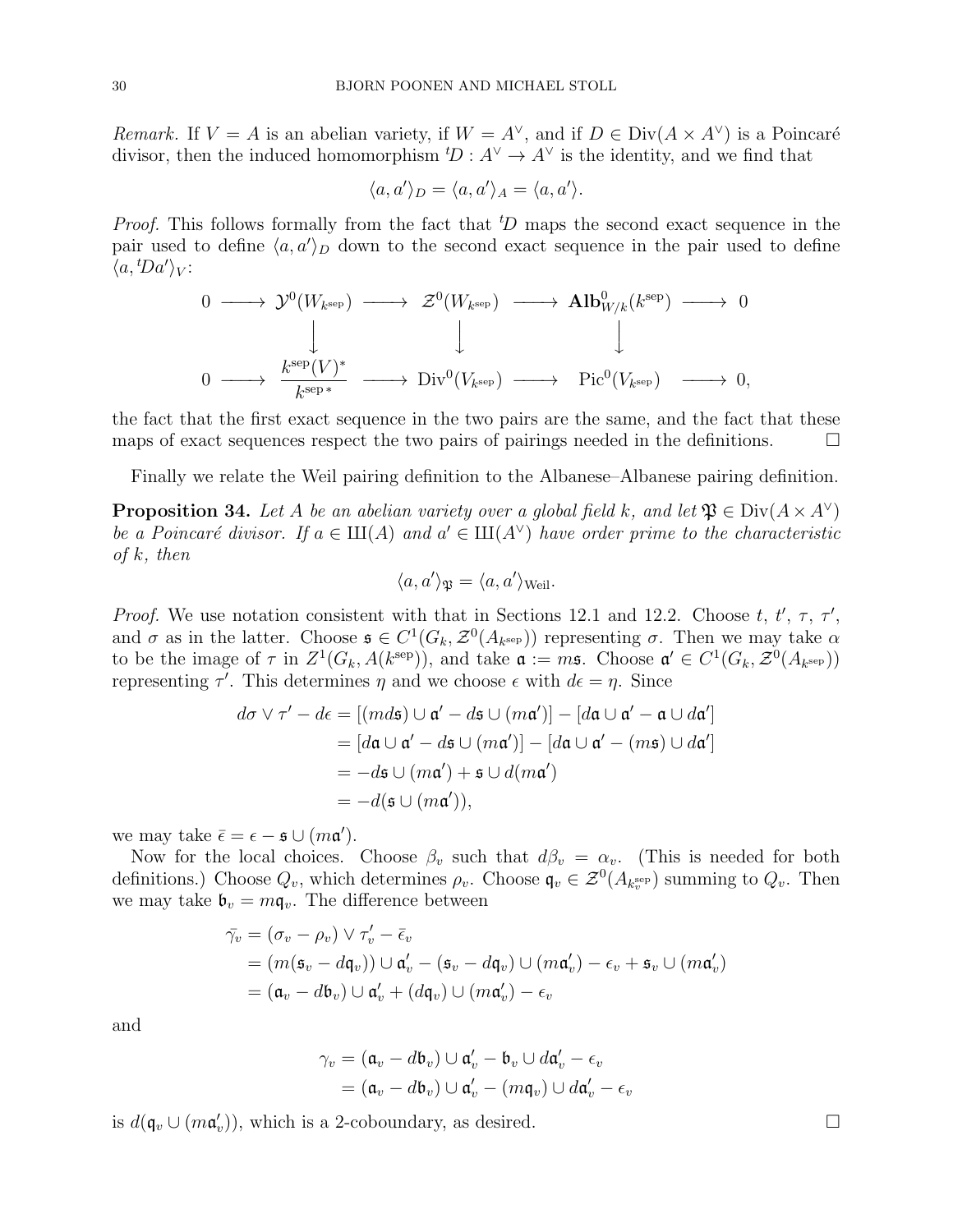*Remark.* If $V = A$ is an abelian variety, if $W = A^\vee$, and if $D \in \operatorname{Div}(A \times A^\vee)$ is a Poincaré divisor, then the induced homomorphism ${}^tD : A^\vee \to A^\vee$ is the identity, and we find that

$$\langle a, a' \rangle_D = \langle a, a' \rangle_A = \langle a, a' \rangle.$$

*Proof.* This follows formally from the fact that ${}^tD$ maps the second exact sequence in the pair used to define $\langle a, a' \rangle_D$ down to the second exact sequence in the pair used to define $\langle a, {}^tDa' \rangle_V$:

$$\begin{array}{ccccccccc}
0 & \longrightarrow & \mathcal{Y}^0(W_{k^{\mathrm{sep}}}) & \longrightarrow & \mathcal{Z}^0(W_{k^{\mathrm{sep}}}) & \longrightarrow & \mathbf{Alb}^0_{W/k}(k^{\mathrm{sep}}) & \longrightarrow & 0 \\
 & & \big\downarrow & & \big\downarrow & & \big\downarrow & & \\
0 & \longrightarrow & \dfrac{k^{\mathrm{sep}}(V)^*}{k^{\mathrm{sep}\,*}} & \longrightarrow & \operatorname{Div}^0(V_{k^{\mathrm{sep}}}) & \longrightarrow & \operatorname{Pic}^0(V_{k^{\mathrm{sep}}}) & \longrightarrow & 0,
\end{array}$$

the fact that the first exact sequence in the two pairs are the same, and the fact that these maps of exact sequences respect the two pairs of pairings needed in the definitions. $\square$

Finally we relate the Weil pairing definition to the Albanese–Albanese pairing definition.

**Proposition 34.** *Let $A$ be an abelian variety over a global field $k$, and let $\mathfrak{P} \in \operatorname{Div}(A \times A^\vee)$ be a Poincaré divisor. If $a \in Ш(A)$ and $a' \in Ш(A^\vee)$ have order prime to the characteristic of $k$, then*

$$\langle a, a' \rangle_{\mathfrak{P}} = \langle a, a' \rangle_{\mathrm{Weil}}.$$

*Proof.* We use notation consistent with that in Sections 12.1 and 12.2. Choose $t$, $t'$, $\tau$, $\tau'$, and $\sigma$ as in the latter. Choose $\mathfrak{s} \in C^1(G_k, \mathcal{Z}^0(A_{k^{\mathrm{sep}}}))$ representing $\sigma$. Then we may take $\alpha$ to be the image of $\tau$ in $Z^1(G_k, A(k^{\mathrm{sep}}))$, and take $\mathfrak{a} := m\mathfrak{s}$. Choose $\mathfrak{a}' \in C^1(G_k, \mathcal{Z}^0(A_{k^{\mathrm{sep}}}))$ representing $\tau'$. This determines $\eta$ and we choose $\epsilon$ with $d\epsilon = \eta$. Since

$$\begin{aligned}
d\sigma \vee \tau' - d\epsilon &= [(md\mathfrak{s}) \cup \mathfrak{a}' - d\mathfrak{s} \cup (m\mathfrak{a}')] - [d\mathfrak{a} \cup \mathfrak{a}' - \mathfrak{a} \cup d\mathfrak{a}'] \\
&= [d\mathfrak{a} \cup \mathfrak{a}' - d\mathfrak{s} \cup (m\mathfrak{a}')] - [d\mathfrak{a} \cup \mathfrak{a}' - (m\mathfrak{s}) \cup d\mathfrak{a}'] \\
&= -d\mathfrak{s} \cup (m\mathfrak{a}') + \mathfrak{s} \cup d(m\mathfrak{a}') \\
&= -d(\mathfrak{s} \cup (m\mathfrak{a}')),
\end{aligned}$$

we may take $\bar{\epsilon} = \epsilon - \mathfrak{s} \cup (m\mathfrak{a}')$.

Now for the local choices. Choose $\beta_v$ such that $d\beta_v = \alpha_v$. (This is needed for both definitions.) Choose $Q_v$, which determines $\rho_v$. Choose $\mathfrak{q}_v \in \mathcal{Z}^0(A_{k_v^{\mathrm{sep}}})$ summing to $Q_v$. Then we may take $\mathfrak{b}_v = m\mathfrak{q}_v$. The difference between

$$\begin{aligned}
\bar{\gamma}_v &= (\sigma_v - \rho_v) \vee \tau'_v - \bar{\epsilon}_v \\
&= (m(\mathfrak{s}_v - d\mathfrak{q}_v)) \cup \mathfrak{a}'_v - (\mathfrak{s}_v - d\mathfrak{q}_v) \cup (m\mathfrak{a}'_v) - \epsilon_v + \mathfrak{s}_v \cup (m\mathfrak{a}'_v) \\
&= (\mathfrak{a}_v - d\mathfrak{b}_v) \cup \mathfrak{a}'_v + (d\mathfrak{q}_v) \cup (m\mathfrak{a}'_v) - \epsilon_v
\end{aligned}$$

and

$$\begin{aligned}
\gamma_v &= (\mathfrak{a}_v - d\mathfrak{b}_v) \cup \mathfrak{a}'_v - \mathfrak{b}_v \cup d\mathfrak{a}'_v - \epsilon_v \\
&= (\mathfrak{a}_v - d\mathfrak{b}_v) \cup \mathfrak{a}'_v - (m\mathfrak{q}_v) \cup d\mathfrak{a}'_v - \epsilon_v
\end{aligned}$$

is $d(\mathfrak{q}_v \cup (m\mathfrak{a}'_v))$, which is a 2-coboundary, as desired. $\square$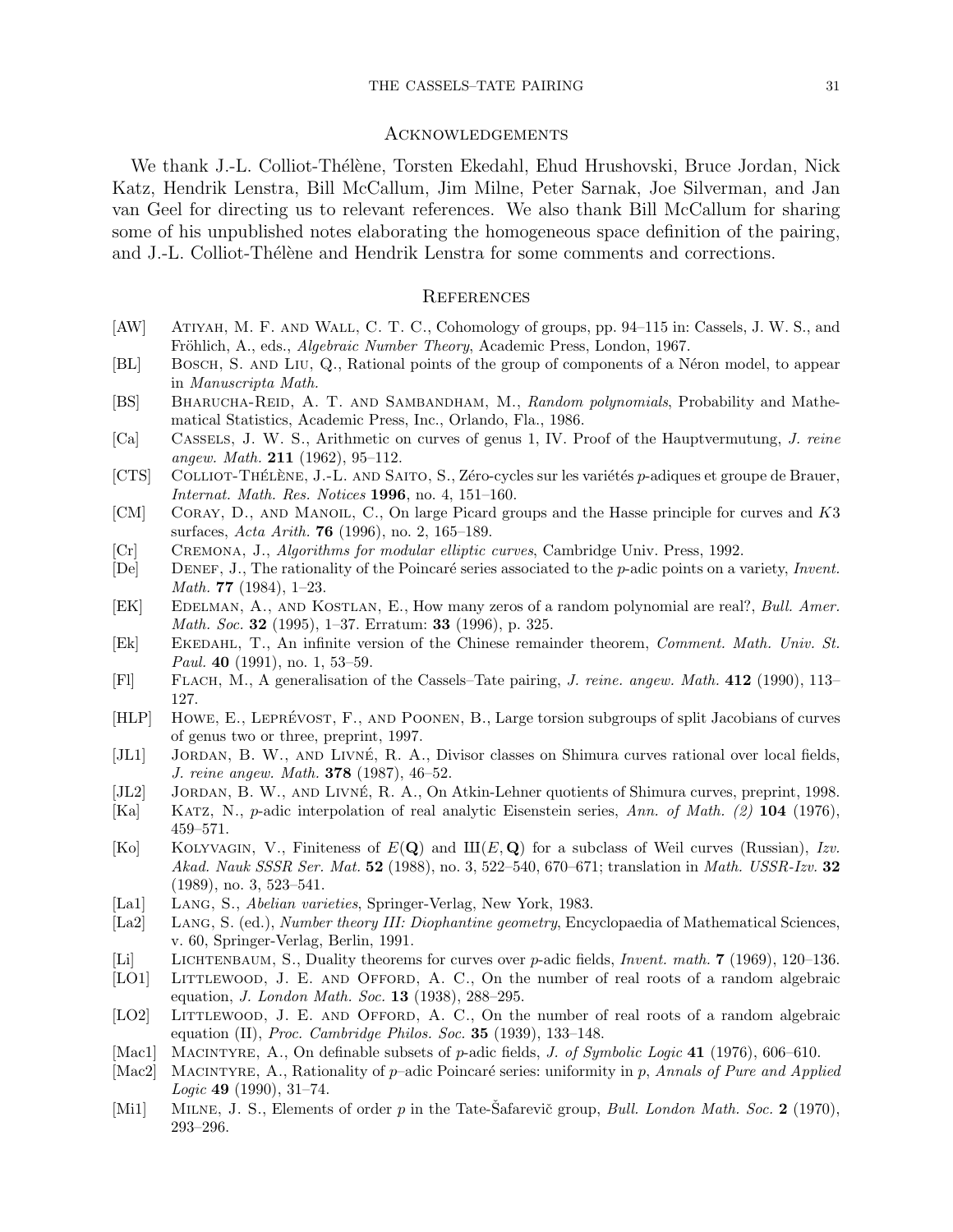## Acknowledgements

We thank J.-L. Colliot-Thélène, Torsten Ekedahl, Ehud Hrushovski, Bruce Jordan, Nick Katz, Hendrik Lenstra, Bill McCallum, Jim Milne, Peter Sarnak, Joe Silverman, and Jan van Geel for directing us to relevant references. We also thank Bill McCallum for sharing some of his unpublished notes elaborating the homogeneous space definition of the pairing, and J.-L. Colliot-Thélène and Hendrik Lenstra for some comments and corrections.

## References

[AW] Atiyah, M. F. and Wall, C. T. C., Cohomology of groups, pp. 94–115 in: Cassels, J. W. S., and Fröhlich, A., eds., *Algebraic Number Theory*, Academic Press, London, 1967.

[BL] Bosch, S. and Liu, Q., Rational points of the group of components of a Néron model, to appear in *Manuscripta Math.*

[BS] Bharucha-Reid, A. T. and Sambandham, M., *Random polynomials*, Probability and Mathematical Statistics, Academic Press, Inc., Orlando, Fla., 1986.

[Ca] Cassels, J. W. S., Arithmetic on curves of genus 1, IV. Proof of the Hauptvermutung, *J. reine angew. Math.* **211** (1962), 95–112.

[CTS] Colliot-Thélène, J.-L. and Saito, S., Zéro-cycles sur les variétés $p$-adiques et groupe de Brauer, *Internat. Math. Res. Notices* **1996**, no. 4, 151–160.

[CM] Coray, D., and Manoil, C., On large Picard groups and the Hasse principle for curves and $K3$ surfaces, *Acta Arith.* **76** (1996), no. 2, 165–189.

[Cr] Cremona, J., *Algorithms for modular elliptic curves*, Cambridge Univ. Press, 1992.

[De] Denef, J., The rationality of the Poincaré series associated to the $p$-adic points on a variety, *Invent. Math.* **77** (1984), 1–23.

[EK] Edelman, A., and Kostlan, E., How many zeros of a random polynomial are real?, *Bull. Amer. Math. Soc.* **32** (1995), 1–37. Erratum: **33** (1996), p. 325.

[Ek] Ekedahl, T., An infinite version of the Chinese remainder theorem, *Comment. Math. Univ. St. Paul.* **40** (1991), no. 1, 53–59.

[Fl] Flach, M., A generalisation of the Cassels–Tate pairing, *J. reine. angew. Math.* **412** (1990), 113–127.

[HLP] Howe, E., Leprévost, F., and Poonen, B., Large torsion subgroups of split Jacobians of curves of genus two or three, preprint, 1997.

[JL1] Jordan, B. W., and Livné, R. A., Divisor classes on Shimura curves rational over local fields, *J. reine angew. Math.* **378** (1987), 46–52.

[JL2] Jordan, B. W., and Livné, R. A., On Atkin-Lehner quotients of Shimura curves, preprint, 1998.

[Ka] Katz, N., $p$-adic interpolation of real analytic Eisenstein series, *Ann. of Math. (2)* **104** (1976), 459–571.

[Ko] Kolyvagin, V., Finiteness of $E(\mathbf{Q})$ and $\text{Ш}(E, \mathbf{Q})$ for a subclass of Weil curves (Russian), *Izv. Akad. Nauk SSSR Ser. Mat.* **52** (1988), no. 3, 522–540, 670–671; translation in *Math. USSR-Izv.* **32** (1989), no. 3, 523–541.

[La1] Lang, S., *Abelian varieties*, Springer-Verlag, New York, 1983.

[La2] Lang, S. (ed.), *Number theory III: Diophantine geometry*, Encyclopaedia of Mathematical Sciences, v. 60, Springer-Verlag, Berlin, 1991.

[Li] Lichtenbaum, S., Duality theorems for curves over $p$-adic fields, *Invent. math.* **7** (1969), 120–136.

[LO1] Littlewood, J. E. and Offord, A. C., On the number of real roots of a random algebraic equation, *J. London Math. Soc.* **13** (1938), 288–295.

[LO2] Littlewood, J. E. and Offord, A. C., On the number of real roots of a random algebraic equation (II), *Proc. Cambridge Philos. Soc.* **35** (1939), 133–148.

[Mac1] Macintyre, A., On definable subsets of $p$-adic fields, *J. of Symbolic Logic* **41** (1976), 606–610.

[Mac2] Macintyre, A., Rationality of $p$–adic Poincaré series: uniformity in $p$, *Annals of Pure and Applied Logic* **49** (1990), 31–74.

[Mi1] Milne, J. S., Elements of order $p$ in the Tate-Šafarevič group, *Bull. London Math. Soc.* **2** (1970), 293–296.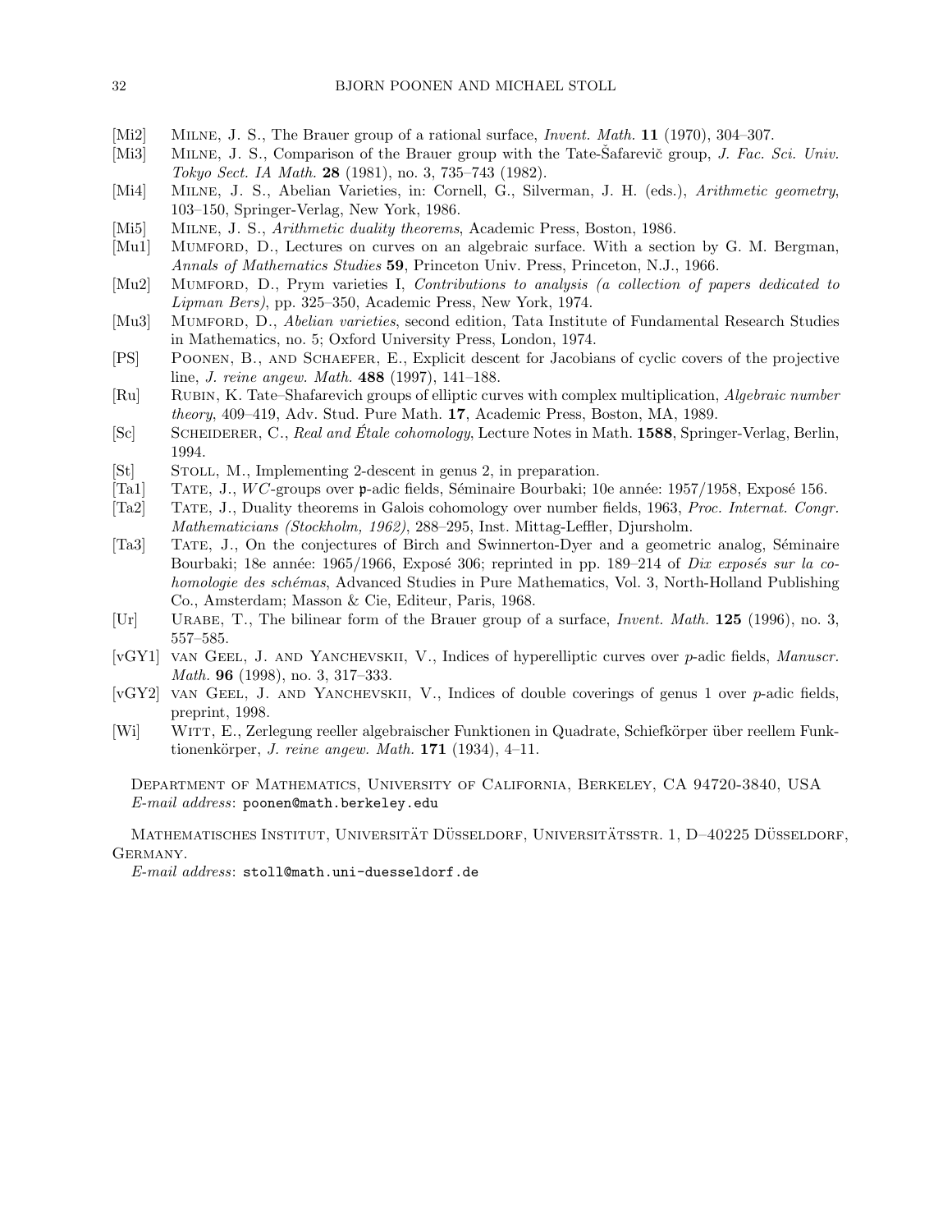[Mi2] Milne, J. S., The Brauer group of a rational surface, *Invent. Math.* **11** (1970), 304–307.

[Mi3] Milne, J. S., Comparison of the Brauer group with the Tate-Šafarevič group, *J. Fac. Sci. Univ. Tokyo Sect. IA Math.* **28** (1981), no. 3, 735–743 (1982).

[Mi4] Milne, J. S., Abelian Varieties, in: Cornell, G., Silverman, J. H. (eds.), *Arithmetic geometry*, 103–150, Springer-Verlag, New York, 1986.

[Mi5] Milne, J. S., *Arithmetic duality theorems*, Academic Press, Boston, 1986.

[Mu1] Mumford, D., Lectures on curves on an algebraic surface. With a section by G. M. Bergman, *Annals of Mathematics Studies* **59**, Princeton Univ. Press, Princeton, N.J., 1966.

[Mu2] Mumford, D., Prym varieties I, *Contributions to analysis (a collection of papers dedicated to Lipman Bers)*, pp. 325–350, Academic Press, New York, 1974.

[Mu3] Mumford, D., *Abelian varieties*, second edition, Tata Institute of Fundamental Research Studies in Mathematics, no. 5; Oxford University Press, London, 1974.

[PS] Poonen, B., and Schaefer, E., Explicit descent for Jacobians of cyclic covers of the projective line, *J. reine angew. Math.* **488** (1997), 141–188.

[Ru] Rubin, K. Tate–Shafarevich groups of elliptic curves with complex multiplication, *Algebraic number theory*, 409–419, Adv. Stud. Pure Math. **17**, Academic Press, Boston, MA, 1989.

[Sc] Scheiderer, C., *Real and Étale cohomology*, Lecture Notes in Math. **1588**, Springer-Verlag, Berlin, 1994.

[St] Stoll, M., Implementing 2-descent in genus 2, in preparation.

[Ta1] Tate, J., *WC*-groups over $\mathfrak{p}$-adic fields, Séminaire Bourbaki; 10e année: 1957/1958, Exposé 156.

[Ta2] Tate, J., Duality theorems in Galois cohomology over number fields, 1963, *Proc. Internat. Congr. Mathematicians (Stockholm, 1962)*, 288–295, Inst. Mittag-Leffler, Djursholm.

[Ta3] Tate, J., On the conjectures of Birch and Swinnerton-Dyer and a geometric analog, Séminaire Bourbaki; 18e année: 1965/1966, Exposé 306; reprinted in pp. 189–214 of *Dix exposés sur la cohomologie des schémas*, Advanced Studies in Pure Mathematics, Vol. 3, North-Holland Publishing Co., Amsterdam; Masson & Cie, Editeur, Paris, 1968.

[Ur] Urabe, T., The bilinear form of the Brauer group of a surface, *Invent. Math.* **125** (1996), no. 3, 557–585.

[vGY1] van Geel, J. and Yanchevskii, V., Indices of hyperelliptic curves over $p$-adic fields, *Manuscr. Math.* **96** (1998), no. 3, 317–333.

[vGY2] van Geel, J. and Yanchevskii, V., Indices of double coverings of genus 1 over $p$-adic fields, preprint, 1998.

[Wi] Witt, E., Zerlegung reeller algebraischer Funktionen in Quadrate, Schiefkörper über reellem Funktionenkörper, *J. reine angew. Math.* **171** (1934), 4–11.

Department of Mathematics, University of California, Berkeley, CA 94720-3840, USA
*E-mail address*: poonen@math.berkeley.edu

Mathematisches Institut, Universität Düsseldorf, Universitätsstr. 1, D–40225 Düsseldorf, Germany.
*E-mail address*: stoll@math.uni-duesseldorf.de